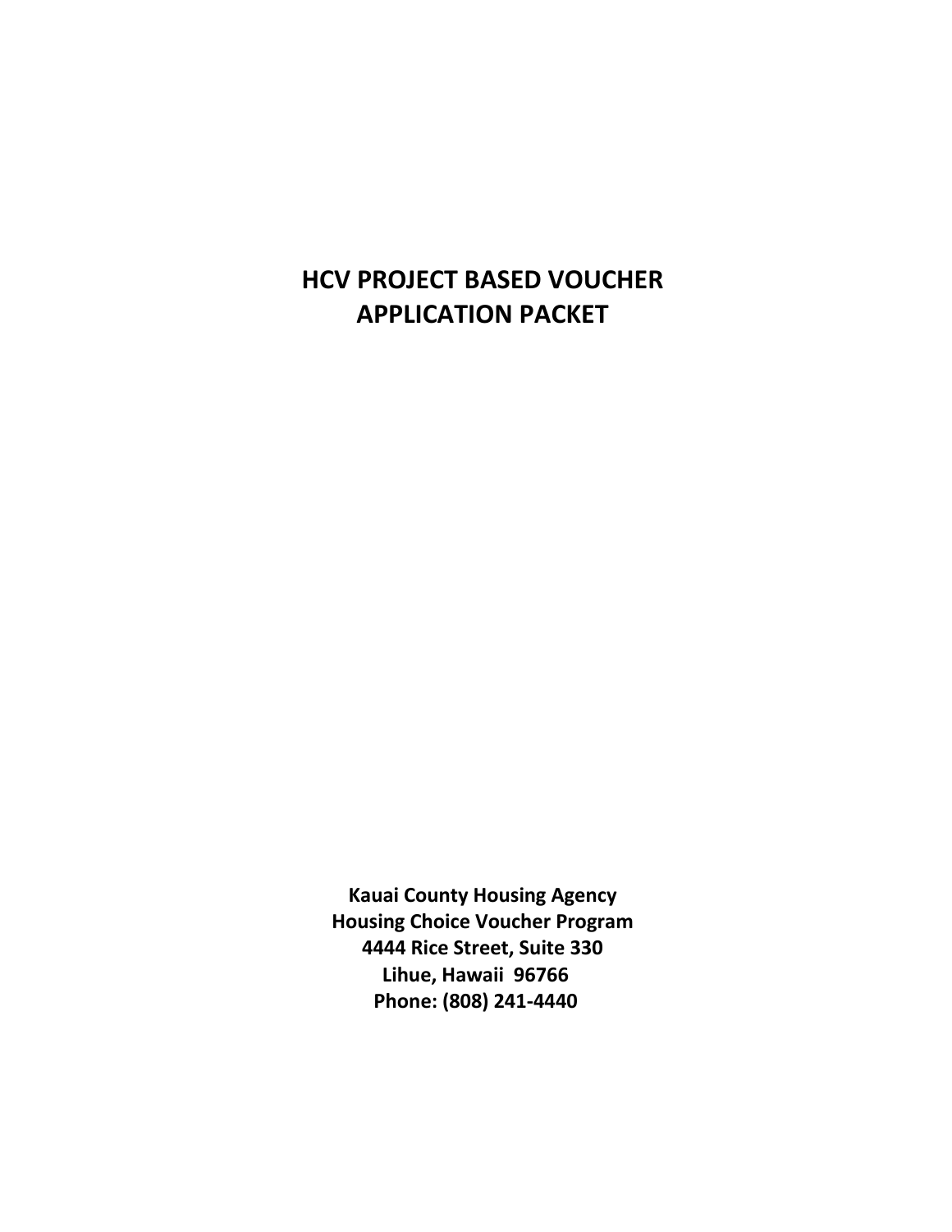# HCV PROJECT BASED VOUCHER APPLICATION PACKET

**Kauai County Housing Agency**
**Housing Choice Voucher Program**
**4444 Rice Street, Suite 330**
**Lihue, Hawaii 96766**
**Phone: (808) 241-4440**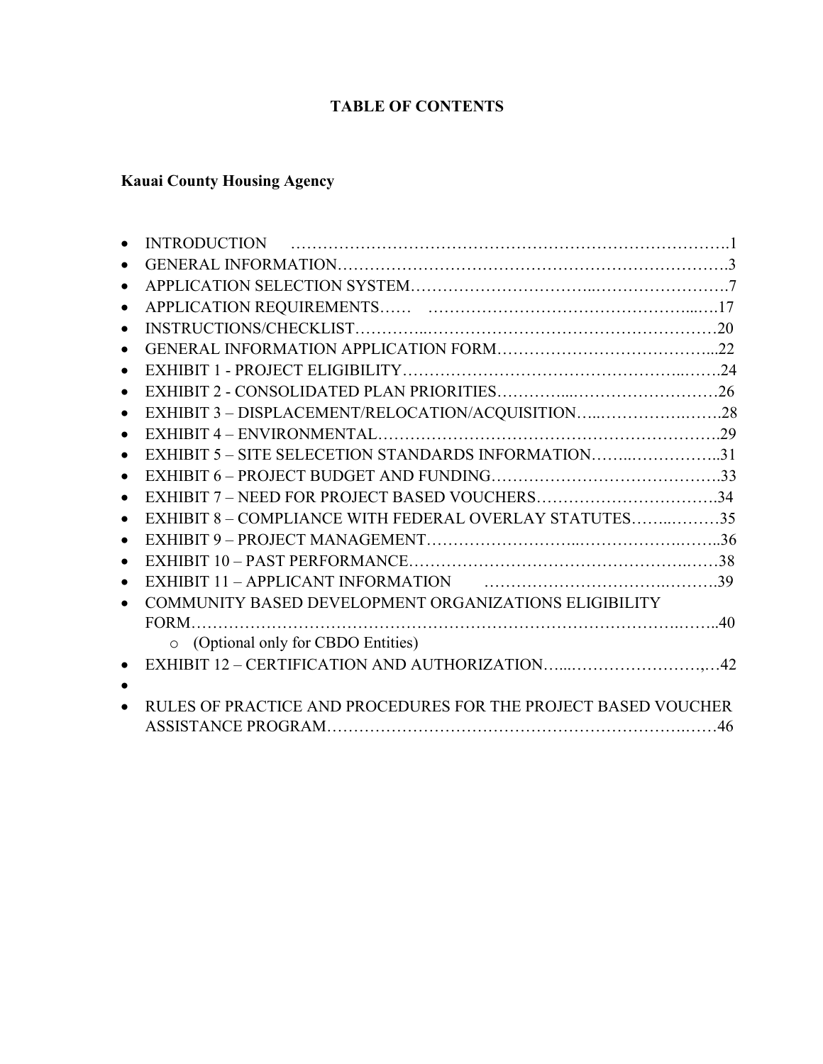**TABLE OF CONTENTS**

**Kauai County Housing Agency**

- INTRODUCTION ……………………………………………………………………….1
- GENERAL INFORMATION…………………………………………………………….3
- APPLICATION SELECTION SYSTEM…………………………..…………………….7
- APPLICATION REQUIREMENTS…… …………………………………………...….17
- INSTRUCTIONS/CHECKLIST…………..………………………………………………20
- GENERAL INFORMATION APPLICATION FORM………………………………...22
- EXHIBIT 1 - PROJECT ELIGIBILITY…………………………………………..…….24
- EXHIBIT 2 - CONSOLIDATED PLAN PRIORITIES…………...………………………26
- EXHIBIT 3 – DISPLACEMENT/RELOCATION/ACQUISITION…..……………….…..28
- EXHIBIT 4 – ENVIRONMENTAL……………………………………………………….29
- EXHIBIT 5 – SITE SELECETION STANDARDS INFORMATION……..……………..31
- EXHIBIT 6 – PROJECT BUDGET AND FUNDING…………………………………….33
- EXHIBIT 7 – NEED FOR PROJECT BASED VOUCHERS…………………………….34
- EXHIBIT 8 – COMPLIANCE WITH FEDERAL OVERLAY STATUTES……..………35
- EXHIBIT 9 – PROJECT MANAGEMENT……………………..…………………….…..36
- EXHIBIT 10 – PAST PERFORMANCE……………………………………………..……38
- EXHIBIT 11 – APPLICANT INFORMATION ……………………………….……….39
- COMMUNITY BASED DEVELOPMENT ORGANIZATIONS ELIGIBILITY FORM……………………………………………………………………………….…….40
  - (Optional only for CBDO Entities)
- EXHIBIT 12 – CERTIFICATION AND AUTHORIZATION…...……………………,…42
- 
- RULES OF PRACTICE AND PROCEDURES FOR THE PROJECT BASED VOUCHER ASSISTANCE PROGRAM…………………………………………………………….……46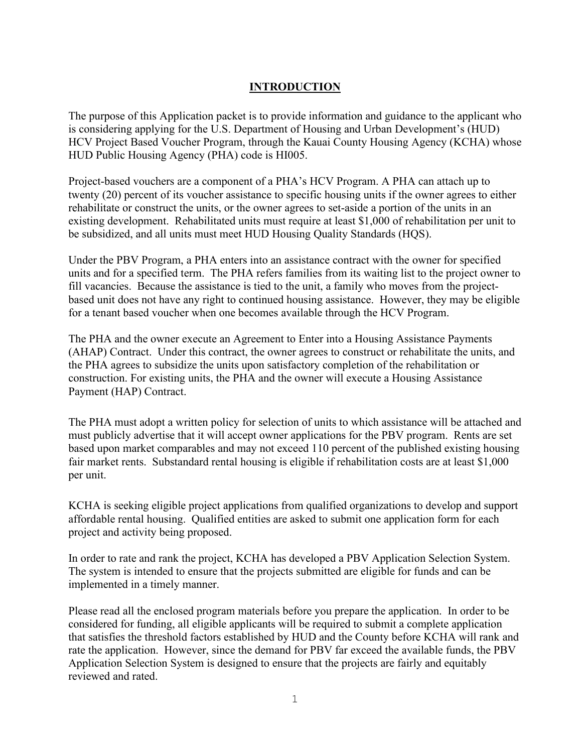# INTRODUCTION

The purpose of this Application packet is to provide information and guidance to the applicant who is considering applying for the U.S. Department of Housing and Urban Development's (HUD) HCV Project Based Voucher Program, through the Kauai County Housing Agency (KCHA) whose HUD Public Housing Agency (PHA) code is HI005.

Project-based vouchers are a component of a PHA's HCV Program. A PHA can attach up to twenty (20) percent of its voucher assistance to specific housing units if the owner agrees to either rehabilitate or construct the units, or the owner agrees to set-aside a portion of the units in an existing development. Rehabilitated units must require at least $1,000 of rehabilitation per unit to be subsidized, and all units must meet HUD Housing Quality Standards (HQS).

Under the PBV Program, a PHA enters into an assistance contract with the owner for specified units and for a specified term. The PHA refers families from its waiting list to the project owner to fill vacancies. Because the assistance is tied to the unit, a family who moves from the project-based unit does not have any right to continued housing assistance. However, they may be eligible for a tenant based voucher when one becomes available through the HCV Program.

The PHA and the owner execute an Agreement to Enter into a Housing Assistance Payments (AHAP) Contract. Under this contract, the owner agrees to construct or rehabilitate the units, and the PHA agrees to subsidize the units upon satisfactory completion of the rehabilitation or construction. For existing units, the PHA and the owner will execute a Housing Assistance Payment (HAP) Contract.

The PHA must adopt a written policy for selection of units to which assistance will be attached and must publicly advertise that it will accept owner applications for the PBV program. Rents are set based upon market comparables and may not exceed 110 percent of the published existing housing fair market rents. Substandard rental housing is eligible if rehabilitation costs are at least $1,000 per unit.

KCHA is seeking eligible project applications from qualified organizations to develop and support affordable rental housing. Qualified entities are asked to submit one application form for each project and activity being proposed.

In order to rate and rank the project, KCHA has developed a PBV Application Selection System. The system is intended to ensure that the projects submitted are eligible for funds and can be implemented in a timely manner.

Please read all the enclosed program materials before you prepare the application. In order to be considered for funding, all eligible applicants will be required to submit a complete application that satisfies the threshold factors established by HUD and the County before KCHA will rank and rate the application. However, since the demand for PBV far exceed the available funds, the PBV Application Selection System is designed to ensure that the projects are fairly and equitably reviewed and rated.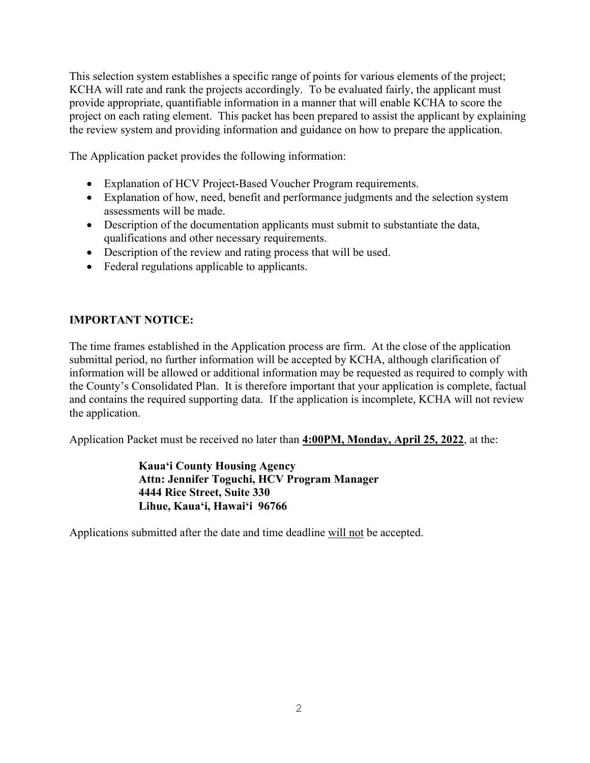This selection system establishes a specific range of points for various elements of the project; KCHA will rate and rank the projects accordingly. To be evaluated fairly, the applicant must provide appropriate, quantifiable information in a manner that will enable KCHA to score the project on each rating element. This packet has been prepared to assist the applicant by explaining the review system and providing information and guidance on how to prepare the application.

The Application packet provides the following information:

- Explanation of HCV Project-Based Voucher Program requirements.
- Explanation of how, need, benefit and performance judgments and the selection system assessments will be made.
- Description of the documentation applicants must submit to substantiate the data, qualifications and other necessary requirements.
- Description of the review and rating process that will be used.
- Federal regulations applicable to applicants.

**IMPORTANT NOTICE:**

The time frames established in the Application process are firm. At the close of the application submittal period, no further information will be accepted by KCHA, although clarification of information will be allowed or additional information may be requested as required to comply with the County's Consolidated Plan. It is therefore important that your application is complete, factual and contains the required supporting data. If the application is incomplete, KCHA will not review the application.

Application Packet must be received no later than **<u>4:00PM, Monday, April 25, 2022</u>**, at the:

> **Kaua'i County Housing Agency**
> **Attn: Jennifer Toguchi, HCV Program Manager**
> **4444 Rice Street, Suite 330**
> **Lihue, Kaua'i, Hawai'i 96766**

Applications submitted after the date and time deadline <u>will not</u> be accepted.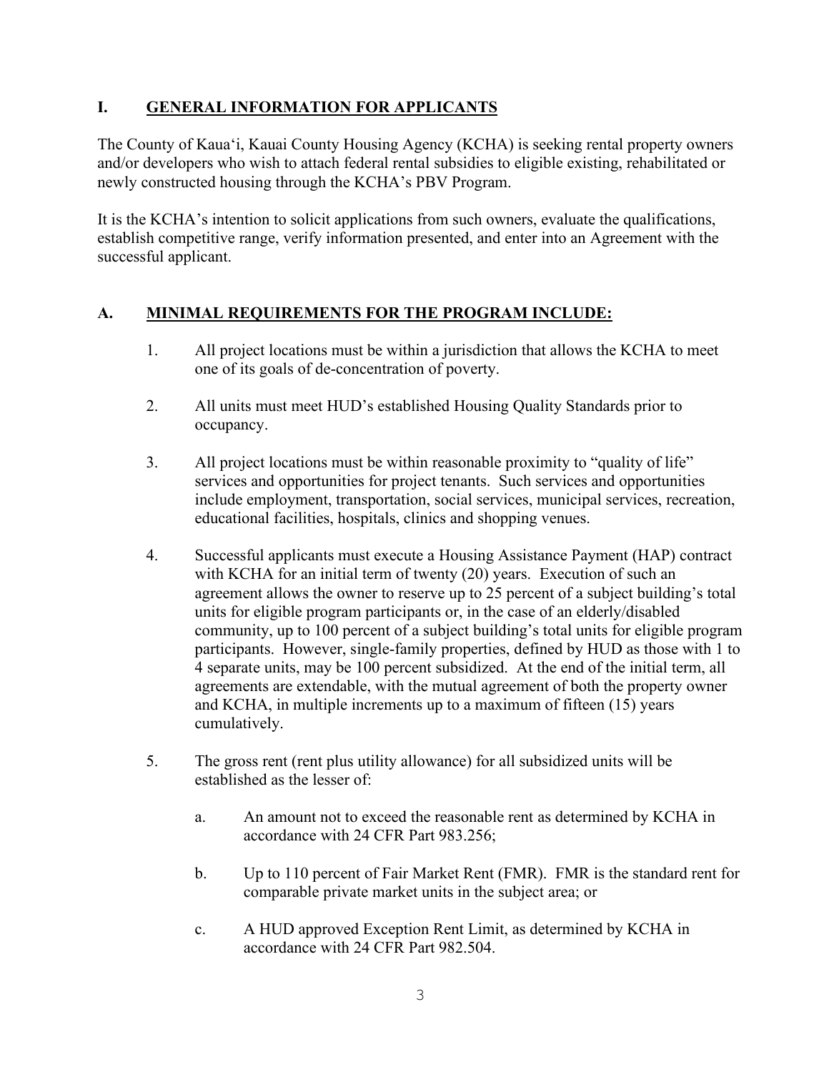# I. GENERAL INFORMATION FOR APPLICANTS

The County of Kauaʻi, Kauai County Housing Agency (KCHA) is seeking rental property owners and/or developers who wish to attach federal rental subsidies to eligible existing, rehabilitated or newly constructed housing through the KCHA's PBV Program.

It is the KCHA's intention to solicit applications from such owners, evaluate the qualifications, establish competitive range, verify information presented, and enter into an Agreement with the successful applicant.

## A. MINIMAL REQUIREMENTS FOR THE PROGRAM INCLUDE:

1. All project locations must be within a jurisdiction that allows the KCHA to meet one of its goals of de-concentration of poverty.

2. All units must meet HUD's established Housing Quality Standards prior to occupancy.

3. All project locations must be within reasonable proximity to "quality of life" services and opportunities for project tenants. Such services and opportunities include employment, transportation, social services, municipal services, recreation, educational facilities, hospitals, clinics and shopping venues.

4. Successful applicants must execute a Housing Assistance Payment (HAP) contract with KCHA for an initial term of twenty (20) years. Execution of such an agreement allows the owner to reserve up to 25 percent of a subject building's total units for eligible program participants or, in the case of an elderly/disabled community, up to 100 percent of a subject building's total units for eligible program participants. However, single-family properties, defined by HUD as those with 1 to 4 separate units, may be 100 percent subsidized. At the end of the initial term, all agreements are extendable, with the mutual agreement of both the property owner and KCHA, in multiple increments up to a maximum of fifteen (15) years cumulatively.

5. The gross rent (rent plus utility allowance) for all subsidized units will be established as the lesser of:

   a. An amount not to exceed the reasonable rent as determined by KCHA in accordance with 24 CFR Part 983.256;

   b. Up to 110 percent of Fair Market Rent (FMR). FMR is the standard rent for comparable private market units in the subject area; or

   c. A HUD approved Exception Rent Limit, as determined by KCHA in accordance with 24 CFR Part 982.504.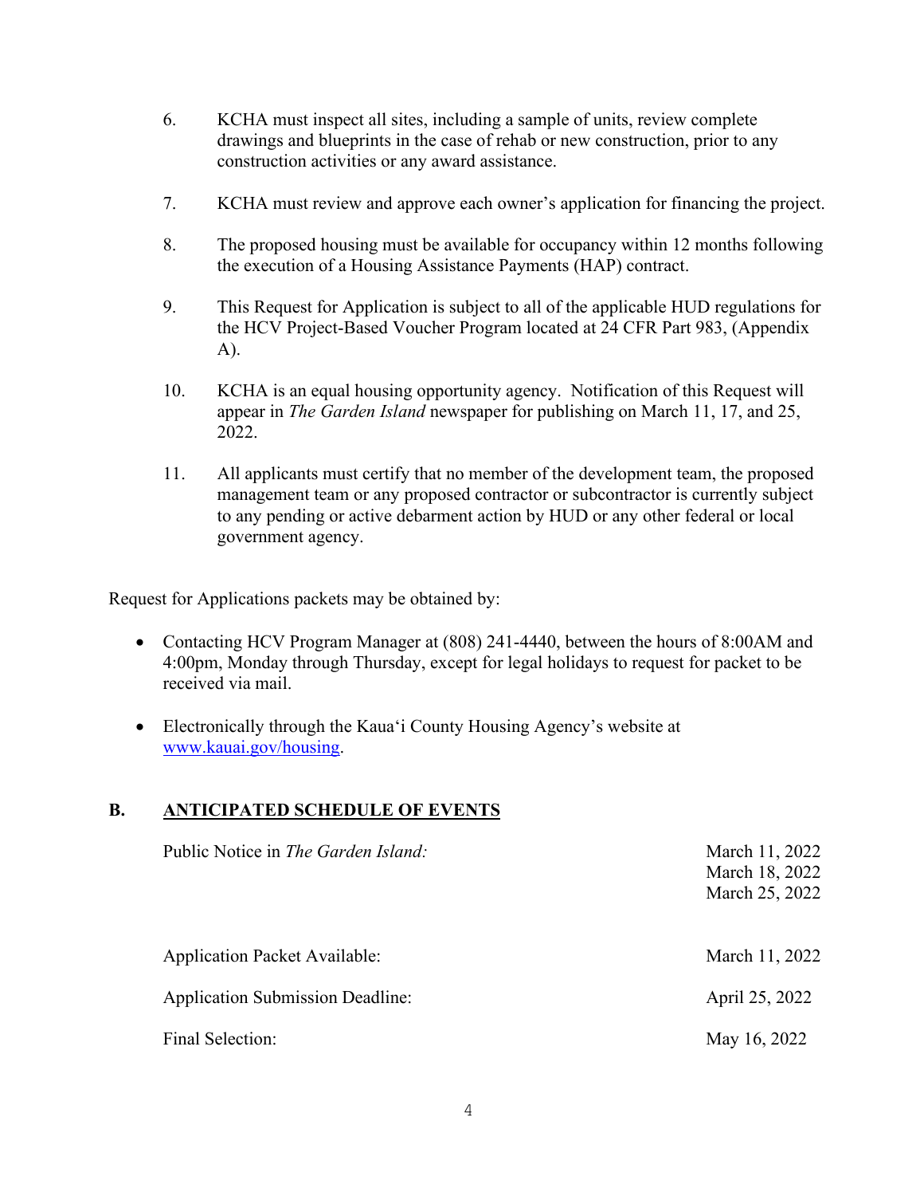6. KCHA must inspect all sites, including a sample of units, review complete drawings and blueprints in the case of rehab or new construction, prior to any construction activities or any award assistance.

7. KCHA must review and approve each owner's application for financing the project.

8. The proposed housing must be available for occupancy within 12 months following the execution of a Housing Assistance Payments (HAP) contract.

9. This Request for Application is subject to all of the applicable HUD regulations for the HCV Project-Based Voucher Program located at 24 CFR Part 983, (Appendix A).

10. KCHA is an equal housing opportunity agency. Notification of this Request will appear in *The Garden Island* newspaper for publishing on March 11, 17, and 25, 2022.

11. All applicants must certify that no member of the development team, the proposed management team or any proposed contractor or subcontractor is currently subject to any pending or active debarment action by HUD or any other federal or local government agency.

Request for Applications packets may be obtained by:

- Contacting HCV Program Manager at (808) 241-4440, between the hours of 8:00AM and 4:00pm, Monday through Thursday, except for legal holidays to request for packet to be received via mail.

- Electronically through the Kaua'i County Housing Agency's website at www.kauai.gov/housing.

## B. ANTICIPATED SCHEDULE OF EVENTS

| | |
|---|---|
| Public Notice in *The Garden Island:* | March 11, 2022<br>March 18, 2022<br>March 25, 2022 |
| Application Packet Available: | March 11, 2022 |
| Application Submission Deadline: | April 25, 2022 |
| Final Selection: | May 16, 2022 |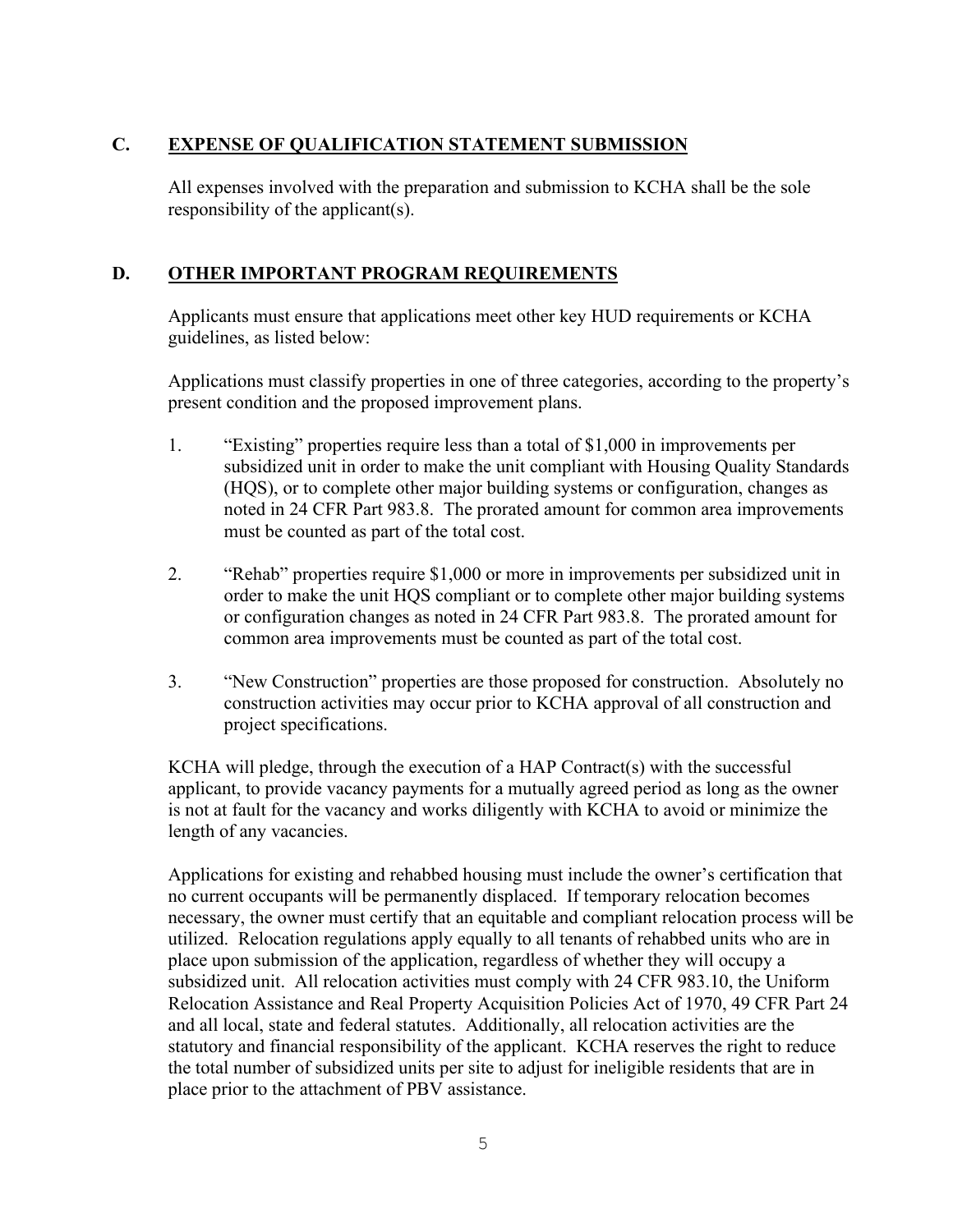## C. EXPENSE OF QUALIFICATION STATEMENT SUBMISSION

All expenses involved with the preparation and submission to KCHA shall be the sole responsibility of the applicant(s).

## D. OTHER IMPORTANT PROGRAM REQUIREMENTS

Applicants must ensure that applications meet other key HUD requirements or KCHA guidelines, as listed below:

Applications must classify properties in one of three categories, according to the property's present condition and the proposed improvement plans.

1. "Existing" properties require less than a total of $1,000 in improvements per subsidized unit in order to make the unit compliant with Housing Quality Standards (HQS), or to complete other major building systems or configuration, changes as noted in 24 CFR Part 983.8. The prorated amount for common area improvements must be counted as part of the total cost.
2. "Rehab" properties require $1,000 or more in improvements per subsidized unit in order to make the unit HQS compliant or to complete other major building systems or configuration changes as noted in 24 CFR Part 983.8. The prorated amount for common area improvements must be counted as part of the total cost.
3. "New Construction" properties are those proposed for construction. Absolutely no construction activities may occur prior to KCHA approval of all construction and project specifications.

KCHA will pledge, through the execution of a HAP Contract(s) with the successful applicant, to provide vacancy payments for a mutually agreed period as long as the owner is not at fault for the vacancy and works diligently with KCHA to avoid or minimize the length of any vacancies.

Applications for existing and rehabbed housing must include the owner's certification that no current occupants will be permanently displaced. If temporary relocation becomes necessary, the owner must certify that an equitable and compliant relocation process will be utilized. Relocation regulations apply equally to all tenants of rehabbed units who are in place upon submission of the application, regardless of whether they will occupy a subsidized unit. All relocation activities must comply with 24 CFR 983.10, the Uniform Relocation Assistance and Real Property Acquisition Policies Act of 1970, 49 CFR Part 24 and all local, state and federal statutes. Additionally, all relocation activities are the statutory and financial responsibility of the applicant. KCHA reserves the right to reduce the total number of subsidized units per site to adjust for ineligible residents that are in place prior to the attachment of PBV assistance.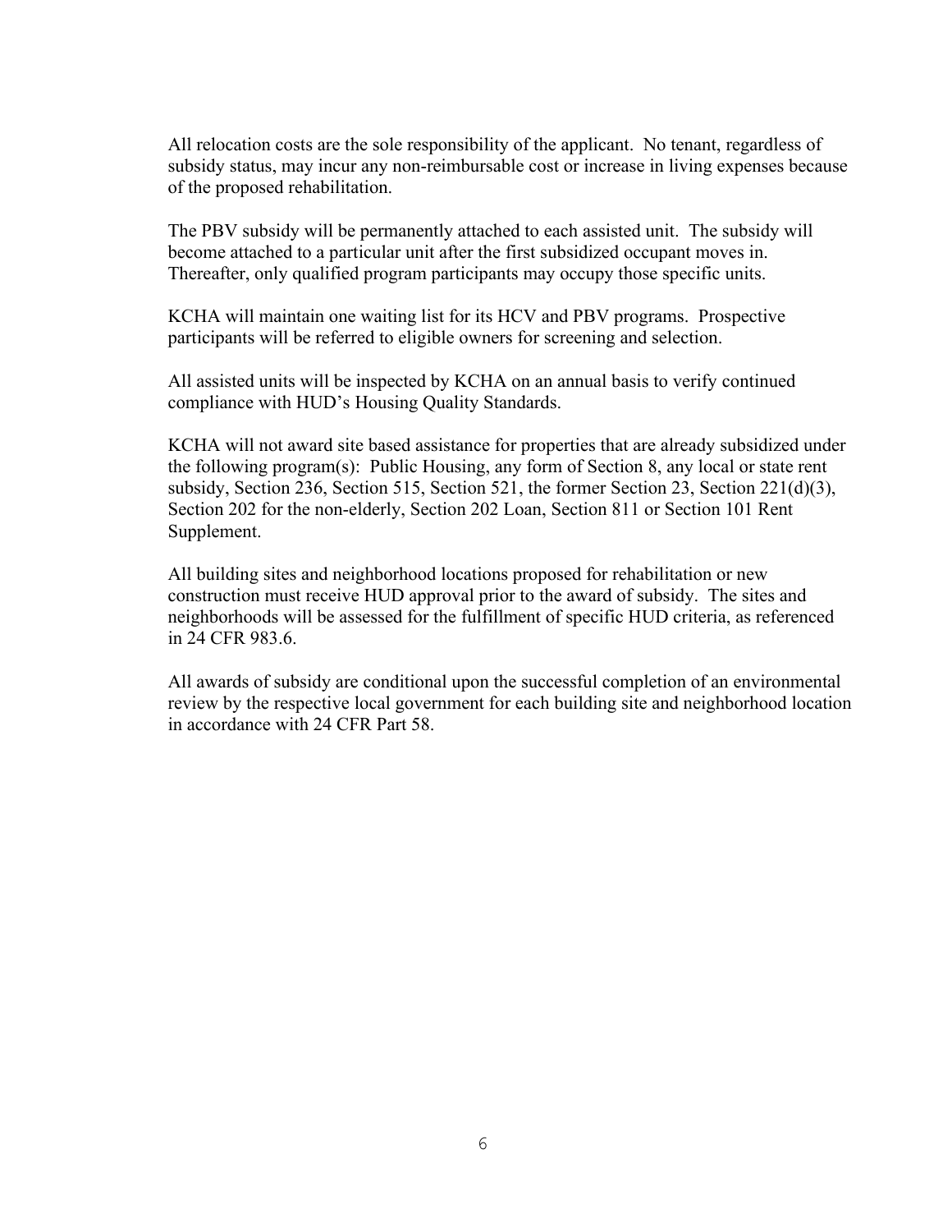All relocation costs are the sole responsibility of the applicant. No tenant, regardless of subsidy status, may incur any non-reimbursable cost or increase in living expenses because of the proposed rehabilitation.

The PBV subsidy will be permanently attached to each assisted unit. The subsidy will become attached to a particular unit after the first subsidized occupant moves in. Thereafter, only qualified program participants may occupy those specific units.

KCHA will maintain one waiting list for its HCV and PBV programs. Prospective participants will be referred to eligible owners for screening and selection.

All assisted units will be inspected by KCHA on an annual basis to verify continued compliance with HUD's Housing Quality Standards.

KCHA will not award site based assistance for properties that are already subsidized under the following program(s): Public Housing, any form of Section 8, any local or state rent subsidy, Section 236, Section 515, Section 521, the former Section 23, Section 221(d)(3), Section 202 for the non-elderly, Section 202 Loan, Section 811 or Section 101 Rent Supplement.

All building sites and neighborhood locations proposed for rehabilitation or new construction must receive HUD approval prior to the award of subsidy. The sites and neighborhoods will be assessed for the fulfillment of specific HUD criteria, as referenced in 24 CFR 983.6.

All awards of subsidy are conditional upon the successful completion of an environmental review by the respective local government for each building site and neighborhood location in accordance with 24 CFR Part 58.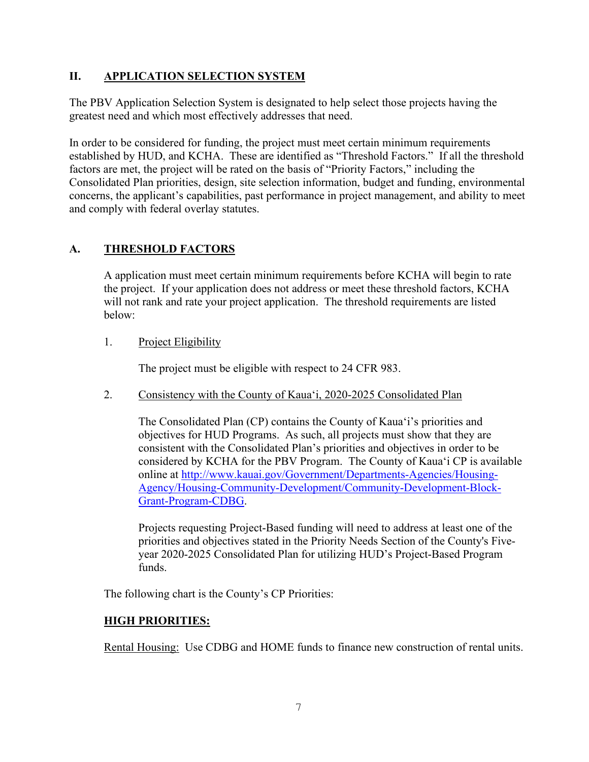## II. APPLICATION SELECTION SYSTEM

The PBV Application Selection System is designated to help select those projects having the greatest need and which most effectively addresses that need.

In order to be considered for funding, the project must meet certain minimum requirements established by HUD, and KCHA. These are identified as "Threshold Factors." If all the threshold factors are met, the project will be rated on the basis of "Priority Factors," including the Consolidated Plan priorities, design, site selection information, budget and funding, environmental concerns, the applicant's capabilities, past performance in project management, and ability to meet and comply with federal overlay statutes.

### A. THRESHOLD FACTORS

A application must meet certain minimum requirements before KCHA will begin to rate the project. If your application does not address or meet these threshold factors, KCHA will not rank and rate your project application. The threshold requirements are listed below:

1. Project Eligibility

   The project must be eligible with respect to 24 CFR 983.

2. Consistency with the County of Kaua'i, 2020-2025 Consolidated Plan

   The Consolidated Plan (CP) contains the County of Kaua'i's priorities and objectives for HUD Programs. As such, all projects must show that they are consistent with the Consolidated Plan's priorities and objectives in order to be considered by KCHA for the PBV Program. The County of Kaua'i CP is available online at [http://www.kauai.gov/Government/Departments-Agencies/Housing-Agency/Housing-Community-Development/Community-Development-Block-Grant-Program-CDBG](http://www.kauai.gov/Government/Departments-Agencies/Housing-Agency/Housing-Community-Development/Community-Development-Block-Grant-Program-CDBG).

   Projects requesting Project-Based funding will need to address at least one of the priorities and objectives stated in the Priority Needs Section of the County's Five-year 2020-2025 Consolidated Plan for utilizing HUD's Project-Based Program funds.

The following chart is the County's CP Priorities:

**HIGH PRIORITIES:**

Rental Housing: Use CDBG and HOME funds to finance new construction of rental units.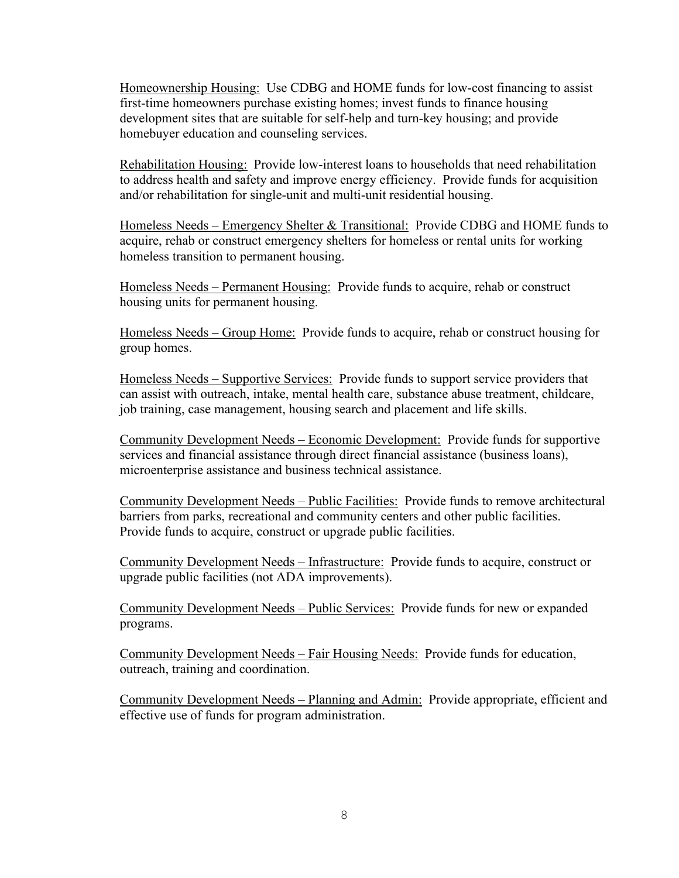<u>Homeownership Housing:</u> Use CDBG and HOME funds for low-cost financing to assist first-time homeowners purchase existing homes; invest funds to finance housing development sites that are suitable for self-help and turn-key housing; and provide homebuyer education and counseling services.

<u>Rehabilitation Housing:</u> Provide low-interest loans to households that need rehabilitation to address health and safety and improve energy efficiency. Provide funds for acquisition and/or rehabilitation for single-unit and multi-unit residential housing.

<u>Homeless Needs – Emergency Shelter & Transitional:</u> Provide CDBG and HOME funds to acquire, rehab or construct emergency shelters for homeless or rental units for working homeless transition to permanent housing.

<u>Homeless Needs – Permanent Housing:</u> Provide funds to acquire, rehab or construct housing units for permanent housing.

<u>Homeless Needs – Group Home:</u> Provide funds to acquire, rehab or construct housing for group homes.

<u>Homeless Needs – Supportive Services:</u> Provide funds to support service providers that can assist with outreach, intake, mental health care, substance abuse treatment, childcare, job training, case management, housing search and placement and life skills.

<u>Community Development Needs – Economic Development:</u> Provide funds for supportive services and financial assistance through direct financial assistance (business loans), microenterprise assistance and business technical assistance.

<u>Community Development Needs – Public Facilities:</u> Provide funds to remove architectural barriers from parks, recreational and community centers and other public facilities. Provide funds to acquire, construct or upgrade public facilities.

<u>Community Development Needs – Infrastructure:</u> Provide funds to acquire, construct or upgrade public facilities (not ADA improvements).

<u>Community Development Needs – Public Services:</u> Provide funds for new or expanded programs.

<u>Community Development Needs – Fair Housing Needs:</u> Provide funds for education, outreach, training and coordination.

<u>Community Development Needs – Planning and Admin:</u> Provide appropriate, efficient and effective use of funds for program administration.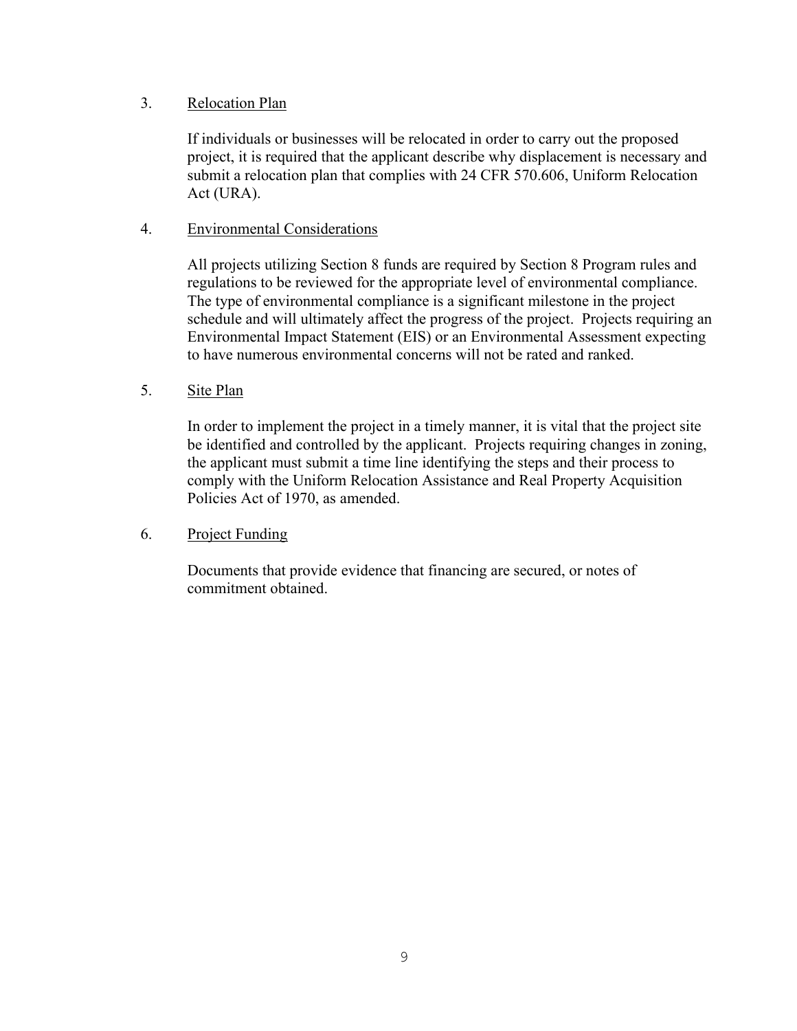3. Relocation Plan

   If individuals or businesses will be relocated in order to carry out the proposed project, it is required that the applicant describe why displacement is necessary and submit a relocation plan that complies with 24 CFR 570.606, Uniform Relocation Act (URA).

4. Environmental Considerations

   All projects utilizing Section 8 funds are required by Section 8 Program rules and regulations to be reviewed for the appropriate level of environmental compliance. The type of environmental compliance is a significant milestone in the project schedule and will ultimately affect the progress of the project. Projects requiring an Environmental Impact Statement (EIS) or an Environmental Assessment expecting to have numerous environmental concerns will not be rated and ranked.

5. Site Plan

   In order to implement the project in a timely manner, it is vital that the project site be identified and controlled by the applicant. Projects requiring changes in zoning, the applicant must submit a time line identifying the steps and their process to comply with the Uniform Relocation Assistance and Real Property Acquisition Policies Act of 1970, as amended.

6. Project Funding

   Documents that provide evidence that financing are secured, or notes of commitment obtained.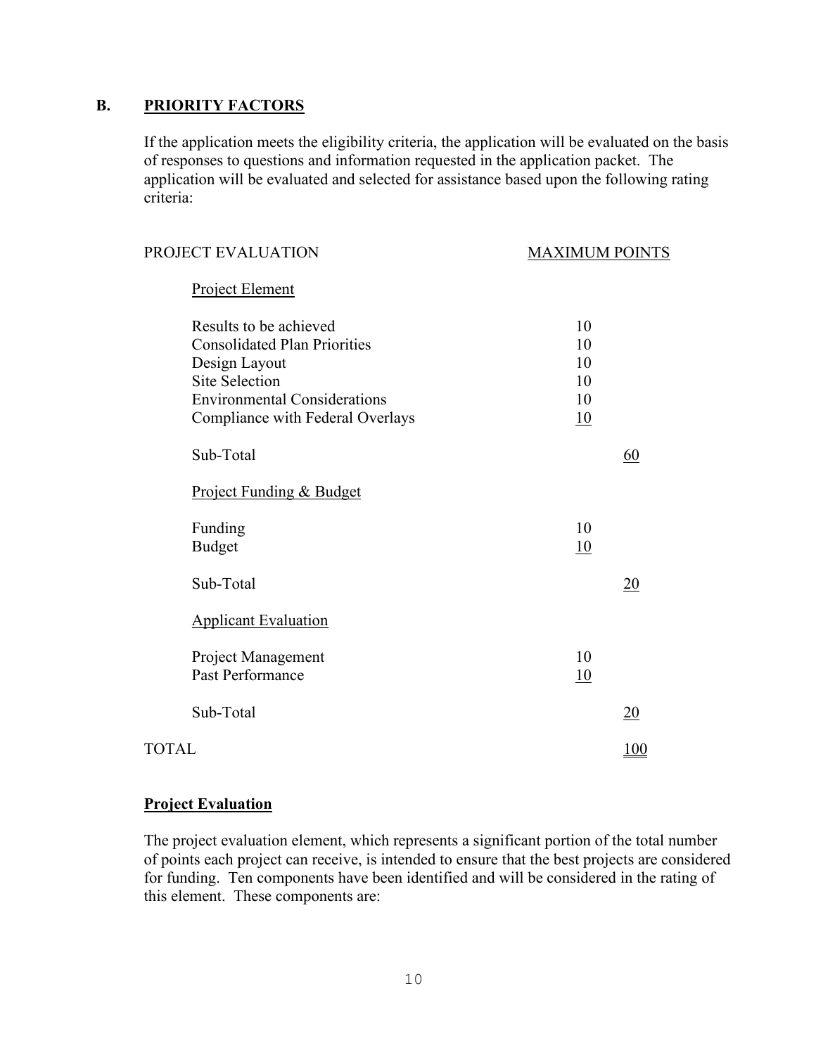## B. PRIORITY FACTORS

If the application meets the eligibility criteria, the application will be evaluated on the basis of responses to questions and information requested in the application packet. The application will be evaluated and selected for assistance based upon the following rating criteria:

| PROJECT EVALUATION | MAXIMUM POINTS | |
|---|---|---|
| Project Element | | |
| Results to be achieved | 10 | |
| Consolidated Plan Priorities | 10 | |
| Design Layout | 10 | |
| Site Selection | 10 | |
| Environmental Considerations | 10 | |
| Compliance with Federal Overlays | 10 | |
| Sub-Total | | 60 |
| Project Funding & Budget | | |
| Funding | 10 | |
| Budget | 10 | |
| Sub-Total | | 20 |
| Applicant Evaluation | | |
| Project Management | 10 | |
| Past Performance | 10 | |
| Sub-Total | | 20 |
| TOTAL | | 100 |

**Project Evaluation**

The project evaluation element, which represents a significant portion of the total number of points each project can receive, is intended to ensure that the best projects are considered for funding. Ten components have been identified and will be considered in the rating of this element. These components are: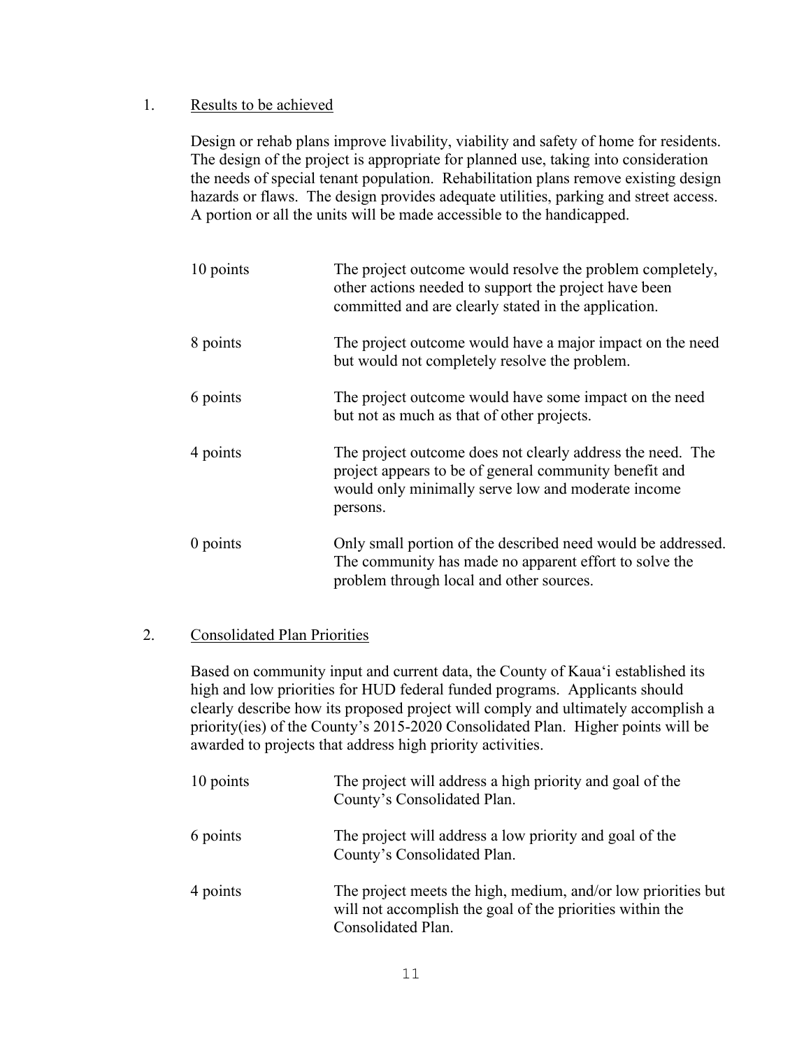1. <u>Results to be achieved</u>

   Design or rehab plans improve livability, viability and safety of home for residents. The design of the project is appropriate for planned use, taking into consideration the needs of special tenant population. Rehabilitation plans remove existing design hazards or flaws. The design provides adequate utilities, parking and street access. A portion or all the units will be made accessible to the handicapped.

| | |
|---|---|
| 10 points | The project outcome would resolve the problem completely, other actions needed to support the project have been committed and are clearly stated in the application. |
| 8 points | The project outcome would have a major impact on the need but would not completely resolve the problem. |
| 6 points | The project outcome would have some impact on the need but not as much as that of other projects. |
| 4 points | The project outcome does not clearly address the need. The project appears to be of general community benefit and would only minimally serve low and moderate income persons. |
| 0 points | Only small portion of the described need would be addressed. The community has made no apparent effort to solve the problem through local and other sources. |

2. <u>Consolidated Plan Priorities</u>

   Based on community input and current data, the County of Kauaʻi established its high and low priorities for HUD federal funded programs. Applicants should clearly describe how its proposed project will comply and ultimately accomplish a priority(ies) of the County's 2015-2020 Consolidated Plan. Higher points will be awarded to projects that address high priority activities.

| | |
|---|---|
| 10 points | The project will address a high priority and goal of the County's Consolidated Plan. |
| 6 points | The project will address a low priority and goal of the County's Consolidated Plan. |
| 4 points | The project meets the high, medium, and/or low priorities but will not accomplish the goal of the priorities within the Consolidated Plan. |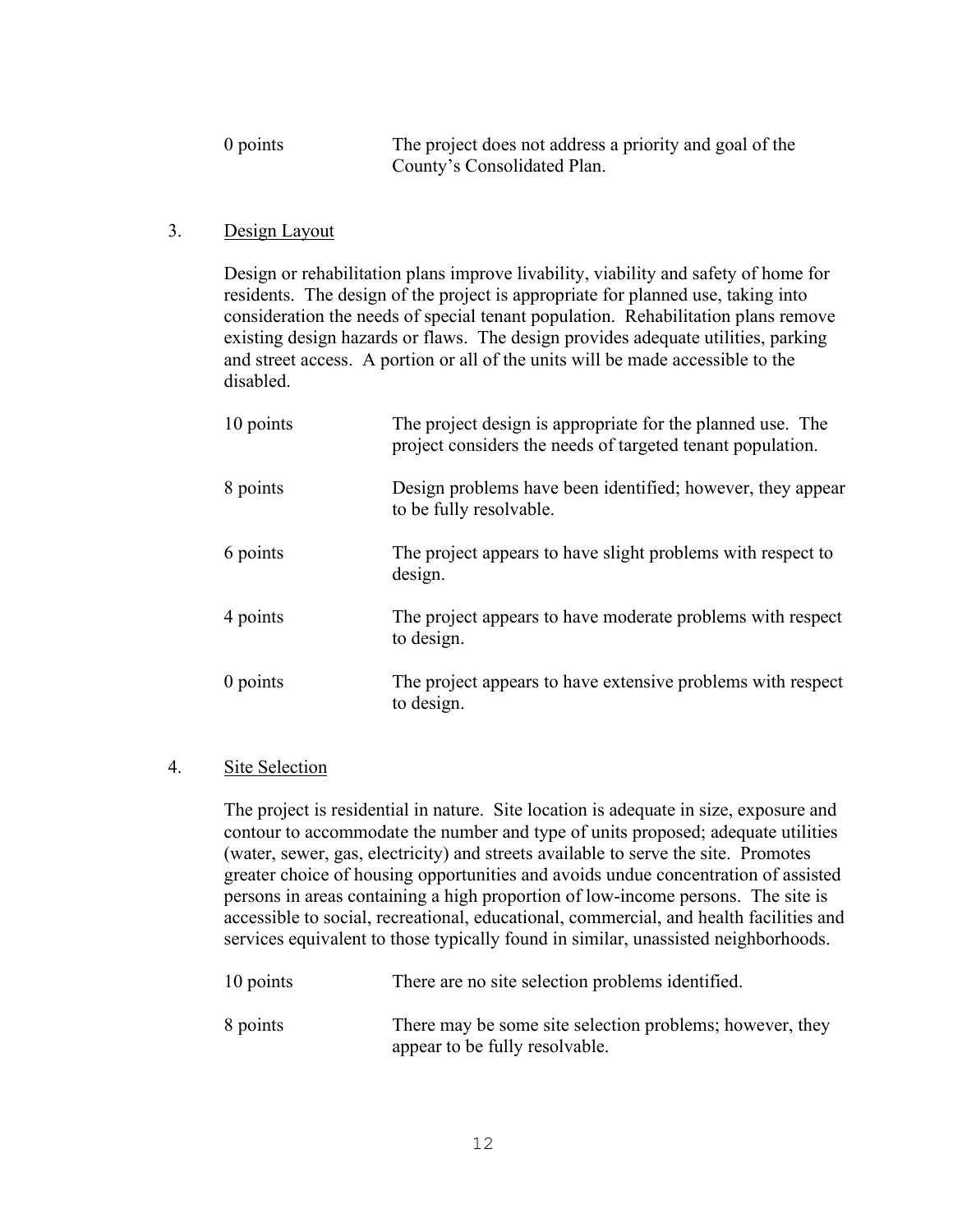| | |
|---|---|
| 0 points | The project does not address a priority and goal of the County's Consolidated Plan. |

3. Design Layout

Design or rehabilitation plans improve livability, viability and safety of home for residents. The design of the project is appropriate for planned use, taking into consideration the needs of special tenant population. Rehabilitation plans remove existing design hazards or flaws. The design provides adequate utilities, parking and street access. A portion or all of the units will be made accessible to the disabled.

| | |
|---|---|
| 10 points | The project design is appropriate for the planned use. The project considers the needs of targeted tenant population. |
| 8 points | Design problems have been identified; however, they appear to be fully resolvable. |
| 6 points | The project appears to have slight problems with respect to design. |
| 4 points | The project appears to have moderate problems with respect to design. |
| 0 points | The project appears to have extensive problems with respect to design. |

4. Site Selection

The project is residential in nature. Site location is adequate in size, exposure and contour to accommodate the number and type of units proposed; adequate utilities (water, sewer, gas, electricity) and streets available to serve the site. Promotes greater choice of housing opportunities and avoids undue concentration of assisted persons in areas containing a high proportion of low-income persons. The site is accessible to social, recreational, educational, commercial, and health facilities and services equivalent to those typically found in similar, unassisted neighborhoods.

| | |
|---|---|
| 10 points | There are no site selection problems identified. |
| 8 points | There may be some site selection problems; however, they appear to be fully resolvable. |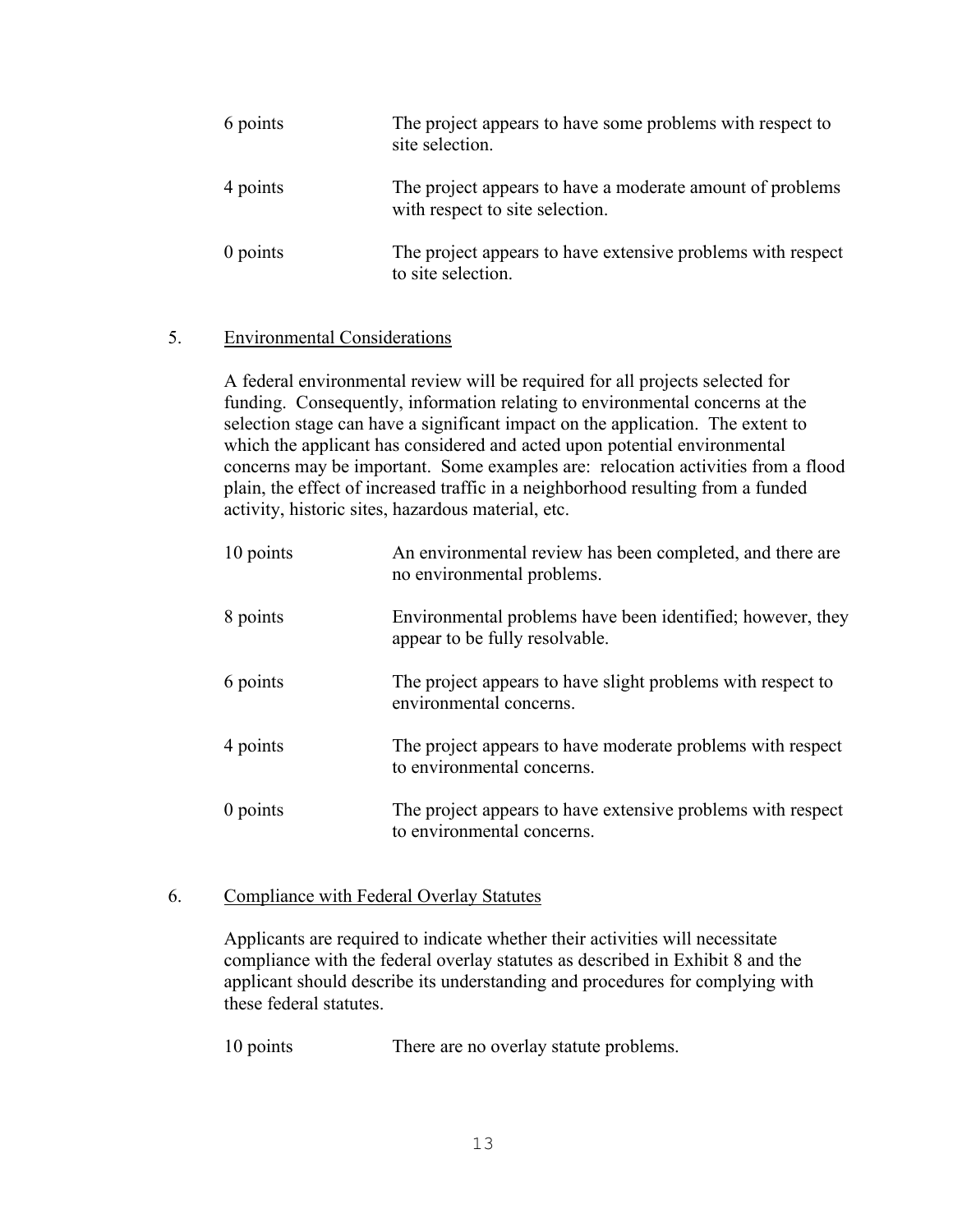| | |
|---|---|
| 6 points | The project appears to have some problems with respect to site selection. |
| 4 points | The project appears to have a moderate amount of problems with respect to site selection. |
| 0 points | The project appears to have extensive problems with respect to site selection. |

5. <u>Environmental Considerations</u>

A federal environmental review will be required for all projects selected for funding. Consequently, information relating to environmental concerns at the selection stage can have a significant impact on the application. The extent to which the applicant has considered and acted upon potential environmental concerns may be important. Some examples are: relocation activities from a flood plain, the effect of increased traffic in a neighborhood resulting from a funded activity, historic sites, hazardous material, etc.

| | |
|---|---|
| 10 points | An environmental review has been completed, and there are no environmental problems. |
| 8 points | Environmental problems have been identified; however, they appear to be fully resolvable. |
| 6 points | The project appears to have slight problems with respect to environmental concerns. |
| 4 points | The project appears to have moderate problems with respect to environmental concerns. |
| 0 points | The project appears to have extensive problems with respect to environmental concerns. |

6. <u>Compliance with Federal Overlay Statutes</u>

Applicants are required to indicate whether their activities will necessitate compliance with the federal overlay statutes as described in Exhibit 8 and the applicant should describe its understanding and procedures for complying with these federal statutes.

| | |
|---|---|
| 10 points | There are no overlay statute problems. |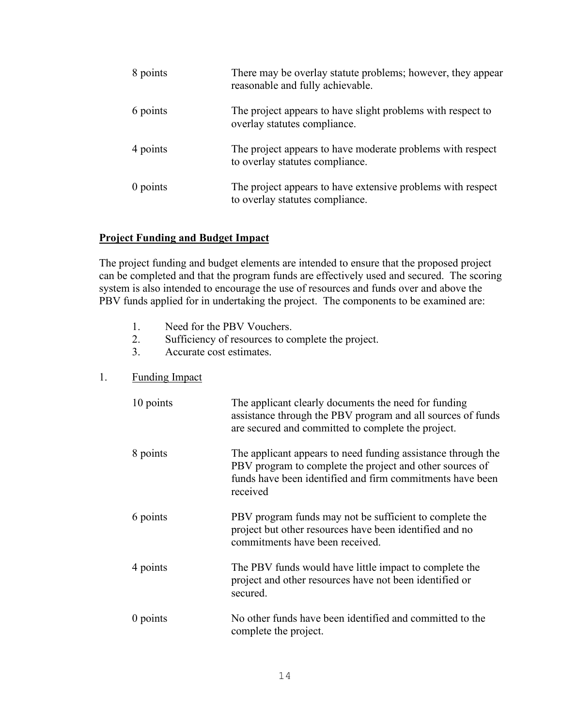| | |
|---|---|
| 8 points | There may be overlay statute problems; however, they appear reasonable and fully achievable. |
| 6 points | The project appears to have slight problems with respect to overlay statutes compliance. |
| 4 points | The project appears to have moderate problems with respect to overlay statutes compliance. |
| 0 points | The project appears to have extensive problems with respect to overlay statutes compliance. |

## Project Funding and Budget Impact

The project funding and budget elements are intended to ensure that the proposed project can be completed and that the program funds are effectively used and secured. The scoring system is also intended to encourage the use of resources and funds over and above the PBV funds applied for in undertaking the project. The components to be examined are:

1. Need for the PBV Vouchers.
2. Sufficiency of resources to complete the project.
3. Accurate cost estimates.

1. Funding Impact

| | |
|---|---|
| 10 points | The applicant clearly documents the need for funding assistance through the PBV program and all sources of funds are secured and committed to complete the project. |
| 8 points | The applicant appears to need funding assistance through the PBV program to complete the project and other sources of funds have been identified and firm commitments have been received |
| 6 points | PBV program funds may not be sufficient to complete the project but other resources have been identified and no commitments have been received. |
| 4 points | The PBV funds would have little impact to complete the project and other resources have not been identified or secured. |
| 0 points | No other funds have been identified and committed to the complete the project. |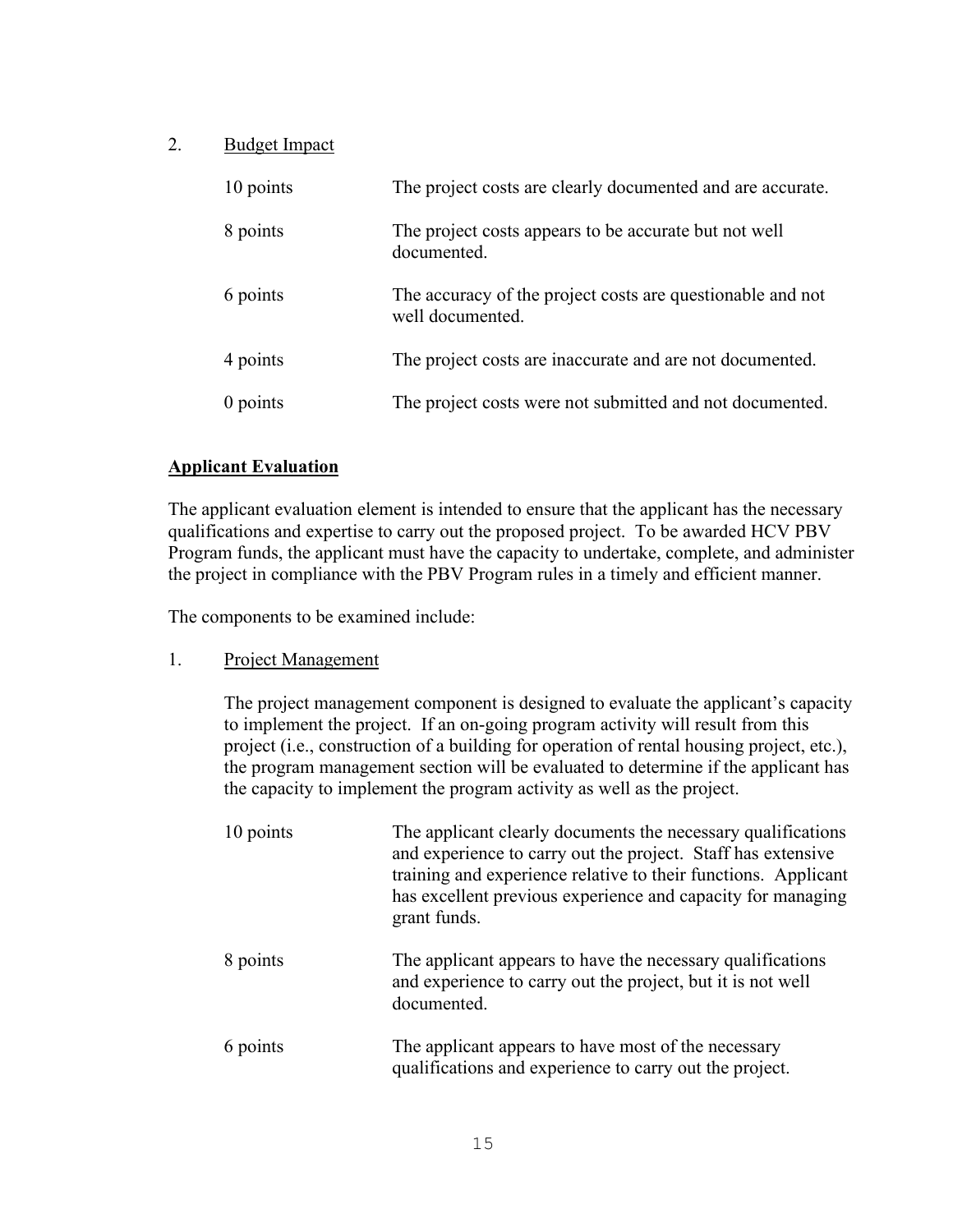2. Budget Impact

| | |
|---|---|
| 10 points | The project costs are clearly documented and are accurate. |
| 8 points | The project costs appears to be accurate but not well documented. |
| 6 points | The accuracy of the project costs are questionable and not well documented. |
| 4 points | The project costs are inaccurate and are not documented. |
| 0 points | The project costs were not submitted and not documented. |

**Applicant Evaluation**

The applicant evaluation element is intended to ensure that the applicant has the necessary qualifications and expertise to carry out the proposed project. To be awarded HCV PBV Program funds, the applicant must have the capacity to undertake, complete, and administer the project in compliance with the PBV Program rules in a timely and efficient manner.

The components to be examined include:

1. Project Management

The project management component is designed to evaluate the applicant's capacity to implement the project. If an on-going program activity will result from this project (i.e., construction of a building for operation of rental housing project, etc.), the program management section will be evaluated to determine if the applicant has the capacity to implement the program activity as well as the project.

| | |
|---|---|
| 10 points | The applicant clearly documents the necessary qualifications and experience to carry out the project. Staff has extensive training and experience relative to their functions. Applicant has excellent previous experience and capacity for managing grant funds. |
| 8 points | The applicant appears to have the necessary qualifications and experience to carry out the project, but it is not well documented. |
| 6 points | The applicant appears to have most of the necessary qualifications and experience to carry out the project. |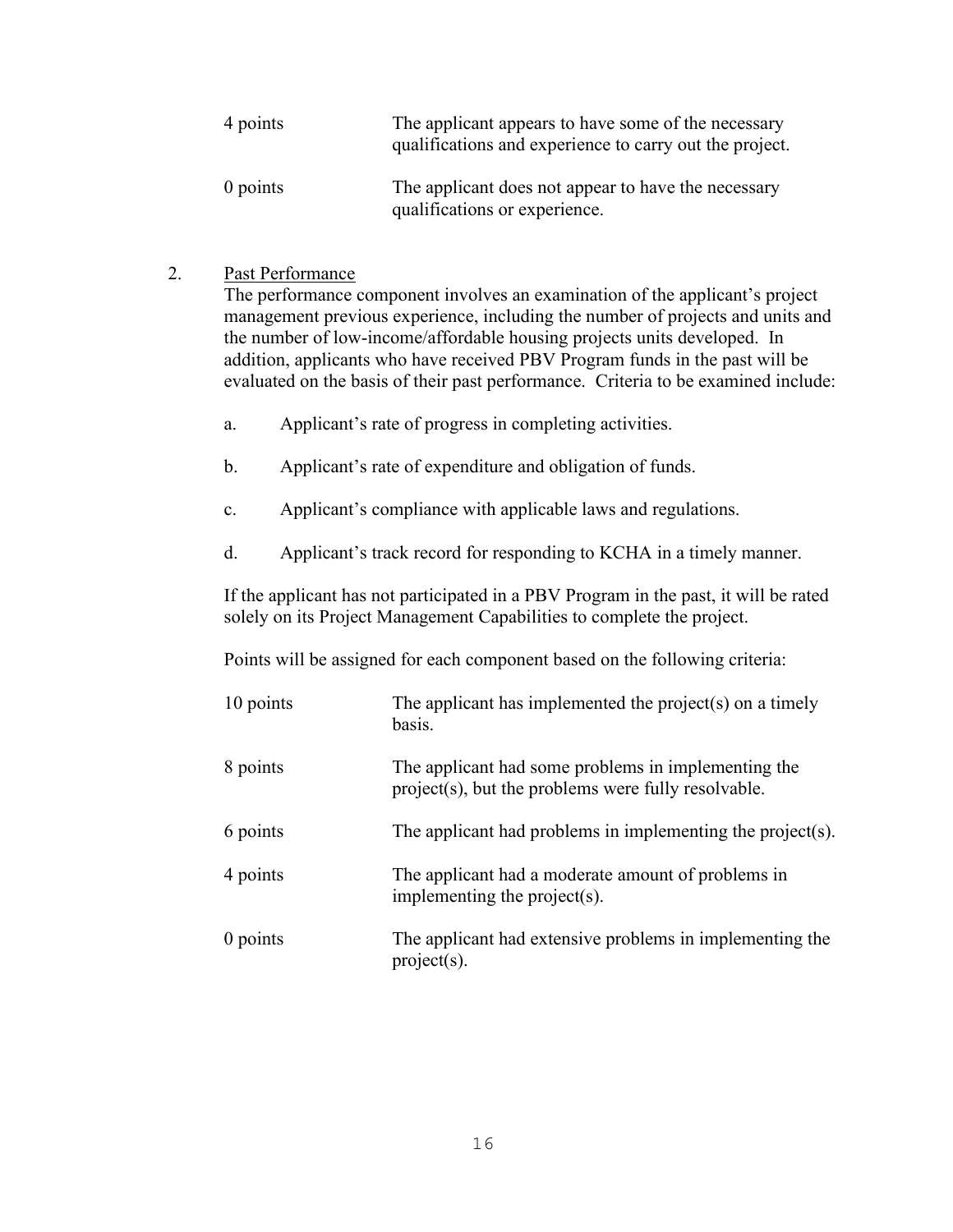| | |
|---|---|
| 4 points | The applicant appears to have some of the necessary qualifications and experience to carry out the project. |
| 0 points | The applicant does not appear to have the necessary qualifications or experience. |

2. <u>Past Performance</u>

   The performance component involves an examination of the applicant's project management previous experience, including the number of projects and units and the number of low-income/affordable housing projects units developed. In addition, applicants who have received PBV Program funds in the past will be evaluated on the basis of their past performance. Criteria to be examined include:

   a. Applicant's rate of progress in completing activities.

   b. Applicant's rate of expenditure and obligation of funds.

   c. Applicant's compliance with applicable laws and regulations.

   d. Applicant's track record for responding to KCHA in a timely manner.

   If the applicant has not participated in a PBV Program in the past, it will be rated solely on its Project Management Capabilities to complete the project.

   Points will be assigned for each component based on the following criteria:

| | |
|---|---|
| 10 points | The applicant has implemented the project(s) on a timely basis. |
| 8 points | The applicant had some problems in implementing the project(s), but the problems were fully resolvable. |
| 6 points | The applicant had problems in implementing the project(s). |
| 4 points | The applicant had a moderate amount of problems in implementing the project(s). |
| 0 points | The applicant had extensive problems in implementing the project(s). |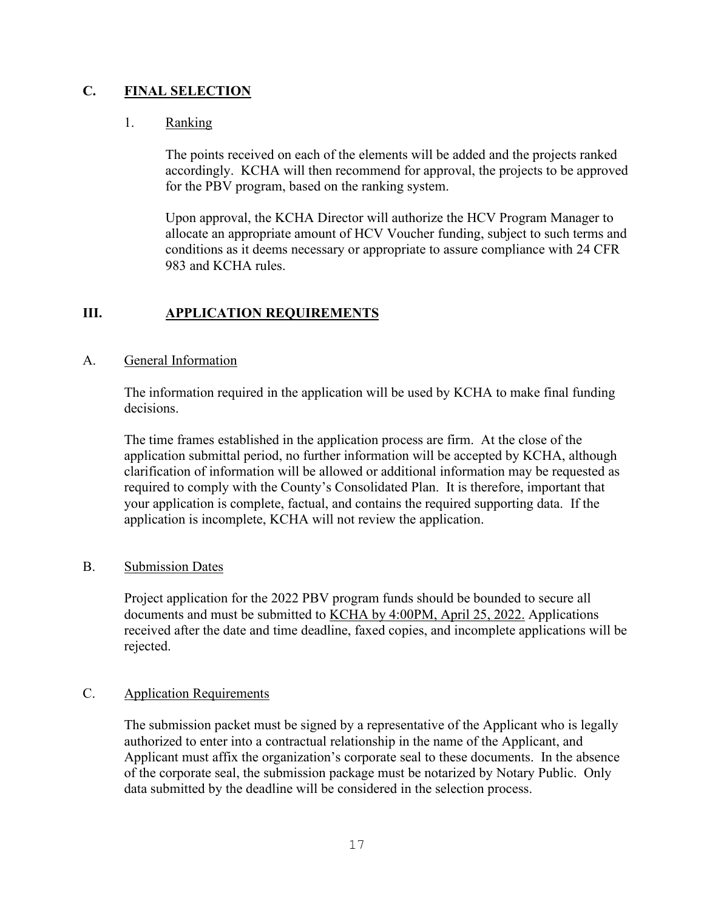## C. **FINAL SELECTION**

### 1. Ranking

The points received on each of the elements will be added and the projects ranked accordingly. KCHA will then recommend for approval, the projects to be approved for the PBV program, based on the ranking system.

Upon approval, the KCHA Director will authorize the HCV Program Manager to allocate an appropriate amount of HCV Voucher funding, subject to such terms and conditions as it deems necessary or appropriate to assure compliance with 24 CFR 983 and KCHA rules.

# III. **APPLICATION REQUIREMENTS**

## A. General Information

The information required in the application will be used by KCHA to make final funding decisions.

The time frames established in the application process are firm. At the close of the application submittal period, no further information will be accepted by KCHA, although clarification of information will be allowed or additional information may be requested as required to comply with the County's Consolidated Plan. It is therefore, important that your application is complete, factual, and contains the required supporting data. If the application is incomplete, KCHA will not review the application.

## B. Submission Dates

Project application for the 2022 PBV program funds should be bounded to secure all documents and must be submitted to KCHA by 4:00PM, April 25, 2022. Applications received after the date and time deadline, faxed copies, and incomplete applications will be rejected.

## C. Application Requirements

The submission packet must be signed by a representative of the Applicant who is legally authorized to enter into a contractual relationship in the name of the Applicant, and Applicant must affix the organization's corporate seal to these documents. In the absence of the corporate seal, the submission package must be notarized by Notary Public. Only data submitted by the deadline will be considered in the selection process.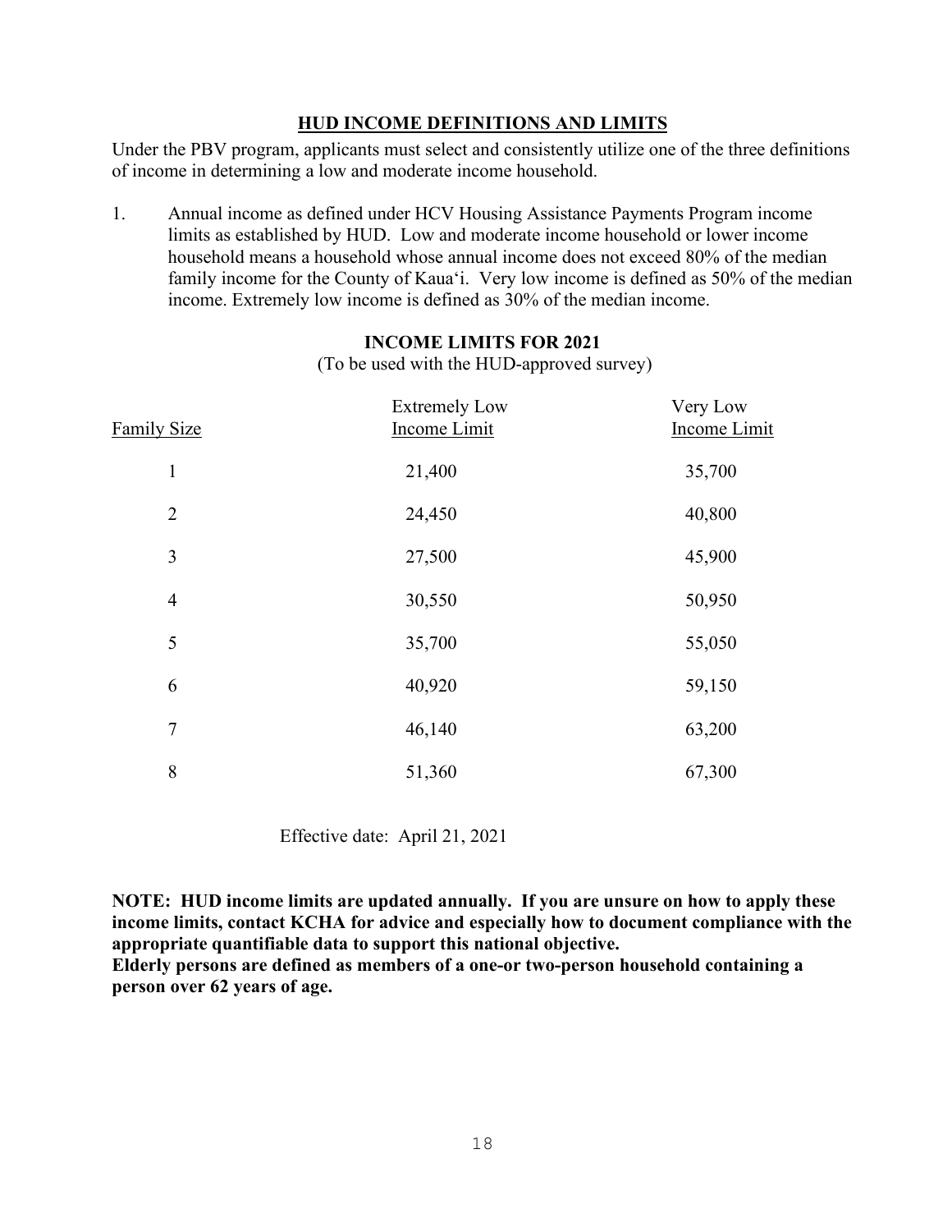## HUD INCOME DEFINITIONS AND LIMITS

Under the PBV program, applicants must select and consistently utilize one of the three definitions of income in determining a low and moderate income household.

1. Annual income as defined under HCV Housing Assistance Payments Program income limits as established by HUD. Low and moderate income household or lower income household means a household whose annual income does not exceed 80% of the median family income for the County of Kaua'i. Very low income is defined as 50% of the median income. Extremely low income is defined as 30% of the median income.

### INCOME LIMITS FOR 2021

(To be used with the HUD-approved survey)

| Family Size | Extremely Low Income Limit | Very Low Income Limit |
|---|---|---|
| 1 | 21,400 | 35,700 |
| 2 | 24,450 | 40,800 |
| 3 | 27,500 | 45,900 |
| 4 | 30,550 | 50,950 |
| 5 | 35,700 | 55,050 |
| 6 | 40,920 | 59,150 |
| 7 | 46,140 | 63,200 |
| 8 | 51,360 | 67,300 |

Effective date: April 21, 2021

**NOTE: HUD income limits are updated annually. If you are unsure on how to apply these income limits, contact KCHA for advice and especially how to document compliance with the appropriate quantifiable data to support this national objective.**
**Elderly persons are defined as members of a one-or two-person household containing a person over 62 years of age.**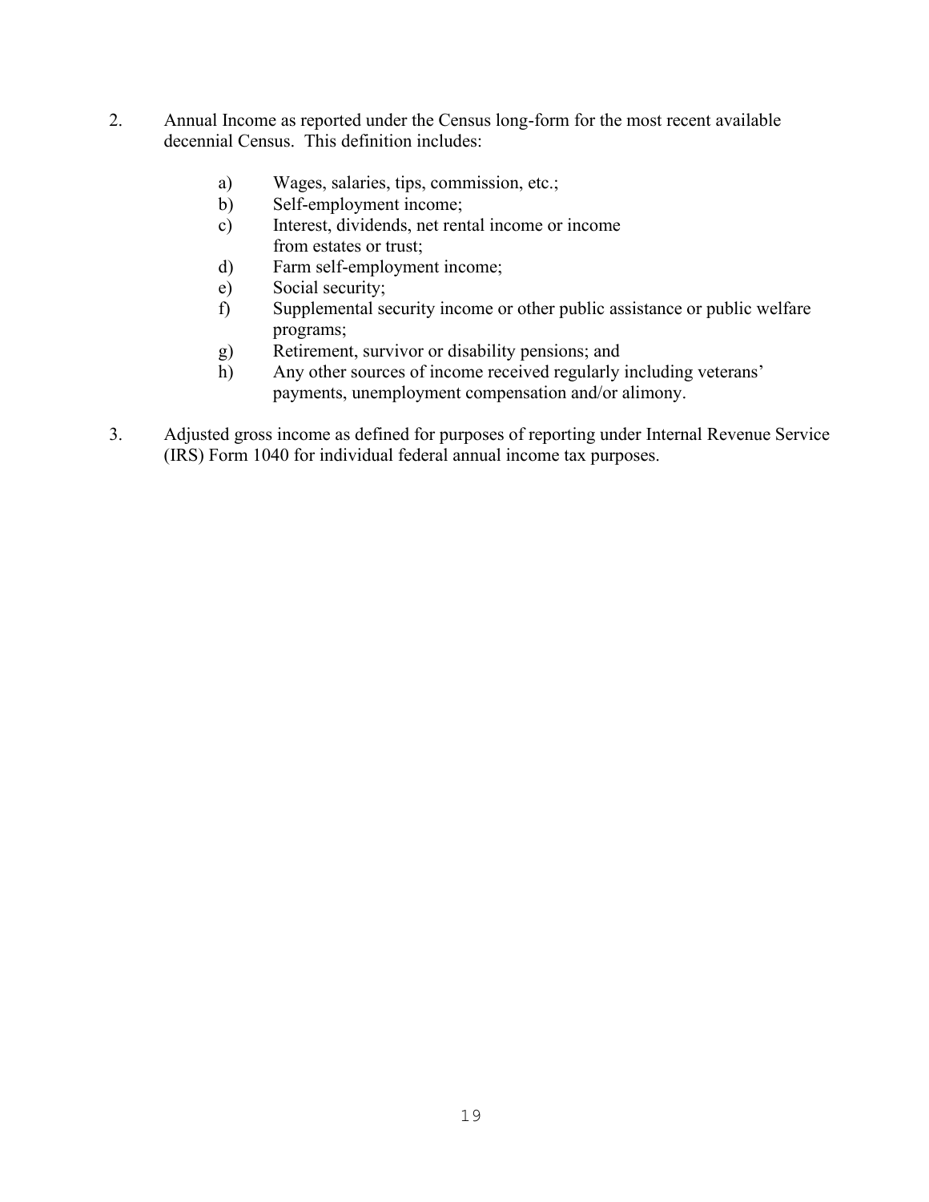2. Annual Income as reported under the Census long-form for the most recent available decennial Census. This definition includes:

   a) Wages, salaries, tips, commission, etc.;
   b) Self-employment income;
   c) Interest, dividends, net rental income or income from estates or trust;
   d) Farm self-employment income;
   e) Social security;
   f) Supplemental security income or other public assistance or public welfare programs;
   g) Retirement, survivor or disability pensions; and
   h) Any other sources of income received regularly including veterans' payments, unemployment compensation and/or alimony.

3. Adjusted gross income as defined for purposes of reporting under Internal Revenue Service (IRS) Form 1040 for individual federal annual income tax purposes.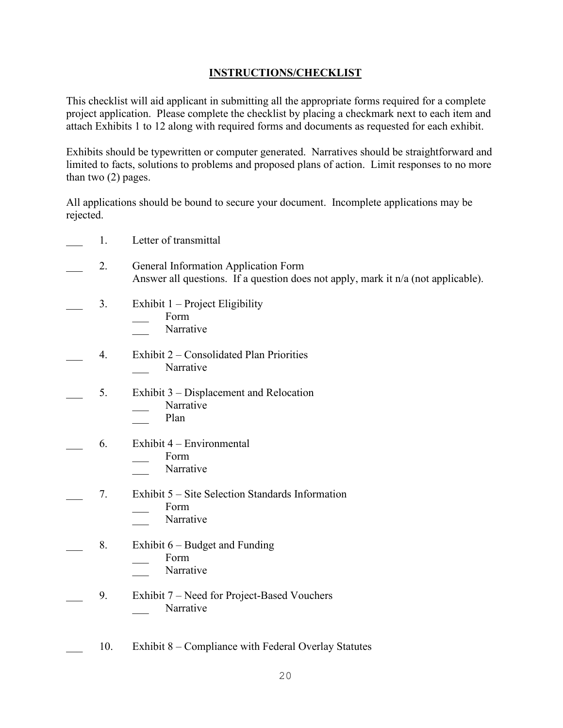## INSTRUCTIONS/CHECKLIST

This checklist will aid applicant in submitting all the appropriate forms required for a complete project application. Please complete the checklist by placing a checkmark next to each item and attach Exhibits 1 to 12 along with required forms and documents as requested for each exhibit.

Exhibits should be typewritten or computer generated. Narratives should be straightforward and limited to facts, solutions to problems and proposed plans of action. Limit responses to no more than two (2) pages.

All applications should be bound to secure your document. Incomplete applications may be rejected.

___ 1. Letter of transmittal

___ 2. General Information Application Form
Answer all questions. If a question does not apply, mark it n/a (not applicable).

___ 3. Exhibit 1 – Project Eligibility
- ___ Form
- ___ Narrative

___ 4. Exhibit 2 – Consolidated Plan Priorities
- ___ Narrative

___ 5. Exhibit 3 – Displacement and Relocation
- ___ Narrative
- ___ Plan

___ 6. Exhibit 4 – Environmental
- ___ Form
- ___ Narrative

___ 7. Exhibit 5 – Site Selection Standards Information
- ___ Form
- ___ Narrative

___ 8. Exhibit 6 – Budget and Funding
- ___ Form
- ___ Narrative

___ 9. Exhibit 7 – Need for Project-Based Vouchers
- ___ Narrative

___ 10. Exhibit 8 – Compliance with Federal Overlay Statutes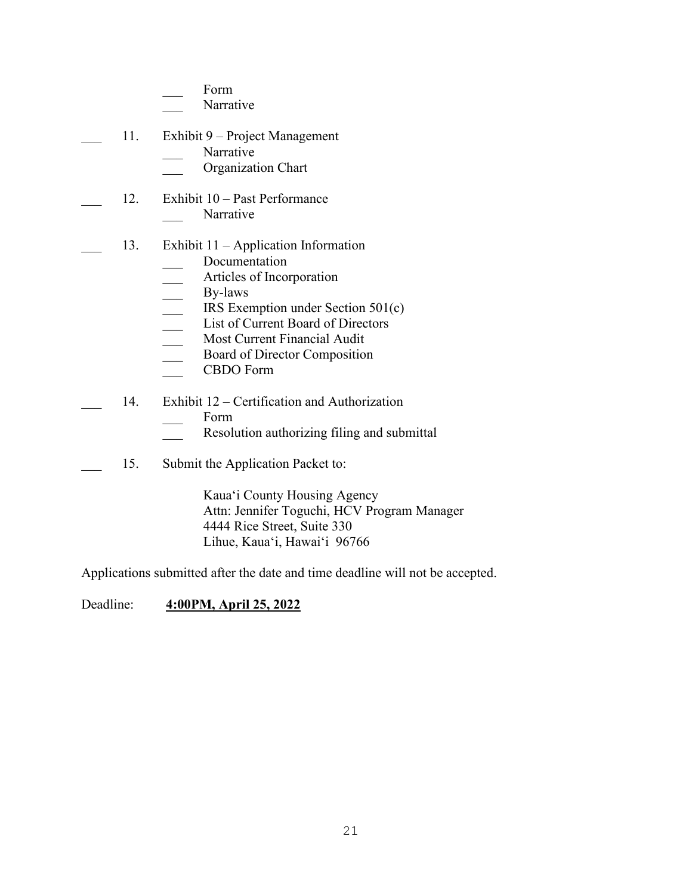___ Form
___ Narrative

___ 11. Exhibit 9 – Project Management
  ___ Narrative
  ___ Organization Chart

___ 12. Exhibit 10 – Past Performance
  ___ Narrative

___ 13. Exhibit 11 – Application Information
  ___ Documentation
  ___ Articles of Incorporation
  ___ By-laws
  ___ IRS Exemption under Section 501(c)
  ___ List of Current Board of Directors
  ___ Most Current Financial Audit
  ___ Board of Director Composition
  ___ CBDO Form

___ 14. Exhibit 12 – Certification and Authorization
  ___ Form
  ___ Resolution authorizing filing and submittal

___ 15. Submit the Application Packet to:

Kaua'i County Housing Agency
Attn: Jennifer Toguchi, HCV Program Manager
4444 Rice Street, Suite 330
Lihue, Kaua'i, Hawai'i 96766

Applications submitted after the date and time deadline will not be accepted.

Deadline: **4:00PM, April 25, 2022**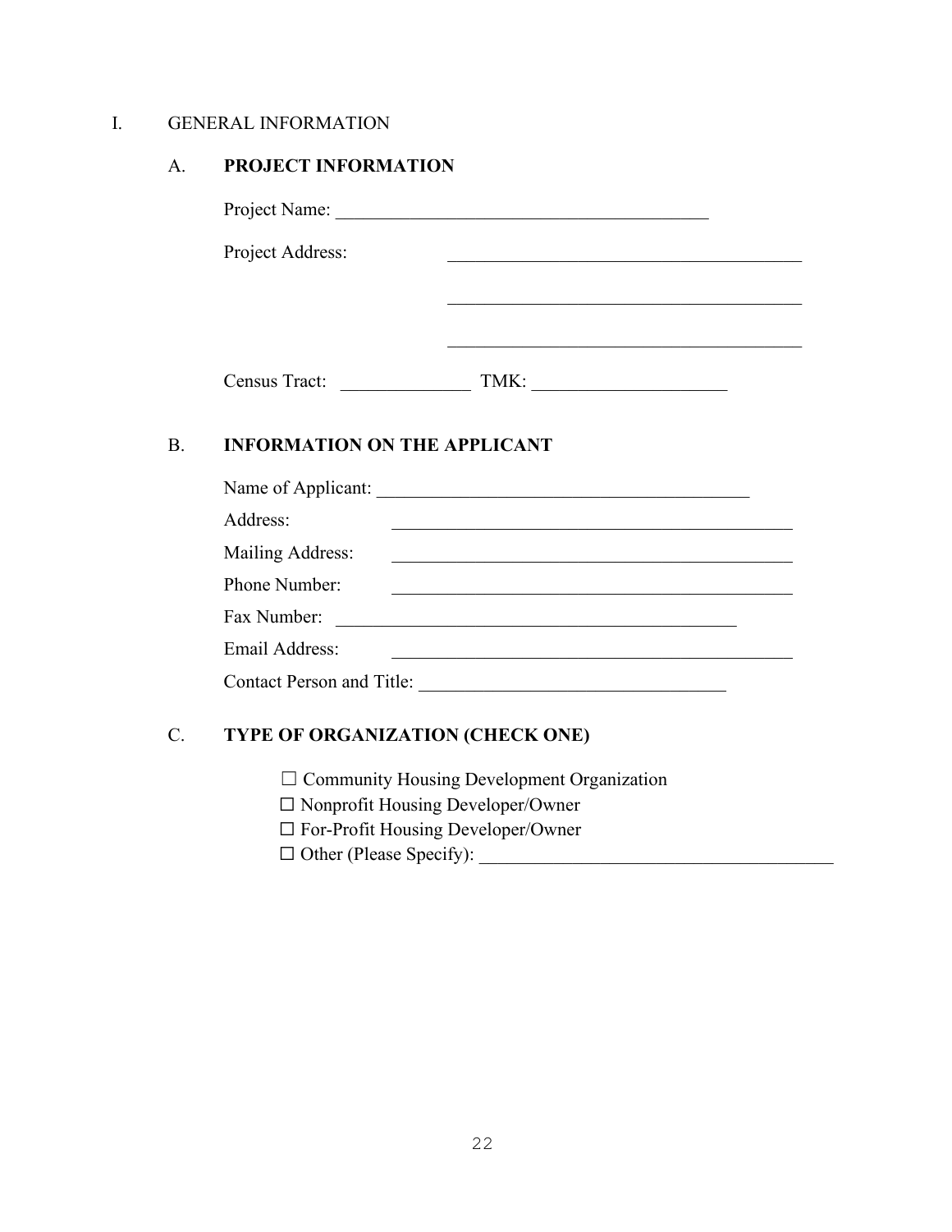# I. GENERAL INFORMATION

## A. PROJECT INFORMATION

Project Name: ____________________________________________

Project Address: ________________________________________

________________________________________

________________________________________

Census Tract: _______________ TMK: ______________________

## B. INFORMATION ON THE APPLICANT

Name of Applicant: ____________________________________________

Address: ________________________________________________

Mailing Address: ________________________________________________

Phone Number: ________________________________________________

Fax Number: ________________________________________________

Email Address: ________________________________________________

Contact Person and Title: ____________________________________

## C. TYPE OF ORGANIZATION (CHECK ONE)

☐ Community Housing Development Organization
☐ Nonprofit Housing Developer/Owner
☐ For-Profit Housing Developer/Owner
☐ Other (Please Specify): ________________________________________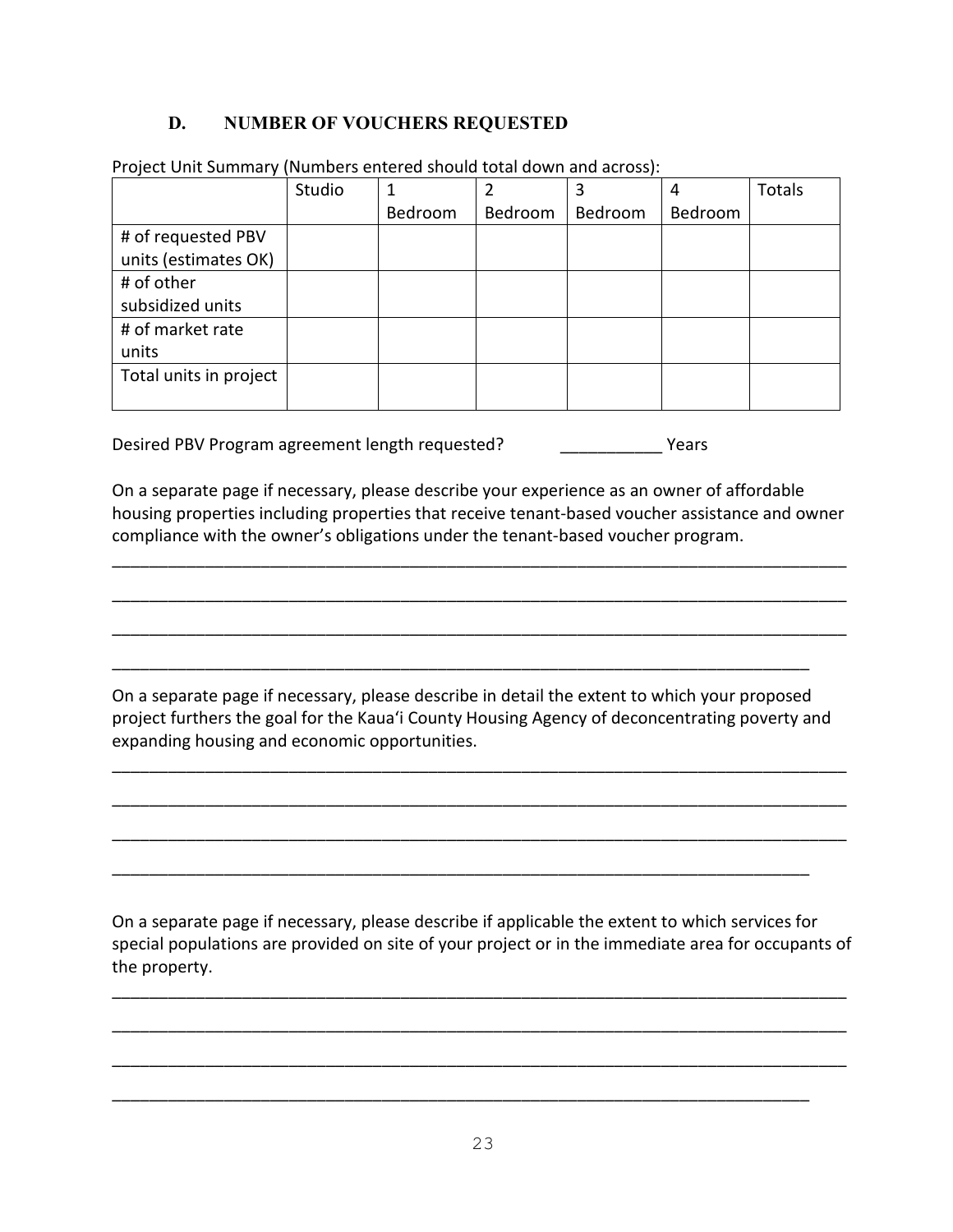### D. NUMBER OF VOUCHERS REQUESTED

Project Unit Summary (Numbers entered should total down and across):

| | Studio | 1 Bedroom | 2 Bedroom | 3 Bedroom | 4 Bedroom | Totals |
|---|---|---|---|---|---|---|
| # of requested PBV units (estimates OK) | | | | | | |
| # of other subsidized units | | | | | | |
| # of market rate units | | | | | | |
| Total units in project | | | | | | |

Desired PBV Program agreement length requested? ___________ Years

On a separate page if necessary, please describe your experience as an owner of affordable housing properties including properties that receive tenant-based voucher assistance and owner compliance with the owner's obligations under the tenant-based voucher program.

________________________________________________________________________________

________________________________________________________________________________

________________________________________________________________________________

____________________________________________________________________________

On a separate page if necessary, please describe in detail the extent to which your proposed project furthers the goal for the Kaua'i County Housing Agency of deconcentrating poverty and expanding housing and economic opportunities.

________________________________________________________________________________

________________________________________________________________________________

________________________________________________________________________________

____________________________________________________________________________

On a separate page if necessary, please describe if applicable the extent to which services for special populations are provided on site of your project or in the immediate area for occupants of the property.

________________________________________________________________________________

________________________________________________________________________________

________________________________________________________________________________

____________________________________________________________________________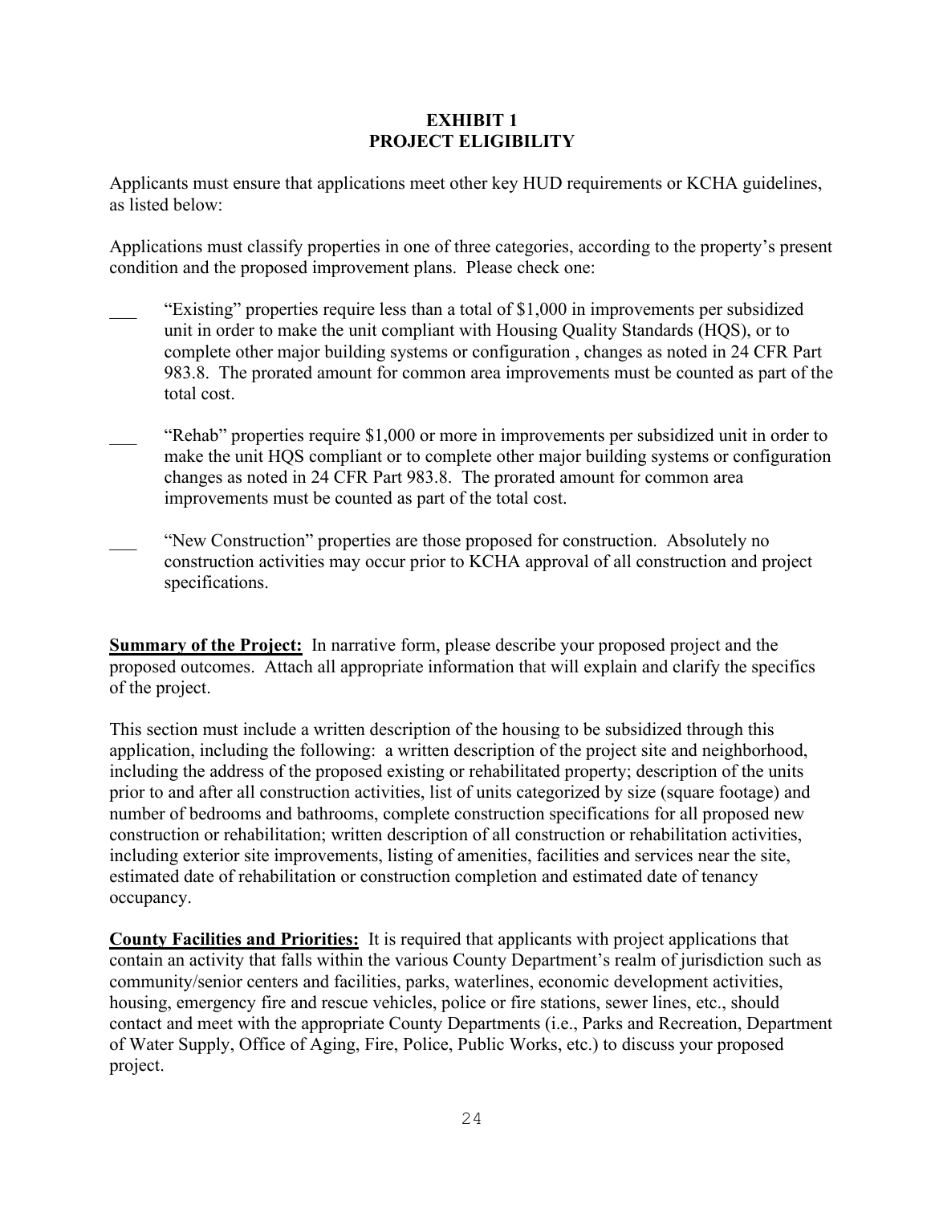# EXHIBIT 1
# PROJECT ELIGIBILITY

Applicants must ensure that applications meet other key HUD requirements or KCHA guidelines, as listed below:

Applications must classify properties in one of three categories, according to the property's present condition and the proposed improvement plans. Please check one:

___ "Existing" properties require less than a total of $1,000 in improvements per subsidized unit in order to make the unit compliant with Housing Quality Standards (HQS), or to complete other major building systems or configuration , changes as noted in 24 CFR Part 983.8. The prorated amount for common area improvements must be counted as part of the total cost.

___ "Rehab" properties require $1,000 or more in improvements per subsidized unit in order to make the unit HQS compliant or to complete other major building systems or configuration changes as noted in 24 CFR Part 983.8. The prorated amount for common area improvements must be counted as part of the total cost.

___ "New Construction" properties are those proposed for construction. Absolutely no construction activities may occur prior to KCHA approval of all construction and project specifications.

**<u>Summary of the Project:</u>** In narrative form, please describe your proposed project and the proposed outcomes. Attach all appropriate information that will explain and clarify the specifics of the project.

This section must include a written description of the housing to be subsidized through this application, including the following: a written description of the project site and neighborhood, including the address of the proposed existing or rehabilitated property; description of the units prior to and after all construction activities, list of units categorized by size (square footage) and number of bedrooms and bathrooms, complete construction specifications for all proposed new construction or rehabilitation; written description of all construction or rehabilitation activities, including exterior site improvements, listing of amenities, facilities and services near the site, estimated date of rehabilitation or construction completion and estimated date of tenancy occupancy.

**<u>County Facilities and Priorities:</u>** It is required that applicants with project applications that contain an activity that falls within the various County Department's realm of jurisdiction such as community/senior centers and facilities, parks, waterlines, economic development activities, housing, emergency fire and rescue vehicles, police or fire stations, sewer lines, etc., should contact and meet with the appropriate County Departments (i.e., Parks and Recreation, Department of Water Supply, Office of Aging, Fire, Police, Public Works, etc.) to discuss your proposed project.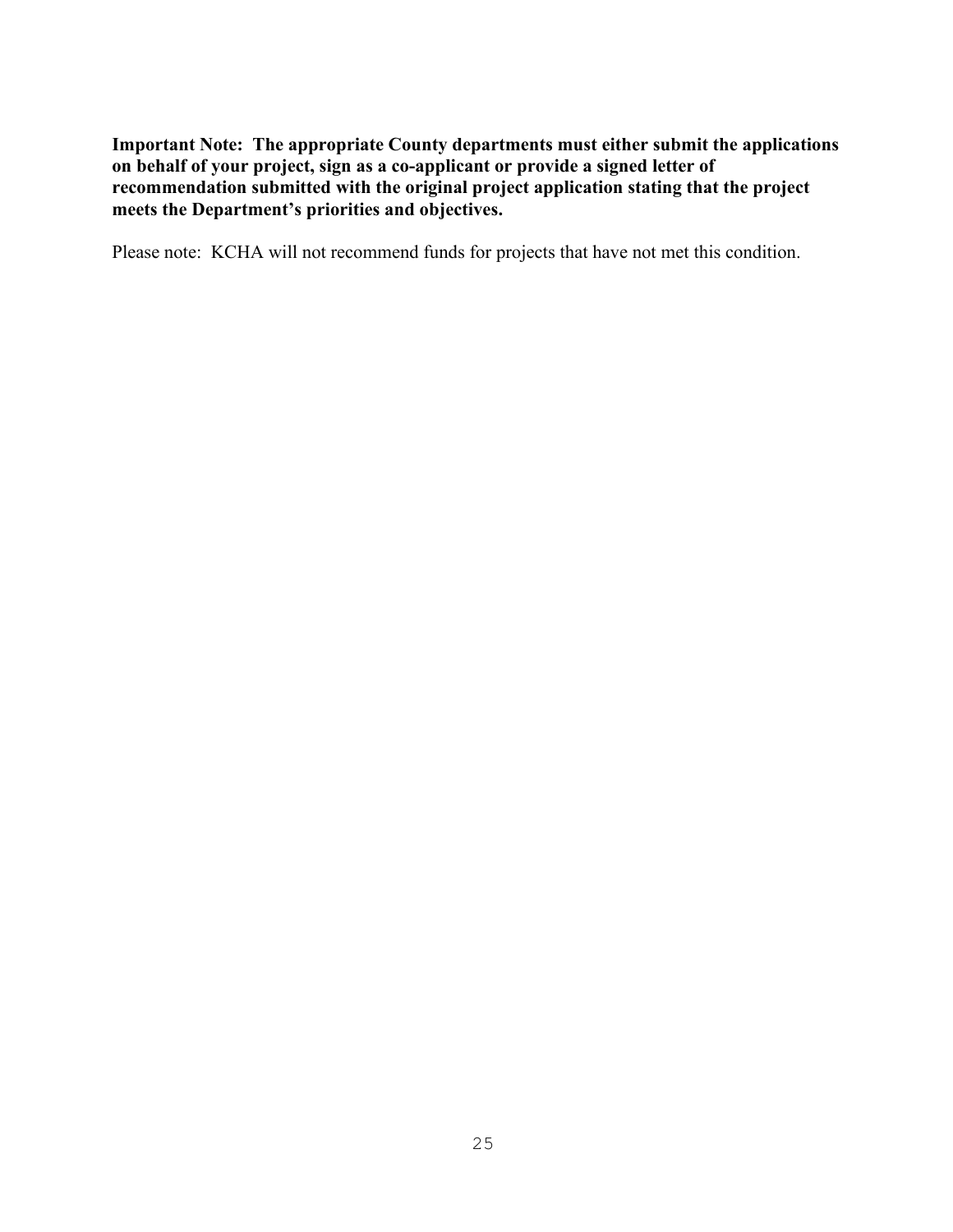**Important Note: The appropriate County departments must either submit the applications on behalf of your project, sign as a co-applicant or provide a signed letter of recommendation submitted with the original project application stating that the project meets the Department's priorities and objectives.**

Please note: KCHA will not recommend funds for projects that have not met this condition.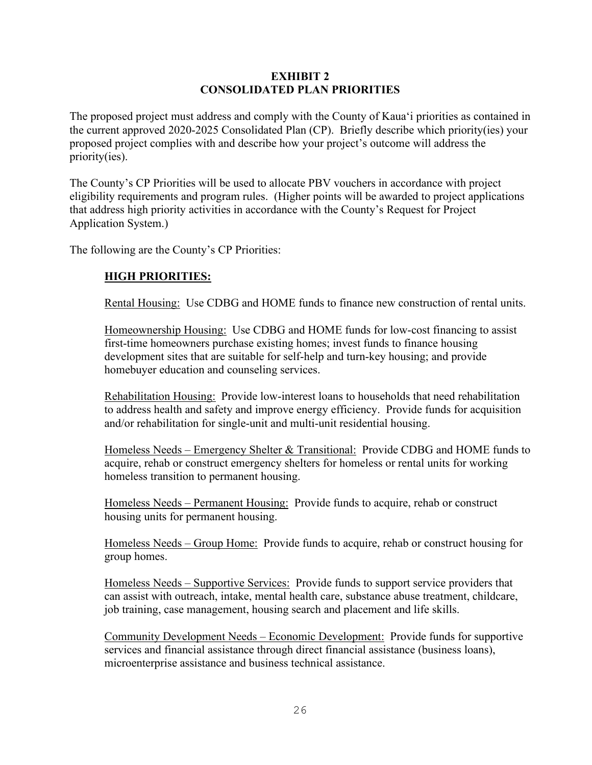# EXHIBIT 2
# CONSOLIDATED PLAN PRIORITIES

The proposed project must address and comply with the County of Kauaʻi priorities as contained in the current approved 2020-2025 Consolidated Plan (CP). Briefly describe which priority(ies) your proposed project complies with and describe how your project's outcome will address the priority(ies).

The County's CP Priorities will be used to allocate PBV vouchers in accordance with project eligibility requirements and program rules. (Higher points will be awarded to project applications that address high priority activities in accordance with the County's Request for Project Application System.)

The following are the County's CP Priorities:

## HIGH PRIORITIES:

Rental Housing: Use CDBG and HOME funds to finance new construction of rental units.

Homeownership Housing: Use CDBG and HOME funds for low-cost financing to assist first-time homeowners purchase existing homes; invest funds to finance housing development sites that are suitable for self-help and turn-key housing; and provide homebuyer education and counseling services.

Rehabilitation Housing: Provide low-interest loans to households that need rehabilitation to address health and safety and improve energy efficiency. Provide funds for acquisition and/or rehabilitation for single-unit and multi-unit residential housing.

Homeless Needs – Emergency Shelter & Transitional: Provide CDBG and HOME funds to acquire, rehab or construct emergency shelters for homeless or rental units for working homeless transition to permanent housing.

Homeless Needs – Permanent Housing: Provide funds to acquire, rehab or construct housing units for permanent housing.

Homeless Needs – Group Home: Provide funds to acquire, rehab or construct housing for group homes.

Homeless Needs – Supportive Services: Provide funds to support service providers that can assist with outreach, intake, mental health care, substance abuse treatment, childcare, job training, case management, housing search and placement and life skills.

Community Development Needs – Economic Development: Provide funds for supportive services and financial assistance through direct financial assistance (business loans), microenterprise assistance and business technical assistance.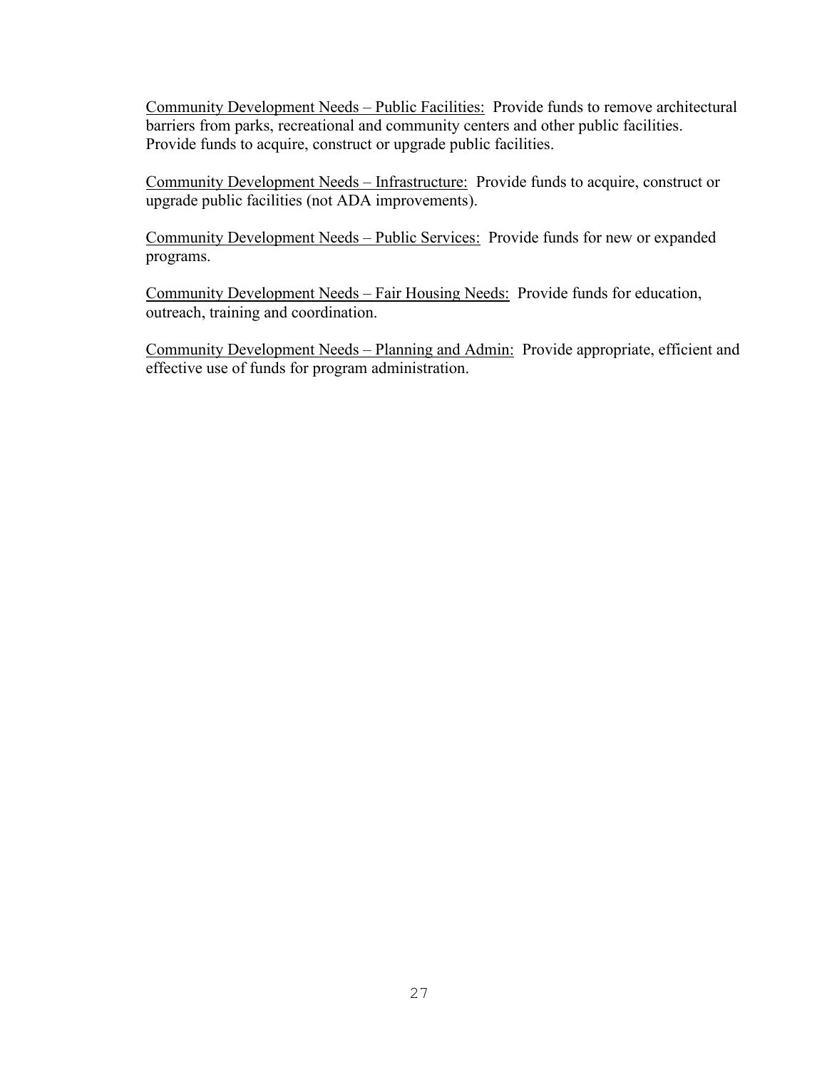Community Development Needs – Public Facilities: Provide funds to remove architectural barriers from parks, recreational and community centers and other public facilities. Provide funds to acquire, construct or upgrade public facilities.

Community Development Needs – Infrastructure: Provide funds to acquire, construct or upgrade public facilities (not ADA improvements).

Community Development Needs – Public Services: Provide funds for new or expanded programs.

Community Development Needs – Fair Housing Needs: Provide funds for education, outreach, training and coordination.

Community Development Needs – Planning and Admin: Provide appropriate, efficient and effective use of funds for program administration.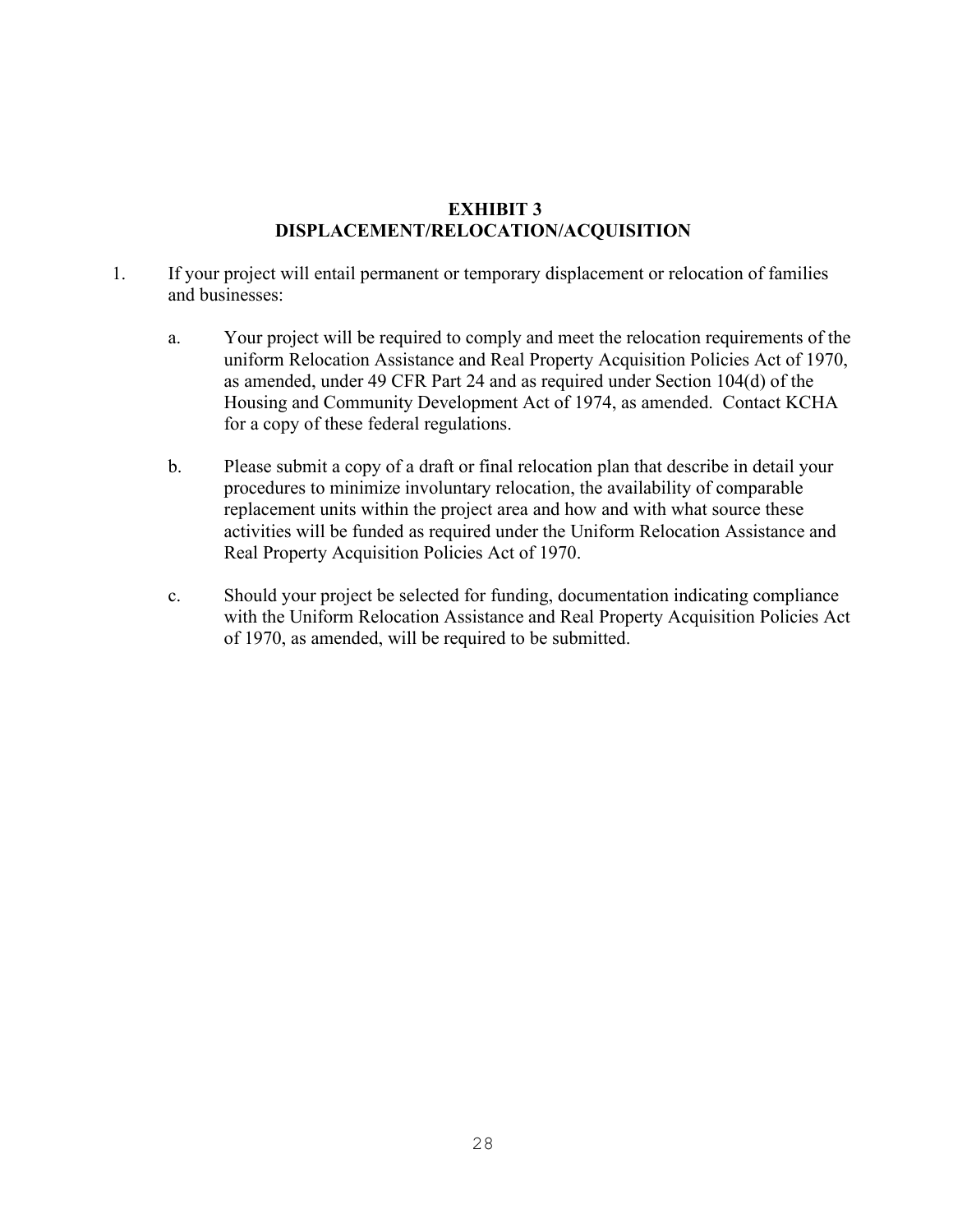# EXHIBIT 3
# DISPLACEMENT/RELOCATION/ACQUISITION

1. If your project will entail permanent or temporary displacement or relocation of families and businesses:

   a. Your project will be required to comply and meet the relocation requirements of the uniform Relocation Assistance and Real Property Acquisition Policies Act of 1970, as amended, under 49 CFR Part 24 and as required under Section 104(d) of the Housing and Community Development Act of 1974, as amended. Contact KCHA for a copy of these federal regulations.

   b. Please submit a copy of a draft or final relocation plan that describe in detail your procedures to minimize involuntary relocation, the availability of comparable replacement units within the project area and how and with what source these activities will be funded as required under the Uniform Relocation Assistance and Real Property Acquisition Policies Act of 1970.

   c. Should your project be selected for funding, documentation indicating compliance with the Uniform Relocation Assistance and Real Property Acquisition Policies Act of 1970, as amended, will be required to be submitted.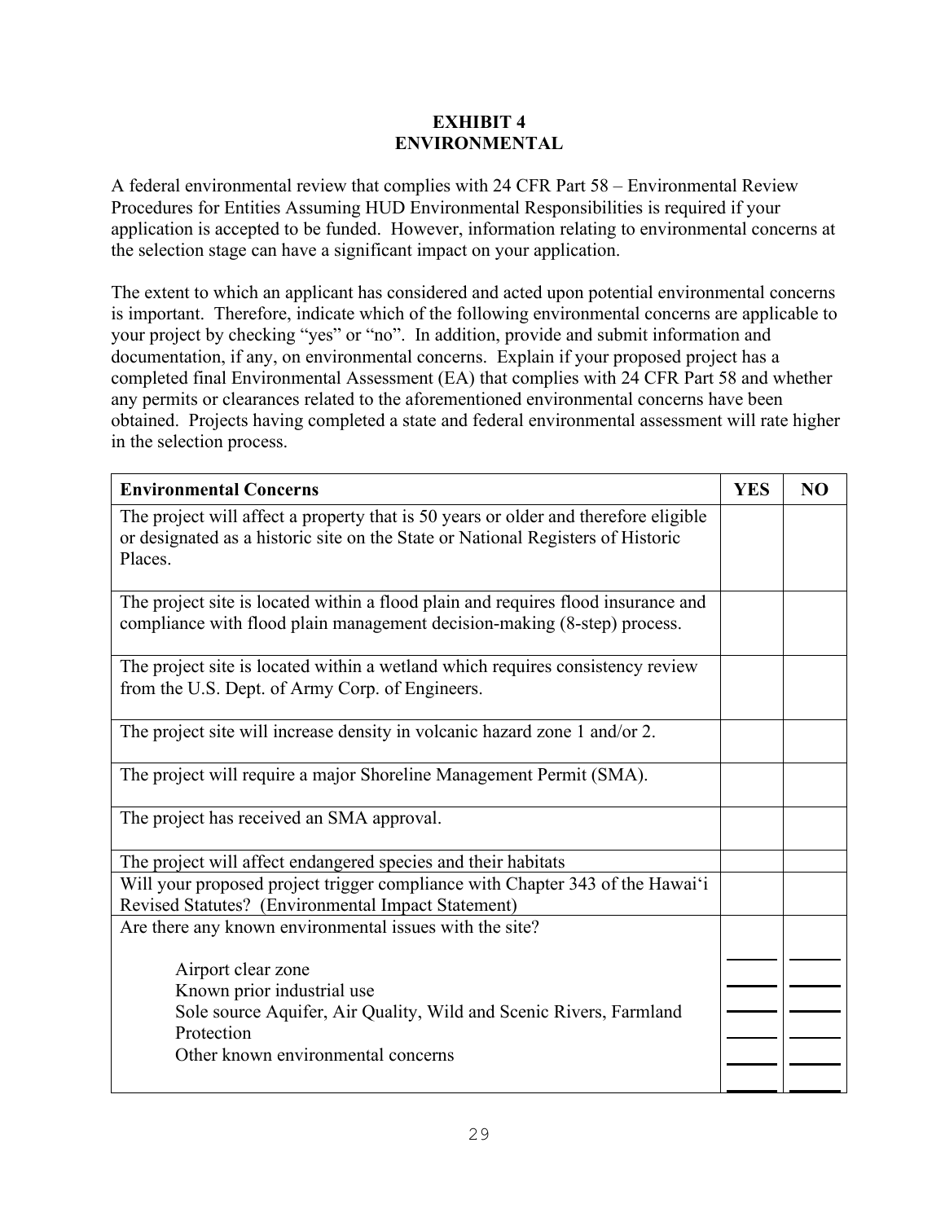# EXHIBIT 4
# ENVIRONMENTAL

A federal environmental review that complies with 24 CFR Part 58 – Environmental Review Procedures for Entities Assuming HUD Environmental Responsibilities is required if your application is accepted to be funded. However, information relating to environmental concerns at the selection stage can have a significant impact on your application.

The extent to which an applicant has considered and acted upon potential environmental concerns is important. Therefore, indicate which of the following environmental concerns are applicable to your project by checking "yes" or "no". In addition, provide and submit information and documentation, if any, on environmental concerns. Explain if your proposed project has a completed final Environmental Assessment (EA) that complies with 24 CFR Part 58 and whether any permits or clearances related to the aforementioned environmental concerns have been obtained. Projects having completed a state and federal environmental assessment will rate higher in the selection process.

| Environmental Concerns | YES | NO |
|---|---|---|
| The project will affect a property that is 50 years or older and therefore eligible or designated as a historic site on the State or National Registers of Historic Places. | | |
| The project site is located within a flood plain and requires flood insurance and compliance with flood plain management decision-making (8-step) process. | | |
| The project site is located within a wetland which requires consistency review from the U.S. Dept. of Army Corp. of Engineers. | | |
| The project site will increase density in volcanic hazard zone 1 and/or 2. | | |
| The project will require a major Shoreline Management Permit (SMA). | | |
| The project has received an SMA approval. | | |
| The project will affect endangered species and their habitats | | |
| Will your proposed project trigger compliance with Chapter 343 of the Hawai'i Revised Statutes? (Environmental Impact Statement) | | |
| Are there any known environmental issues with the site? | _____ | _____ |
| Airport clear zone | _____ | _____ |
| Known prior industrial use | _____ | _____ |
| Sole source Aquifer, Air Quality, Wild and Scenic Rivers, Farmland Protection | _____ | _____ |
| Other known environmental concerns | _____ | _____ |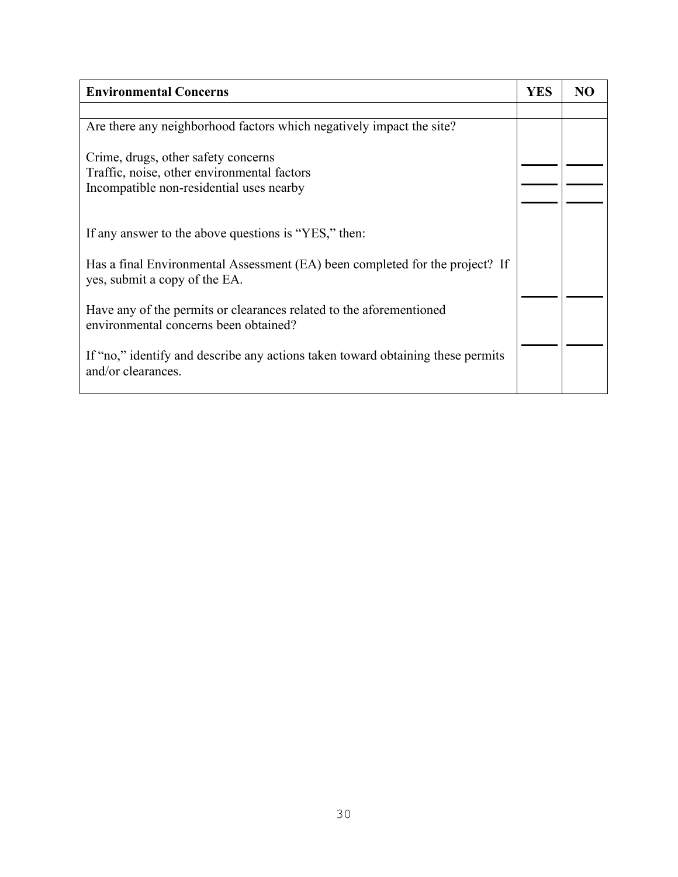| Environmental Concerns | YES | NO |
|---|---|---|
| | | |
| Are there any neighborhood factors which negatively impact the site? | | |
| Crime, drugs, other safety concerns | _____ | _____ |
| Traffic, noise, other environmental factors | _____ | _____ |
| Incompatible non-residential uses nearby | _____ | _____ |
| If any answer to the above questions is "YES," then: | | |
| Has a final Environmental Assessment (EA) been completed for the project? If yes, submit a copy of the EA. | _____ | _____ |
| Have any of the permits or clearances related to the aforementioned environmental concerns been obtained? | _____ | _____ |
| If "no," identify and describe any actions taken toward obtaining these permits and/or clearances. | | |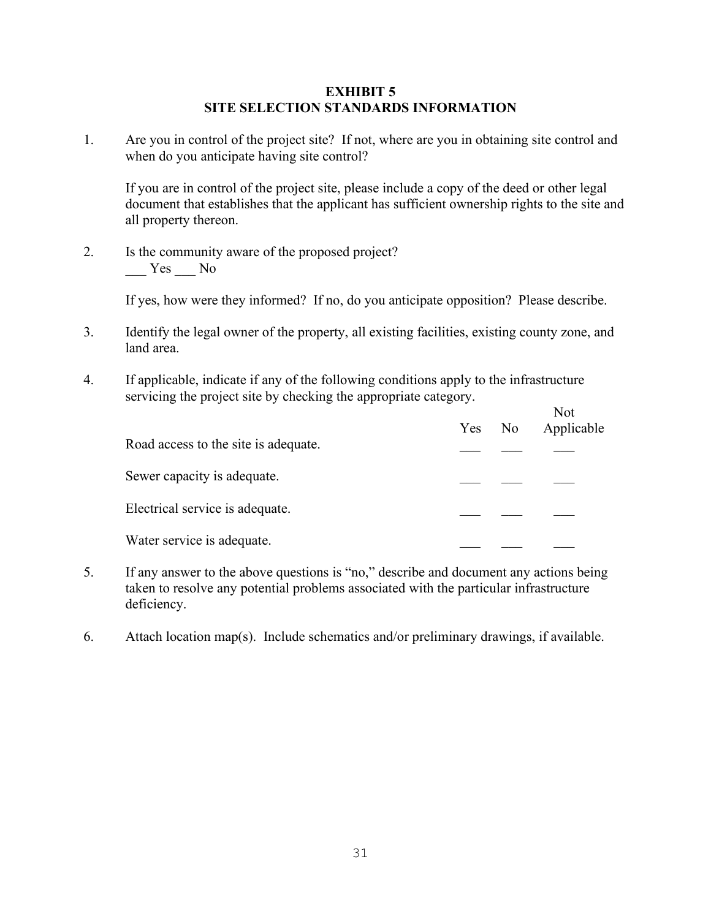# EXHIBIT 5
# SITE SELECTION STANDARDS INFORMATION

1. Are you in control of the project site? If not, where are you in obtaining site control and when do you anticipate having site control?

   If you are in control of the project site, please include a copy of the deed or other legal document that establishes that the applicant has sufficient ownership rights to the site and all property thereon.

2. Is the community aware of the proposed project?
   ___ Yes ___ No

   If yes, how were they informed? If no, do you anticipate opposition? Please describe.

3. Identify the legal owner of the property, all existing facilities, existing county zone, and land area.

4. If applicable, indicate if any of the following conditions apply to the infrastructure servicing the project site by checking the appropriate category.

| | Yes | No | Not Applicable |
|---|---|---|---|
| Road access to the site is adequate. | ___ | ___ | ___ |
| Sewer capacity is adequate. | ___ | ___ | ___ |
| Electrical service is adequate. | ___ | ___ | ___ |
| Water service is adequate. | ___ | ___ | ___ |

5. If any answer to the above questions is "no," describe and document any actions being taken to resolve any potential problems associated with the particular infrastructure deficiency.

6. Attach location map(s). Include schematics and/or preliminary drawings, if available.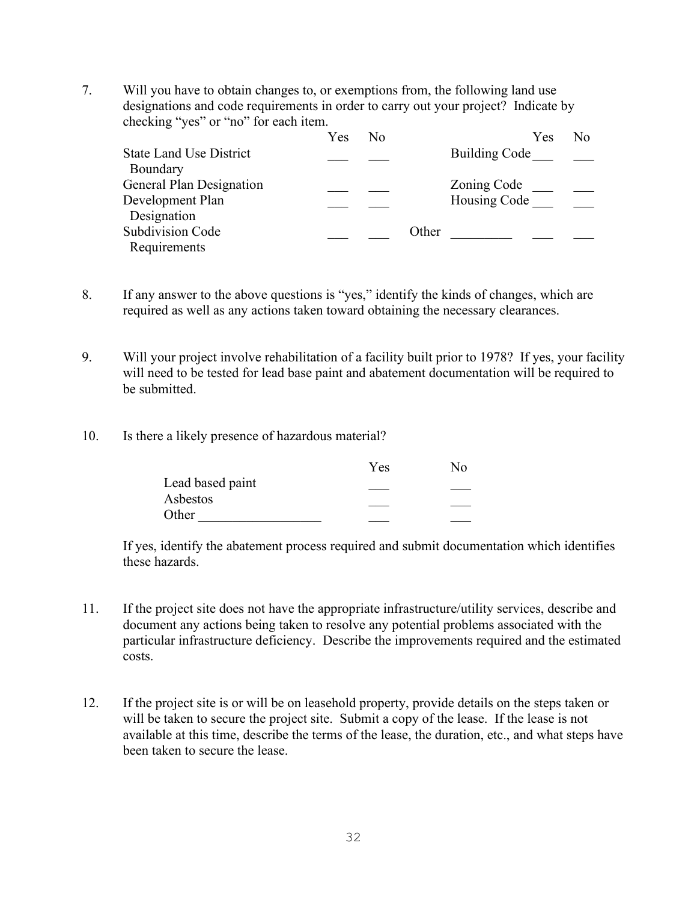7. Will you have to obtain changes to, or exemptions from, the following land use designations and code requirements in order to carry out your project? Indicate by checking "yes" or "no" for each item.

| | Yes | No | | Yes | No |
|---|---|---|---|---|---|
| State Land Use District Boundary | ___ | ___ | Building Code | ___ | ___ |
| General Plan Designation | ___ | ___ | Zoning Code | ___ | ___ |
| Development Plan Designation | ___ | ___ | Housing Code | ___ | ___ |
| Subdivision Code Requirements | ___ | ___ | Other _________ | ___ | ___ |

8. If any answer to the above questions is "yes," identify the kinds of changes, which are required as well as any actions taken toward obtaining the necessary clearances.

9. Will your project involve rehabilitation of a facility built prior to 1978? If yes, your facility will need to be tested for lead base paint and abatement documentation will be required to be submitted.

10. Is there a likely presence of hazardous material?

| | Yes | No |
|---|---|---|
| Lead based paint | ___ | ___ |
| Asbestos | ___ | ___ |
| Other __________________ | ___ | ___ |

If yes, identify the abatement process required and submit documentation which identifies these hazards.

11. If the project site does not have the appropriate infrastructure/utility services, describe and document any actions being taken to resolve any potential problems associated with the particular infrastructure deficiency. Describe the improvements required and the estimated costs.

12. If the project site is or will be on leasehold property, provide details on the steps taken or will be taken to secure the project site. Submit a copy of the lease. If the lease is not available at this time, describe the terms of the lease, the duration, etc., and what steps have been taken to secure the lease.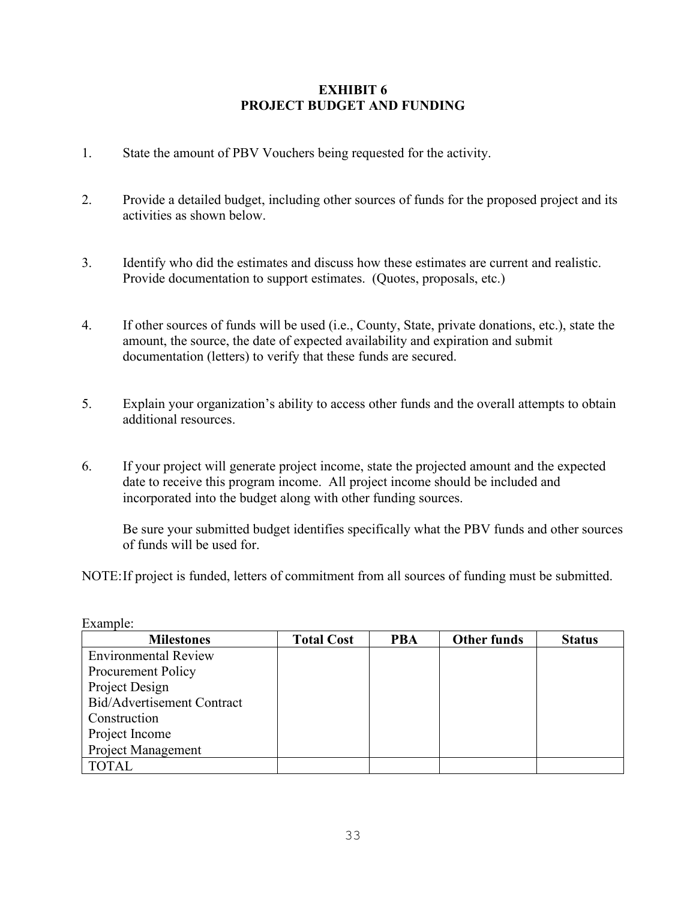# EXHIBIT 6
# PROJECT BUDGET AND FUNDING

1. State the amount of PBV Vouchers being requested for the activity.

2. Provide a detailed budget, including other sources of funds for the proposed project and its activities as shown below.

3. Identify who did the estimates and discuss how these estimates are current and realistic. Provide documentation to support estimates. (Quotes, proposals, etc.)

4. If other sources of funds will be used (i.e., County, State, private donations, etc.), state the amount, the source, the date of expected availability and expiration and submit documentation (letters) to verify that these funds are secured.

5. Explain your organization's ability to access other funds and the overall attempts to obtain additional resources.

6. If your project will generate project income, state the projected amount and the expected date to receive this program income. All project income should be included and incorporated into the budget along with other funding sources.

   Be sure your submitted budget identifies specifically what the PBV funds and other sources of funds will be used for.

NOTE: If project is funded, letters of commitment from all sources of funding must be submitted.

Example:

| Milestones | Total Cost | PBA | Other funds | Status |
|---|---|---|---|---|
| Environmental Review<br>Procurement Policy<br>Project Design<br>Bid/Advertisement Contract<br>Construction<br>Project Income<br>Project Management | | | | |
| TOTAL | | | | |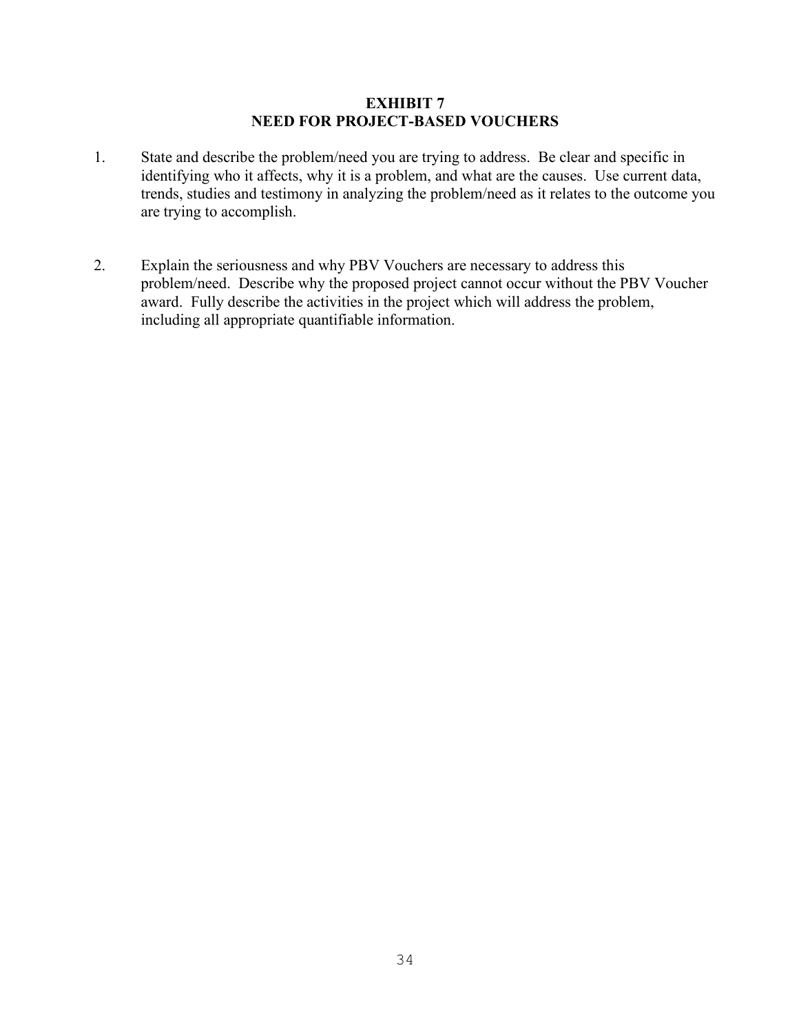# EXHIBIT 7
## NEED FOR PROJECT-BASED VOUCHERS

1. State and describe the problem/need you are trying to address. Be clear and specific in identifying who it affects, why it is a problem, and what are the causes. Use current data, trends, studies and testimony in analyzing the problem/need as it relates to the outcome you are trying to accomplish.

2. Explain the seriousness and why PBV Vouchers are necessary to address this problem/need. Describe why the proposed project cannot occur without the PBV Voucher award. Fully describe the activities in the project which will address the problem, including all appropriate quantifiable information.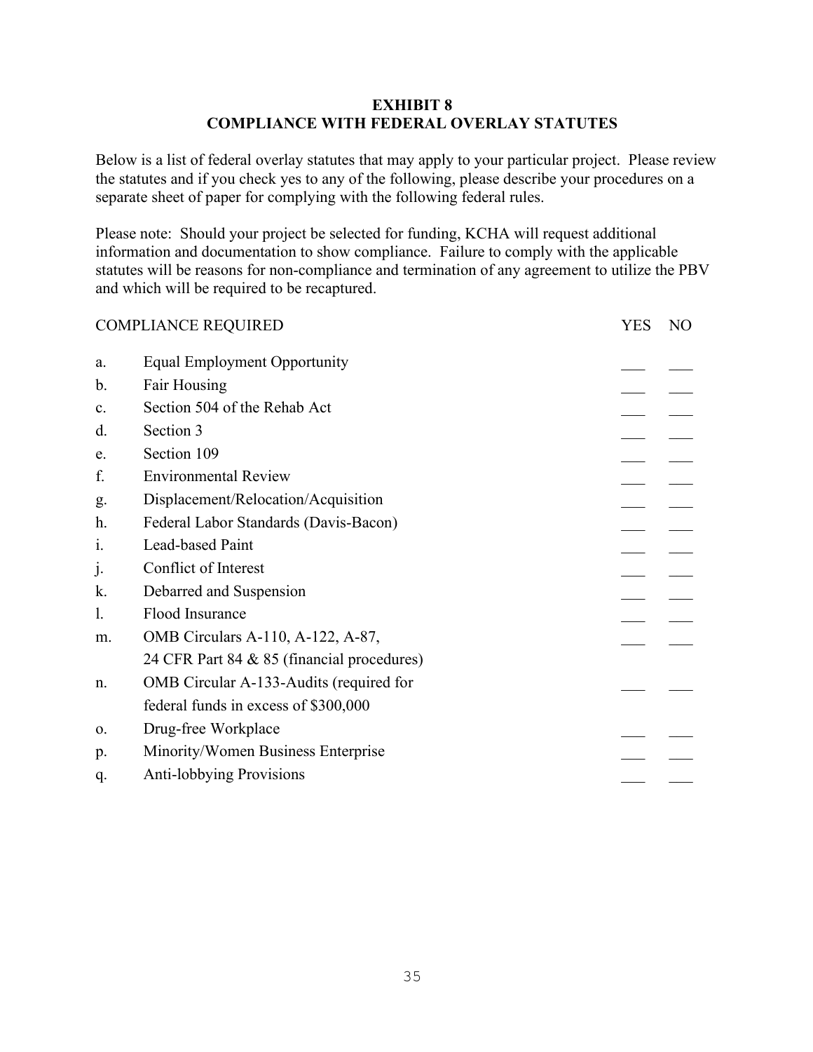## EXHIBIT 8
## COMPLIANCE WITH FEDERAL OVERLAY STATUTES

Below is a list of federal overlay statutes that may apply to your particular project. Please review the statutes and if you check yes to any of the following, please describe your procedures on a separate sheet of paper for complying with the following federal rules.

Please note: Should your project be selected for funding, KCHA will request additional information and documentation to show compliance. Failure to comply with the applicable statutes will be reasons for non-compliance and termination of any agreement to utilize the PBV and which will be required to be recaptured.

| | COMPLIANCE REQUIRED | YES | NO |
|---|---|---|---|
| a. | Equal Employment Opportunity | ___ | ___ |
| b. | Fair Housing | ___ | ___ |
| c. | Section 504 of the Rehab Act | ___ | ___ |
| d. | Section 3 | ___ | ___ |
| e. | Section 109 | ___ | ___ |
| f. | Environmental Review | ___ | ___ |
| g. | Displacement/Relocation/Acquisition | ___ | ___ |
| h. | Federal Labor Standards (Davis-Bacon) | ___ | ___ |
| i. | Lead-based Paint | ___ | ___ |
| j. | Conflict of Interest | ___ | ___ |
| k. | Debarred and Suspension | ___ | ___ |
| l. | Flood Insurance | ___ | ___ |
| m. | OMB Circulars A-110, A-122, A-87, 24 CFR Part 84 & 85 (financial procedures) | ___ | ___ |
| n. | OMB Circular A-133-Audits (required for federal funds in excess of $300,000 | ___ | ___ |
| o. | Drug-free Workplace | ___ | ___ |
| p. | Minority/Women Business Enterprise | ___ | ___ |
| q. | Anti-lobbying Provisions | ___ | ___ |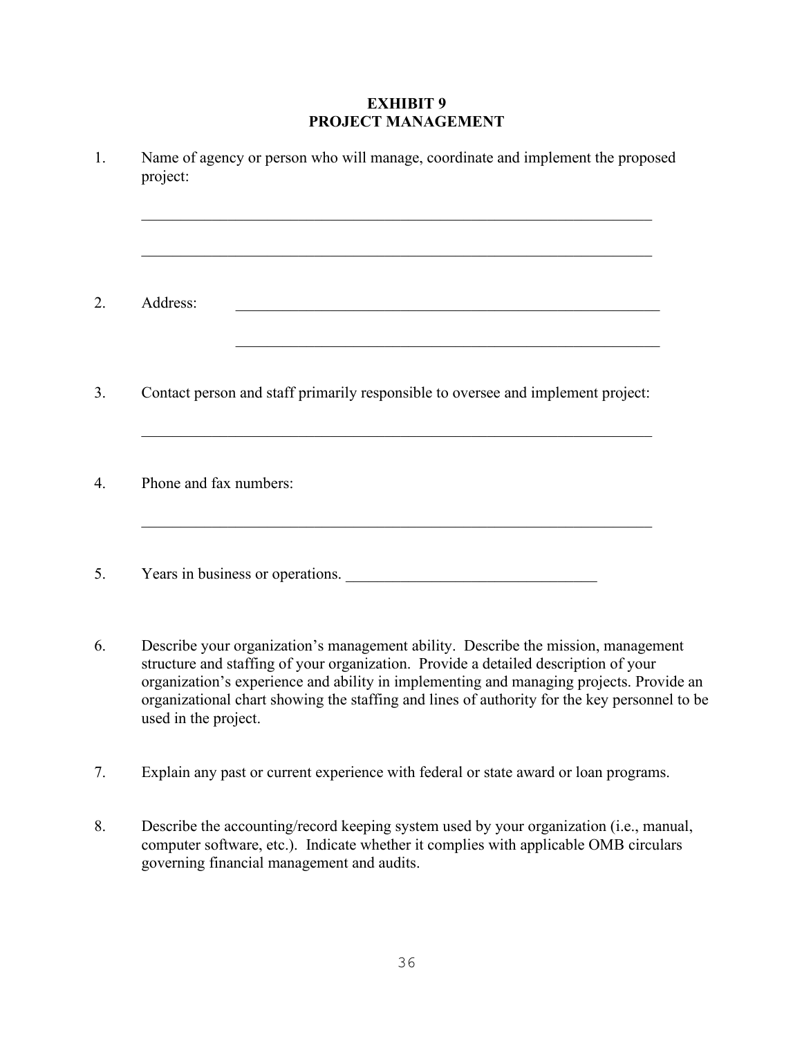**EXHIBIT 9**
**PROJECT MANAGEMENT**

1. Name of agency or person who will manage, coordinate and implement the proposed project:

_____________________________________________________________________

_____________________________________________________________________

2. Address: _________________________________________________________

_________________________________________________________

3. Contact person and staff primarily responsible to oversee and implement project:

_____________________________________________________________________

4. Phone and fax numbers:

_____________________________________________________________________

5. Years in business or operations. ________________________________

6. Describe your organization's management ability. Describe the mission, management structure and staffing of your organization. Provide a detailed description of your organization's experience and ability in implementing and managing projects. Provide an organizational chart showing the staffing and lines of authority for the key personnel to be used in the project.

7. Explain any past or current experience with federal or state award or loan programs.

8. Describe the accounting/record keeping system used by your organization (i.e., manual, computer software, etc.). Indicate whether it complies with applicable OMB circulars governing financial management and audits.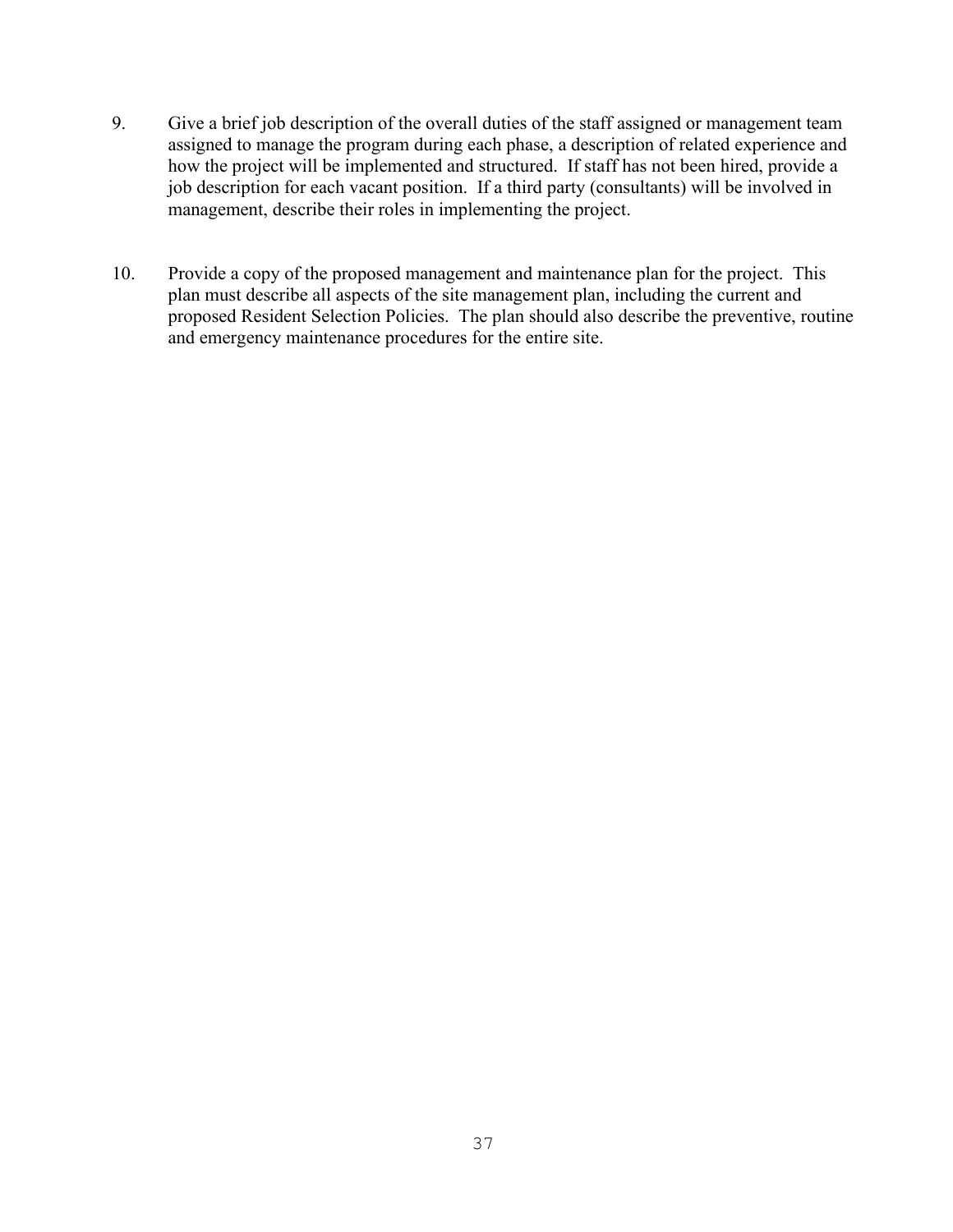9. Give a brief job description of the overall duties of the staff assigned or management team assigned to manage the program during each phase, a description of related experience and how the project will be implemented and structured. If staff has not been hired, provide a job description for each vacant position. If a third party (consultants) will be involved in management, describe their roles in implementing the project.

10. Provide a copy of the proposed management and maintenance plan for the project. This plan must describe all aspects of the site management plan, including the current and proposed Resident Selection Policies. The plan should also describe the preventive, routine and emergency maintenance procedures for the entire site.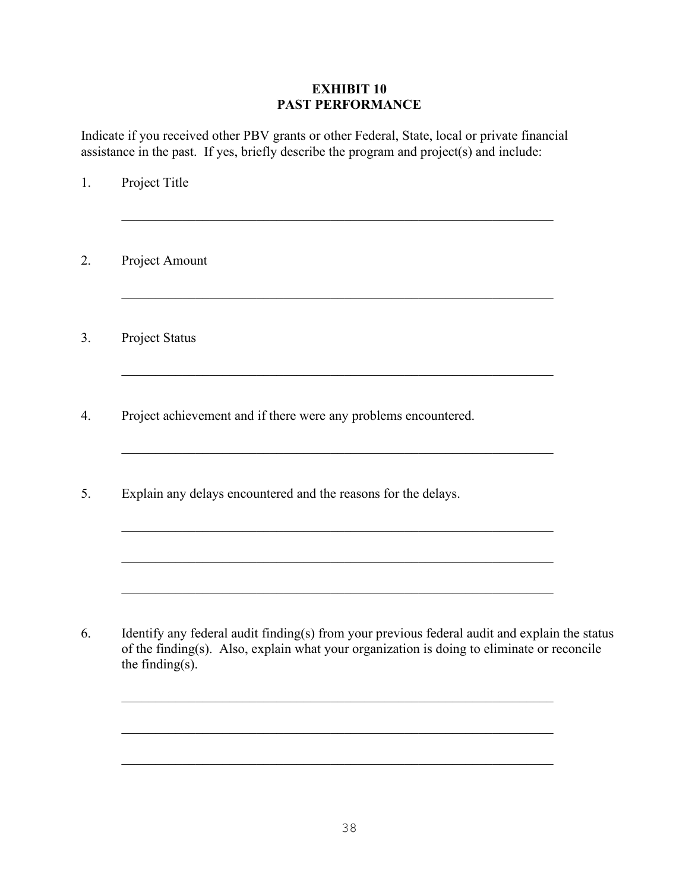## EXHIBIT 10
## PAST PERFORMANCE

Indicate if you received other PBV grants or other Federal, State, local or private financial assistance in the past. If yes, briefly describe the program and project(s) and include:

1. Project Title

   ______________________________________________________________

2. Project Amount

   ______________________________________________________________

3. Project Status

   ______________________________________________________________

4. Project achievement and if there were any problems encountered.

   ______________________________________________________________

5. Explain any delays encountered and the reasons for the delays.

   ______________________________________________________________

   ______________________________________________________________

   ______________________________________________________________

6. Identify any federal audit finding(s) from your previous federal audit and explain the status of the finding(s). Also, explain what your organization is doing to eliminate or reconcile the finding(s).

   ______________________________________________________________

   ______________________________________________________________

   ______________________________________________________________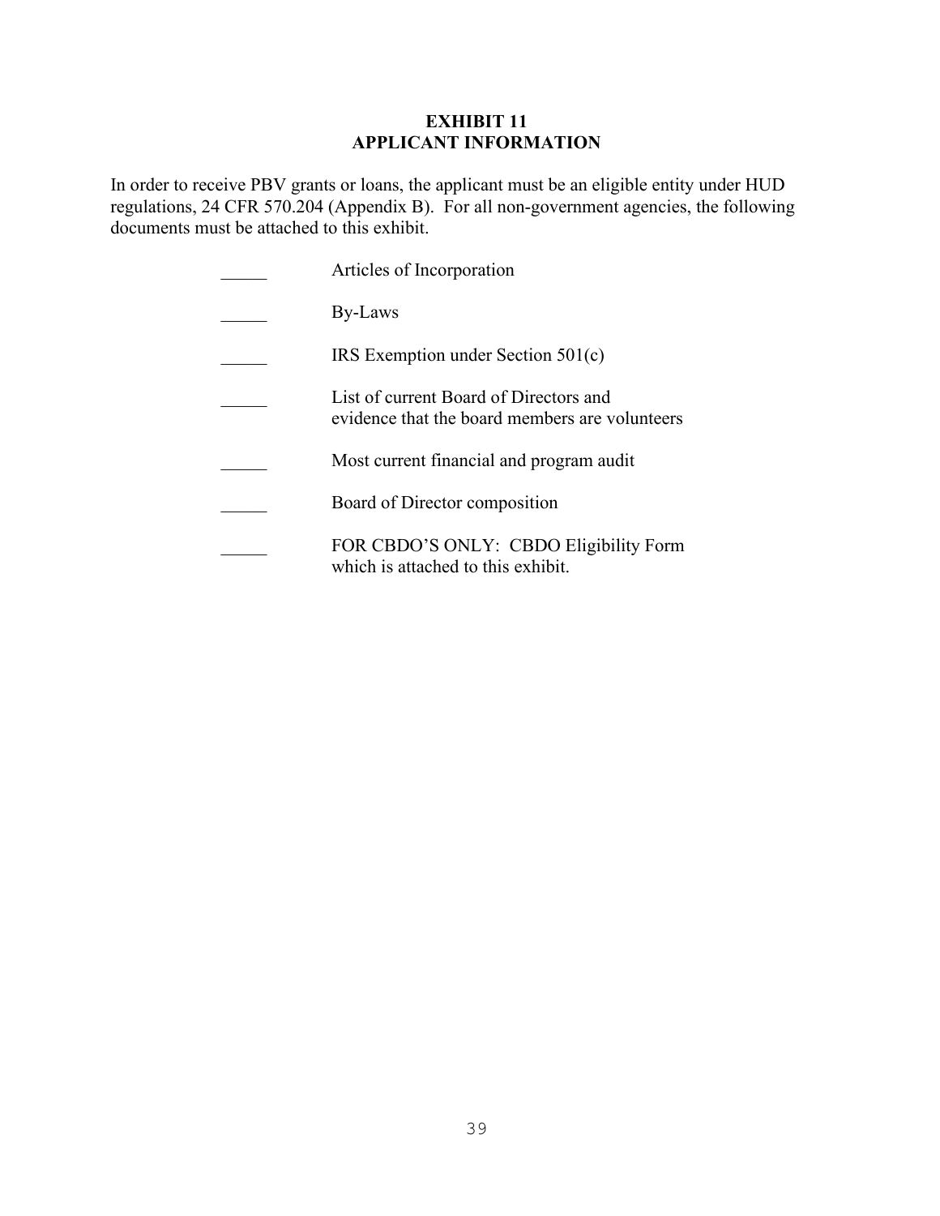# EXHIBIT 11
# APPLICANT INFORMATION

In order to receive PBV grants or loans, the applicant must be an eligible entity under HUD regulations, 24 CFR 570.204 (Appendix B). For all non-government agencies, the following documents must be attached to this exhibit.

_____ Articles of Incorporation

_____ By-Laws

_____ IRS Exemption under Section 501(c)

_____ List of current Board of Directors and evidence that the board members are volunteers

_____ Most current financial and program audit

_____ Board of Director composition

_____ FOR CBDO'S ONLY: CBDO Eligibility Form which is attached to this exhibit.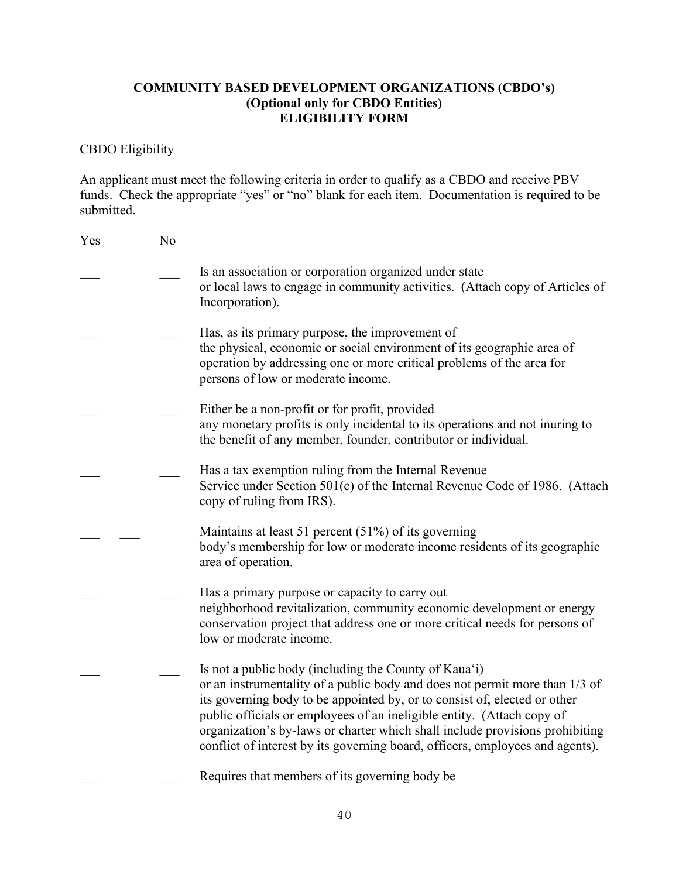**COMMUNITY BASED DEVELOPMENT ORGANIZATIONS (CBDO's)**
**(Optional only for CBDO Entities)**
**ELIGIBILITY FORM**

CBDO Eligibility

An applicant must meet the following criteria in order to qualify as a CBDO and receive PBV funds. Check the appropriate "yes" or "no" blank for each item. Documentation is required to be submitted.

| Yes | No | |
|---|---|---|
| ___ | ___ | Is an association or corporation organized under state or local laws to engage in community activities. (Attach copy of Articles of Incorporation). |
| ___ | ___ | Has, as its primary purpose, the improvement of the physical, economic or social environment of its geographic area of operation by addressing one or more critical problems of the area for persons of low or moderate income. |
| ___ | ___ | Either be a non-profit or for profit, provided any monetary profits is only incidental to its operations and not inuring to the benefit of any member, founder, contributor or individual. |
| ___ | ___ | Has a tax exemption ruling from the Internal Revenue Service under Section 501(c) of the Internal Revenue Code of 1986. (Attach copy of ruling from IRS). |
| ___ | ___ | Maintains at least 51 percent (51%) of its governing body's membership for low or moderate income residents of its geographic area of operation. |
| ___ | ___ | Has a primary purpose or capacity to carry out neighborhood revitalization, community economic development or energy conservation project that address one or more critical needs for persons of low or moderate income. |
| ___ | ___ | Is not a public body (including the County of Kaua'i) or an instrumentality of a public body and does not permit more than 1/3 of its governing body to be appointed by, or to consist of, elected or other public officials or employees of an ineligible entity. (Attach copy of organization's by-laws or charter which shall include provisions prohibiting conflict of interest by its governing board, officers, employees and agents). |
| ___ | ___ | Requires that members of its governing body be |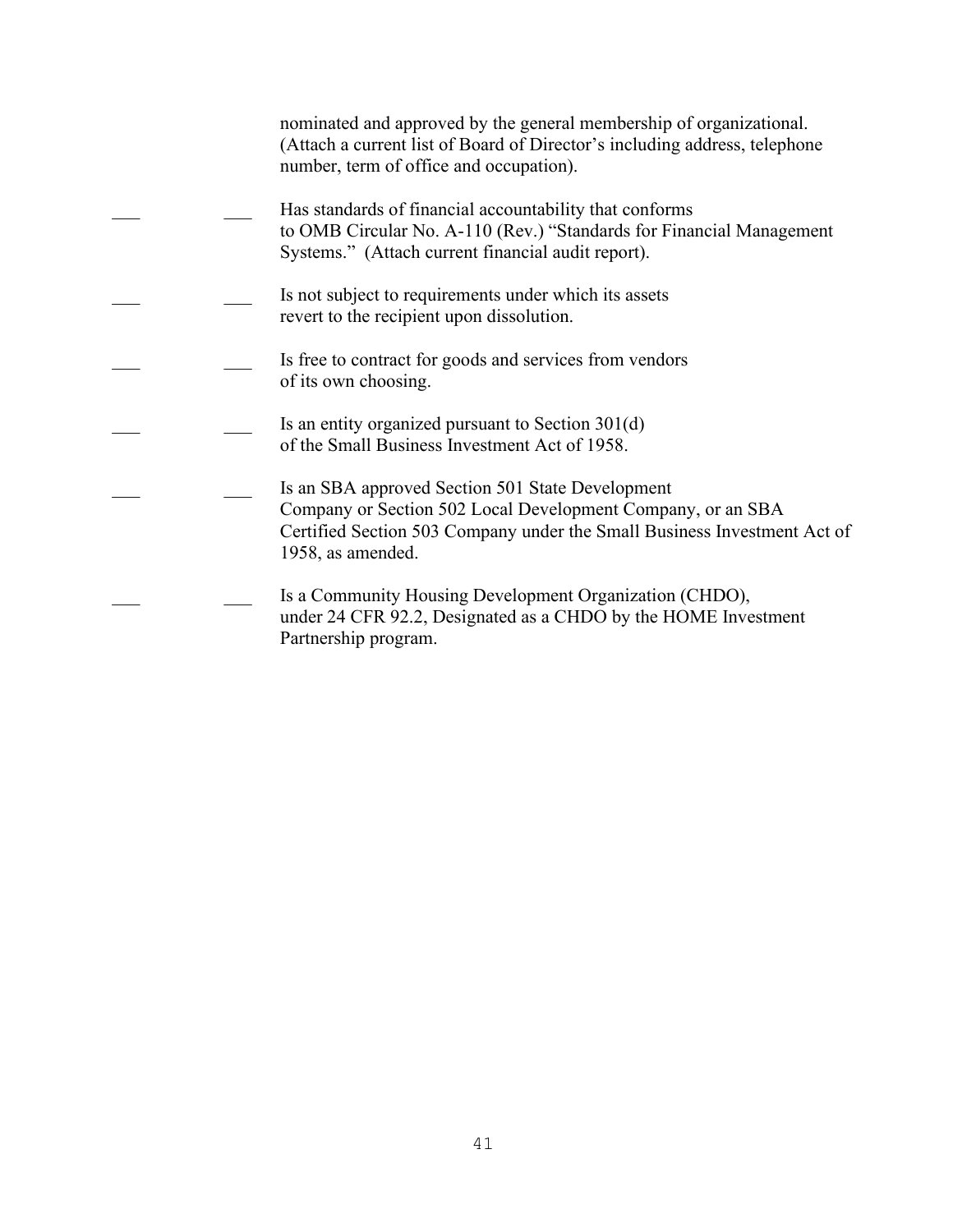nominated and approved by the general membership of organizational. (Attach a current list of Board of Director's including address, telephone number, term of office and occupation).

___ ___ Has standards of financial accountability that conforms to OMB Circular No. A-110 (Rev.) "Standards for Financial Management Systems." (Attach current financial audit report).

___ ___ Is not subject to requirements under which its assets revert to the recipient upon dissolution.

___ ___ Is free to contract for goods and services from vendors of its own choosing.

___ ___ Is an entity organized pursuant to Section 301(d) of the Small Business Investment Act of 1958.

___ ___ Is an SBA approved Section 501 State Development Company or Section 502 Local Development Company, or an SBA Certified Section 503 Company under the Small Business Investment Act of 1958, as amended.

___ ___ Is a Community Housing Development Organization (CHDO), under 24 CFR 92.2, Designated as a CHDO by the HOME Investment Partnership program.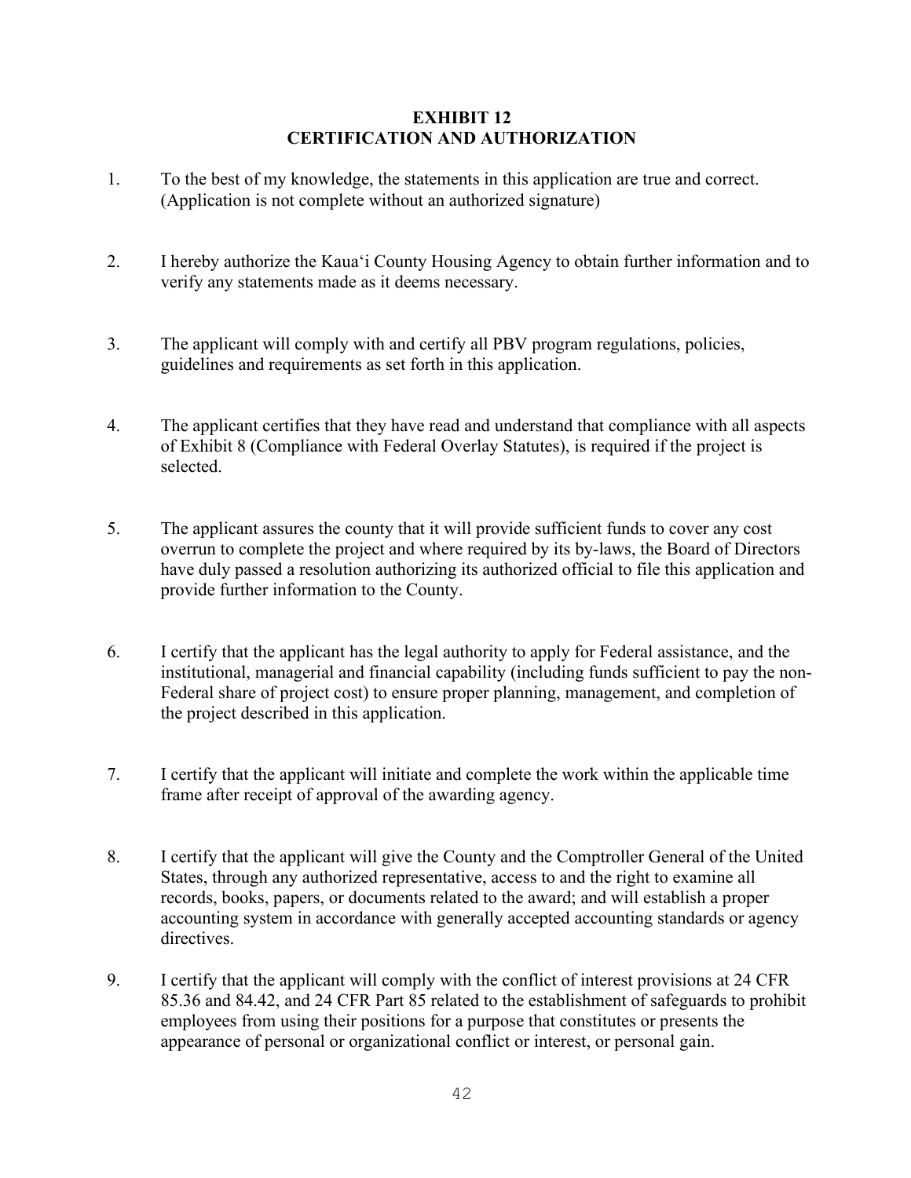# EXHIBIT 12
# CERTIFICATION AND AUTHORIZATION

1. To the best of my knowledge, the statements in this application are true and correct. (Application is not complete without an authorized signature)

2. I hereby authorize the Kaua‘i County Housing Agency to obtain further information and to verify any statements made as it deems necessary.

3. The applicant will comply with and certify all PBV program regulations, policies, guidelines and requirements as set forth in this application.

4. The applicant certifies that they have read and understand that compliance with all aspects of Exhibit 8 (Compliance with Federal Overlay Statutes), is required if the project is selected.

5. The applicant assures the county that it will provide sufficient funds to cover any cost overrun to complete the project and where required by its by-laws, the Board of Directors have duly passed a resolution authorizing its authorized official to file this application and provide further information to the County.

6. I certify that the applicant has the legal authority to apply for Federal assistance, and the institutional, managerial and financial capability (including funds sufficient to pay the non-Federal share of project cost) to ensure proper planning, management, and completion of the project described in this application.

7. I certify that the applicant will initiate and complete the work within the applicable time frame after receipt of approval of the awarding agency.

8. I certify that the applicant will give the County and the Comptroller General of the United States, through any authorized representative, access to and the right to examine all records, books, papers, or documents related to the award; and will establish a proper accounting system in accordance with generally accepted accounting standards or agency directives.

9. I certify that the applicant will comply with the conflict of interest provisions at 24 CFR 85.36 and 84.42, and 24 CFR Part 85 related to the establishment of safeguards to prohibit employees from using their positions for a purpose that constitutes or presents the appearance of personal or organizational conflict or interest, or personal gain.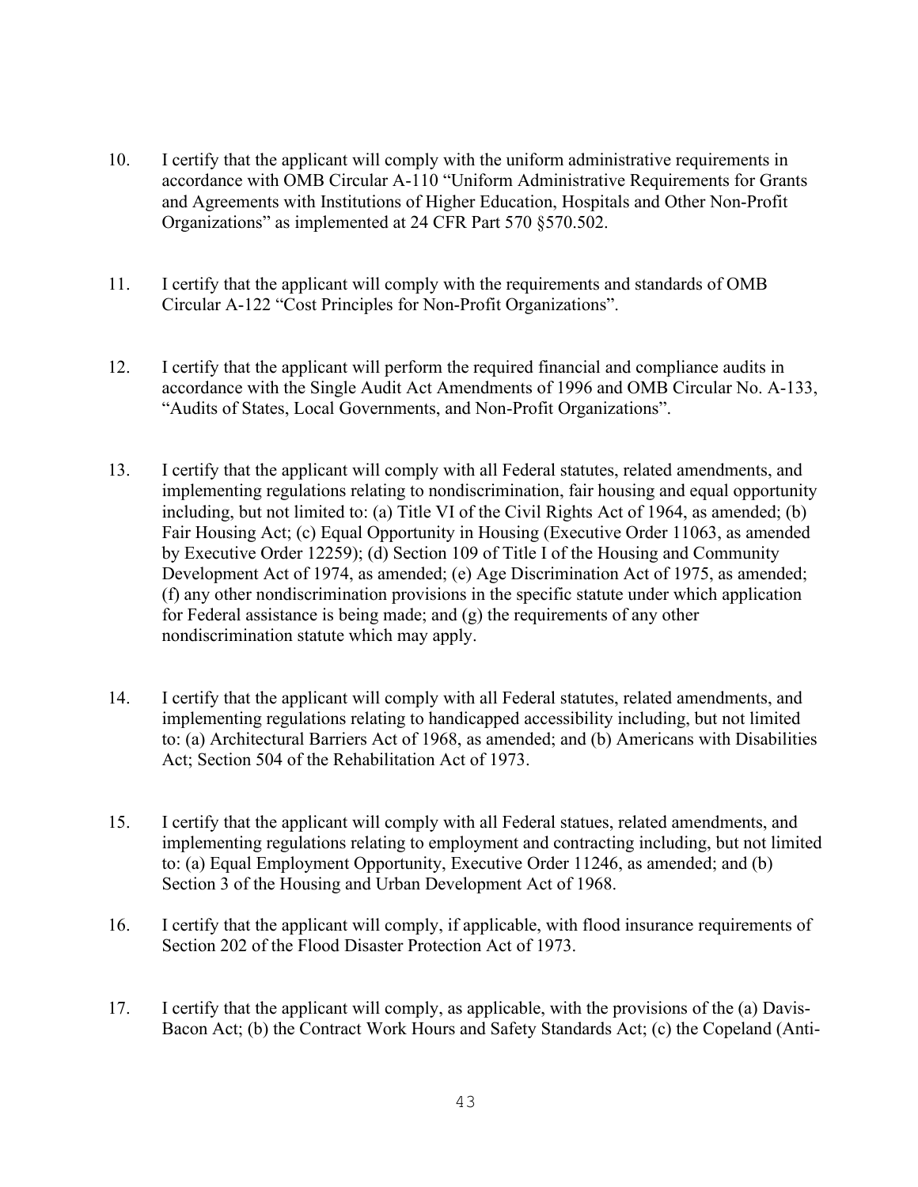10. I certify that the applicant will comply with the uniform administrative requirements in accordance with OMB Circular A-110 "Uniform Administrative Requirements for Grants and Agreements with Institutions of Higher Education, Hospitals and Other Non-Profit Organizations" as implemented at 24 CFR Part 570 §570.502.

11. I certify that the applicant will comply with the requirements and standards of OMB Circular A-122 "Cost Principles for Non-Profit Organizations".

12. I certify that the applicant will perform the required financial and compliance audits in accordance with the Single Audit Act Amendments of 1996 and OMB Circular No. A-133, "Audits of States, Local Governments, and Non-Profit Organizations".

13. I certify that the applicant will comply with all Federal statutes, related amendments, and implementing regulations relating to nondiscrimination, fair housing and equal opportunity including, but not limited to: (a) Title VI of the Civil Rights Act of 1964, as amended; (b) Fair Housing Act; (c) Equal Opportunity in Housing (Executive Order 11063, as amended by Executive Order 12259); (d) Section 109 of Title I of the Housing and Community Development Act of 1974, as amended; (e) Age Discrimination Act of 1975, as amended; (f) any other nondiscrimination provisions in the specific statute under which application for Federal assistance is being made; and (g) the requirements of any other nondiscrimination statute which may apply.

14. I certify that the applicant will comply with all Federal statutes, related amendments, and implementing regulations relating to handicapped accessibility including, but not limited to: (a) Architectural Barriers Act of 1968, as amended; and (b) Americans with Disabilities Act; Section 504 of the Rehabilitation Act of 1973.

15. I certify that the applicant will comply with all Federal statues, related amendments, and implementing regulations relating to employment and contracting including, but not limited to: (a) Equal Employment Opportunity, Executive Order 11246, as amended; and (b) Section 3 of the Housing and Urban Development Act of 1968.

16. I certify that the applicant will comply, if applicable, with flood insurance requirements of Section 202 of the Flood Disaster Protection Act of 1973.

17. I certify that the applicant will comply, as applicable, with the provisions of the (a) Davis-Bacon Act; (b) the Contract Work Hours and Safety Standards Act; (c) the Copeland (Anti-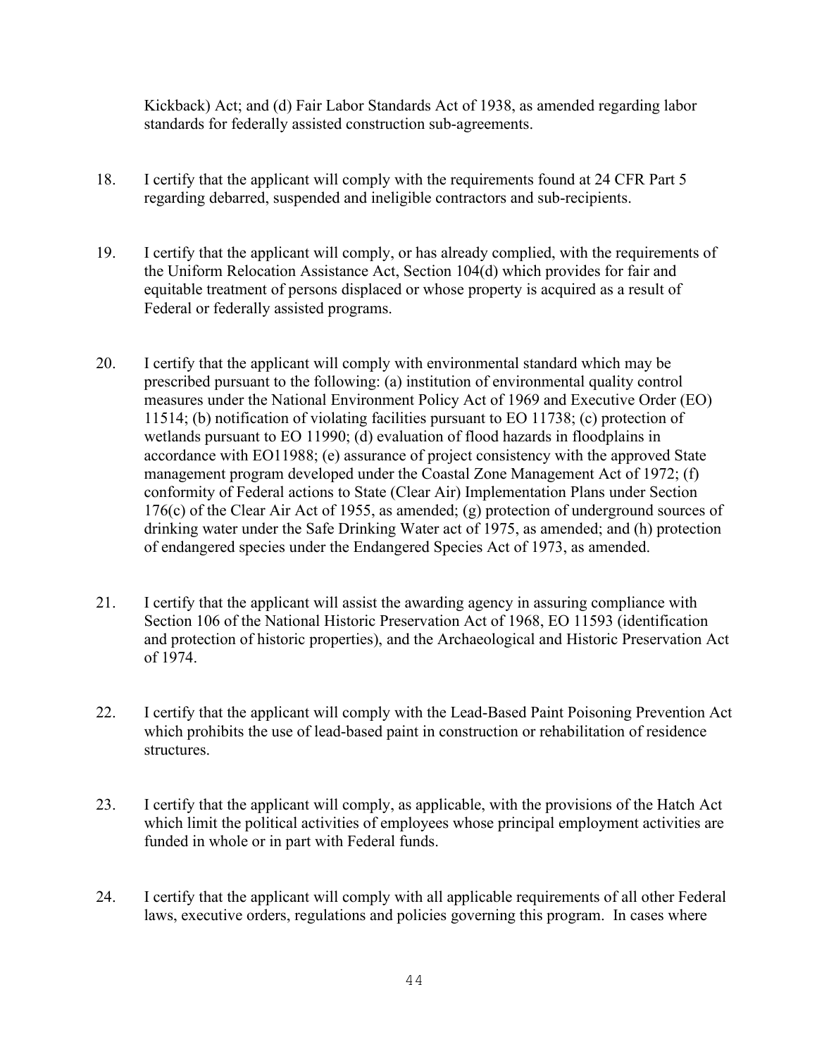Kickback) Act; and (d) Fair Labor Standards Act of 1938, as amended regarding labor standards for federally assisted construction sub-agreements.

18. I certify that the applicant will comply with the requirements found at 24 CFR Part 5 regarding debarred, suspended and ineligible contractors and sub-recipients.

19. I certify that the applicant will comply, or has already complied, with the requirements of the Uniform Relocation Assistance Act, Section 104(d) which provides for fair and equitable treatment of persons displaced or whose property is acquired as a result of Federal or federally assisted programs.

20. I certify that the applicant will comply with environmental standard which may be prescribed pursuant to the following: (a) institution of environmental quality control measures under the National Environment Policy Act of 1969 and Executive Order (EO) 11514; (b) notification of violating facilities pursuant to EO 11738; (c) protection of wetlands pursuant to EO 11990; (d) evaluation of flood hazards in floodplains in accordance with EO11988; (e) assurance of project consistency with the approved State management program developed under the Coastal Zone Management Act of 1972; (f) conformity of Federal actions to State (Clear Air) Implementation Plans under Section 176(c) of the Clear Air Act of 1955, as amended; (g) protection of underground sources of drinking water under the Safe Drinking Water act of 1975, as amended; and (h) protection of endangered species under the Endangered Species Act of 1973, as amended.

21. I certify that the applicant will assist the awarding agency in assuring compliance with Section 106 of the National Historic Preservation Act of 1968, EO 11593 (identification and protection of historic properties), and the Archaeological and Historic Preservation Act of 1974.

22. I certify that the applicant will comply with the Lead-Based Paint Poisoning Prevention Act which prohibits the use of lead-based paint in construction or rehabilitation of residence structures.

23. I certify that the applicant will comply, as applicable, with the provisions of the Hatch Act which limit the political activities of employees whose principal employment activities are funded in whole or in part with Federal funds.

24. I certify that the applicant will comply with all applicable requirements of all other Federal laws, executive orders, regulations and policies governing this program. In cases where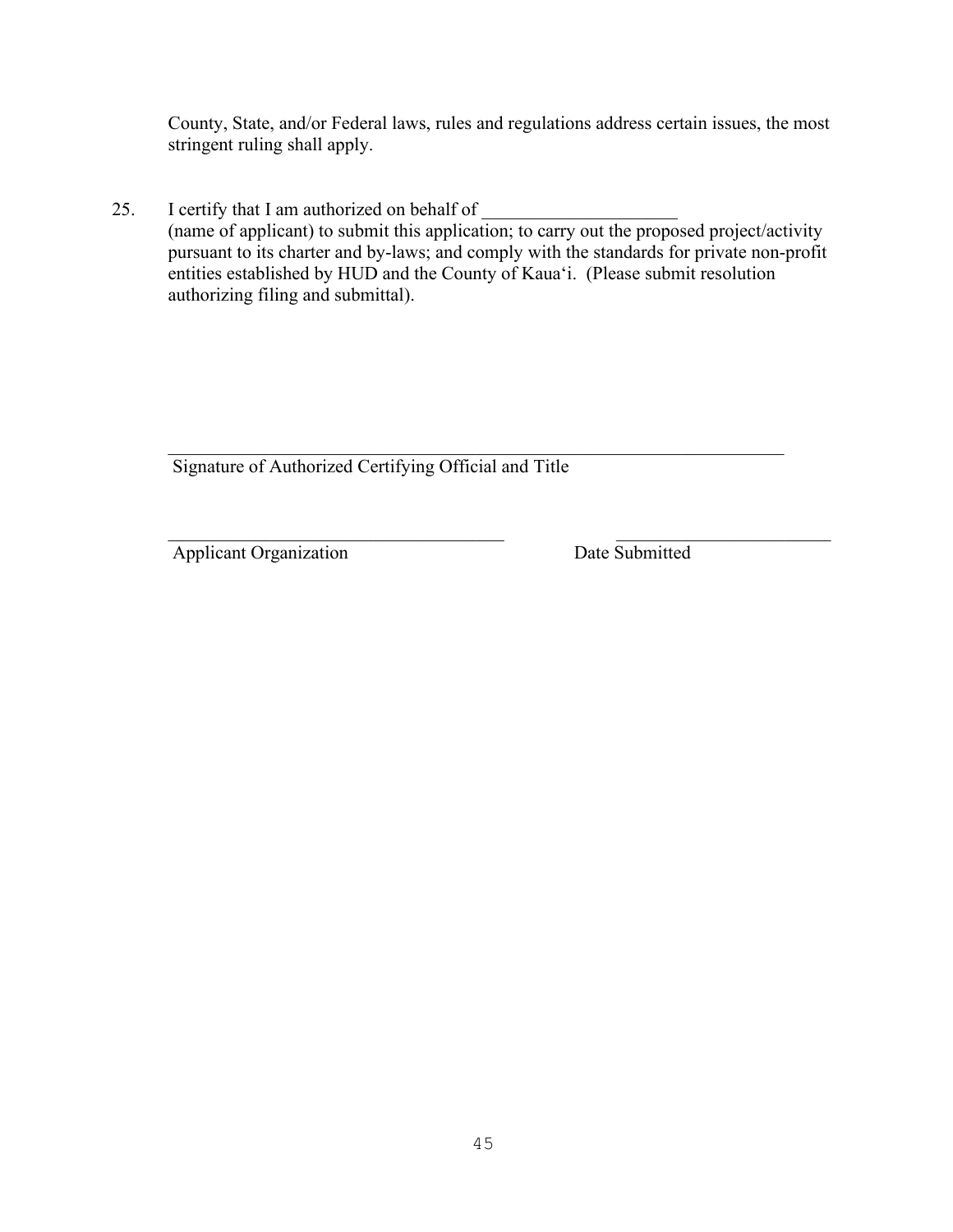County, State, and/or Federal laws, rules and regulations address certain issues, the most stringent ruling shall apply.

25. I certify that I am authorized on behalf of _____________________ (name of applicant) to submit this application; to carry out the proposed project/activity pursuant to its charter and by-laws; and comply with the standards for private non-profit entities established by HUD and the County of Kaua'i. (Please submit resolution authorizing filing and submittal).

_________________________________________________________________
Signature of Authorized Certifying Official and Title

____________________________________ ________________________
Applicant Organization Date Submitted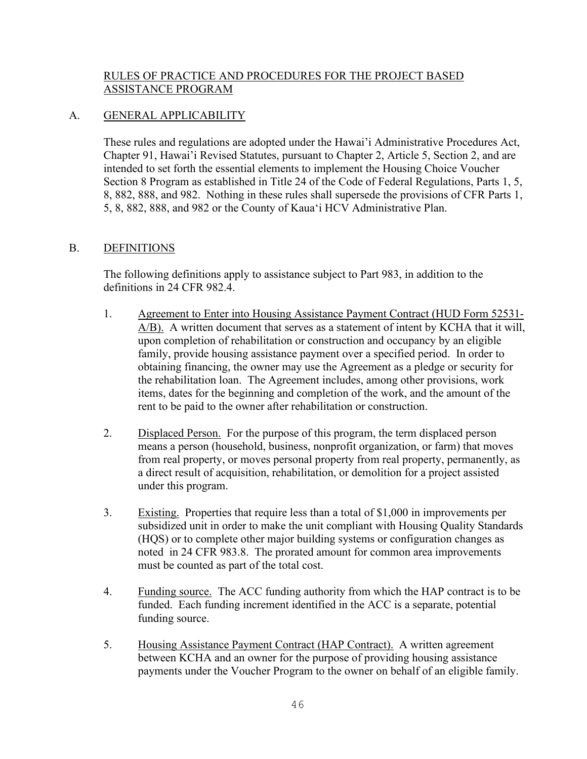## RULES OF PRACTICE AND PROCEDURES FOR THE PROJECT BASED ASSISTANCE PROGRAM

### A. GENERAL APPLICABILITY

These rules and regulations are adopted under the Hawai'i Administrative Procedures Act, Chapter 91, Hawai'i Revised Statutes, pursuant to Chapter 2, Article 5, Section 2, and are intended to set forth the essential elements to implement the Housing Choice Voucher Section 8 Program as established in Title 24 of the Code of Federal Regulations, Parts 1, 5, 8, 882, 888, and 982. Nothing in these rules shall supersede the provisions of CFR Parts 1, 5, 8, 882, 888, and 982 or the County of Kaua'i HCV Administrative Plan.

### B. DEFINITIONS

The following definitions apply to assistance subject to Part 983, in addition to the definitions in 24 CFR 982.4.

1. Agreement to Enter into Housing Assistance Payment Contract (HUD Form 52531-A/B). A written document that serves as a statement of intent by KCHA that it will, upon completion of rehabilitation or construction and occupancy by an eligible family, provide housing assistance payment over a specified period. In order to obtaining financing, the owner may use the Agreement as a pledge or security for the rehabilitation loan. The Agreement includes, among other provisions, work items, dates for the beginning and completion of the work, and the amount of the rent to be paid to the owner after rehabilitation or construction.

2. Displaced Person. For the purpose of this program, the term displaced person means a person (household, business, nonprofit organization, or farm) that moves from real property, or moves personal property from real property, permanently, as a direct result of acquisition, rehabilitation, or demolition for a project assisted under this program.

3. Existing. Properties that require less than a total of $1,000 in improvements per subsidized unit in order to make the unit compliant with Housing Quality Standards (HQS) or to complete other major building systems or configuration changes as noted in 24 CFR 983.8. The prorated amount for common area improvements must be counted as part of the total cost.

4. Funding source. The ACC funding authority from which the HAP contract is to be funded. Each funding increment identified in the ACC is a separate, potential funding source.

5. Housing Assistance Payment Contract (HAP Contract). A written agreement between KCHA and an owner for the purpose of providing housing assistance payments under the Voucher Program to the owner on behalf of an eligible family.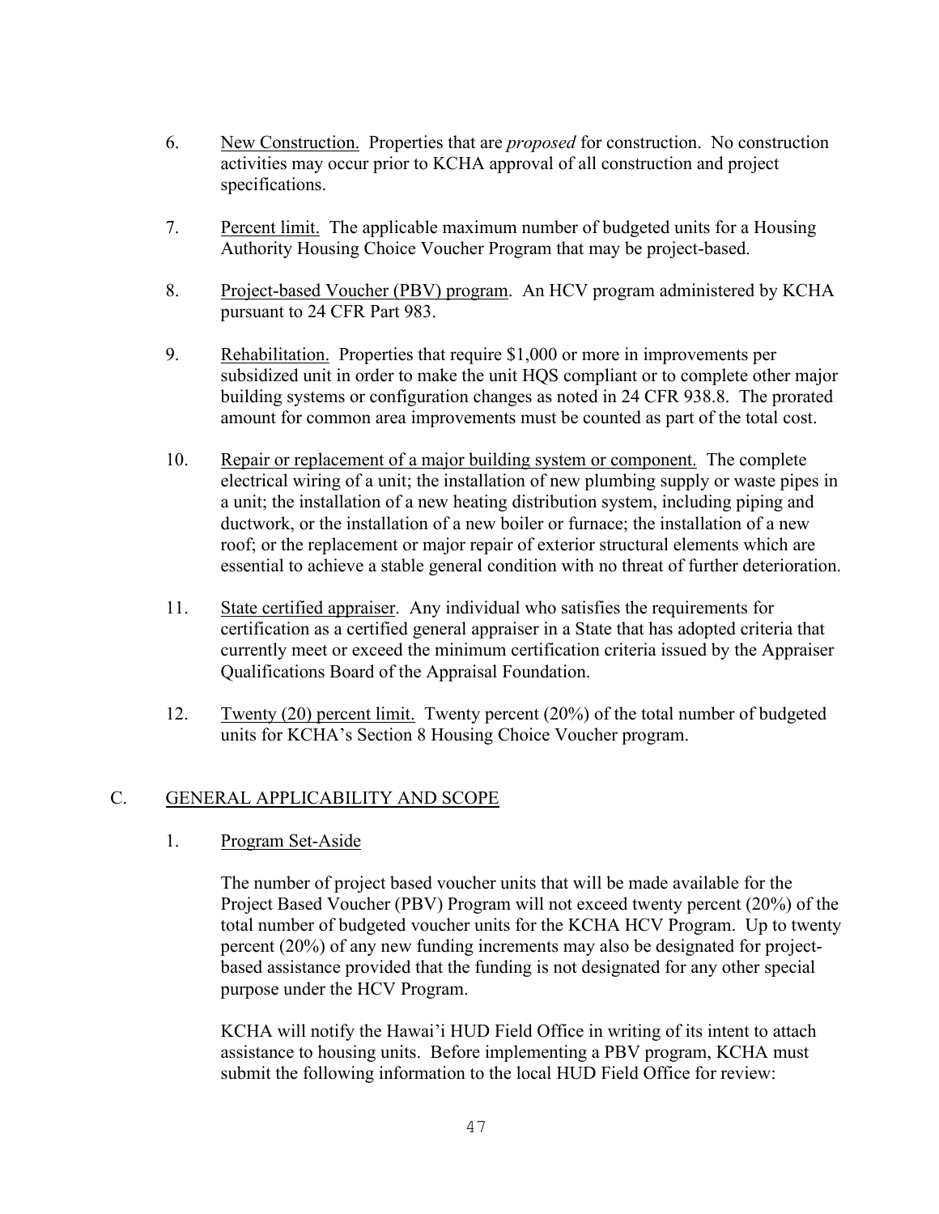6. <u>New Construction.</u> Properties that are *proposed* for construction. No construction activities may occur prior to KCHA approval of all construction and project specifications.

7. <u>Percent limit.</u> The applicable maximum number of budgeted units for a Housing Authority Housing Choice Voucher Program that may be project-based.

8. <u>Project-based Voucher (PBV) program</u>. An HCV program administered by KCHA pursuant to 24 CFR Part 983.

9. <u>Rehabilitation.</u> Properties that require $1,000 or more in improvements per subsidized unit in order to make the unit HQS compliant or to complete other major building systems or configuration changes as noted in 24 CFR 938.8. The prorated amount for common area improvements must be counted as part of the total cost.

10. <u>Repair or replacement of a major building system or component.</u> The complete electrical wiring of a unit; the installation of new plumbing supply or waste pipes in a unit; the installation of a new heating distribution system, including piping and ductwork, or the installation of a new boiler or furnace; the installation of a new roof; or the replacement or major repair of exterior structural elements which are essential to achieve a stable general condition with no threat of further deterioration.

11. <u>State certified appraiser</u>. Any individual who satisfies the requirements for certification as a certified general appraiser in a State that has adopted criteria that currently meet or exceed the minimum certification criteria issued by the Appraiser Qualifications Board of the Appraisal Foundation.

12. <u>Twenty (20) percent limit.</u> Twenty percent (20%) of the total number of budgeted units for KCHA's Section 8 Housing Choice Voucher program.

## C. <u>GENERAL APPLICABILITY AND SCOPE</u>

### 1. <u>Program Set-Aside</u>

The number of project based voucher units that will be made available for the Project Based Voucher (PBV) Program will not exceed twenty percent (20%) of the total number of budgeted voucher units for the KCHA HCV Program. Up to twenty percent (20%) of any new funding increments may also be designated for project-based assistance provided that the funding is not designated for any other special purpose under the HCV Program.

KCHA will notify the Hawai'i HUD Field Office in writing of its intent to attach assistance to housing units. Before implementing a PBV program, KCHA must submit the following information to the local HUD Field Office for review: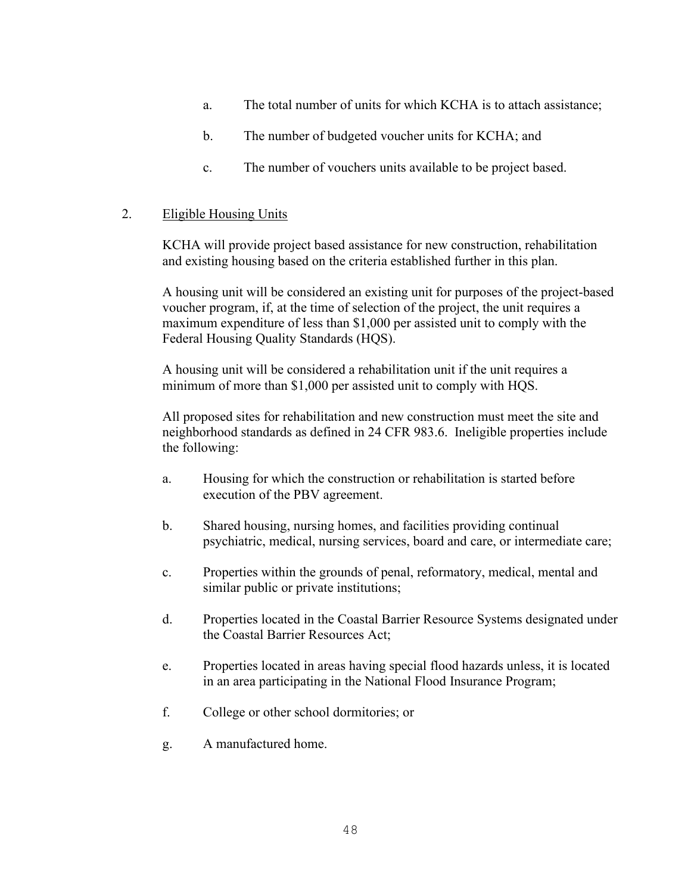a. The total number of units for which KCHA is to attach assistance;

b. The number of budgeted voucher units for KCHA; and

c. The number of vouchers units available to be project based.

2. Eligible Housing Units

KCHA will provide project based assistance for new construction, rehabilitation and existing housing based on the criteria established further in this plan.

A housing unit will be considered an existing unit for purposes of the project-based voucher program, if, at the time of selection of the project, the unit requires a maximum expenditure of less than $1,000 per assisted unit to comply with the Federal Housing Quality Standards (HQS).

A housing unit will be considered a rehabilitation unit if the unit requires a minimum of more than $1,000 per assisted unit to comply with HQS.

All proposed sites for rehabilitation and new construction must meet the site and neighborhood standards as defined in 24 CFR 983.6. Ineligible properties include the following:

a. Housing for which the construction or rehabilitation is started before execution of the PBV agreement.

b. Shared housing, nursing homes, and facilities providing continual psychiatric, medical, nursing services, board and care, or intermediate care;

c. Properties within the grounds of penal, reformatory, medical, mental and similar public or private institutions;

d. Properties located in the Coastal Barrier Resource Systems designated under the Coastal Barrier Resources Act;

e. Properties located in areas having special flood hazards unless, it is located in an area participating in the National Flood Insurance Program;

f. College or other school dormitories; or

g. A manufactured home.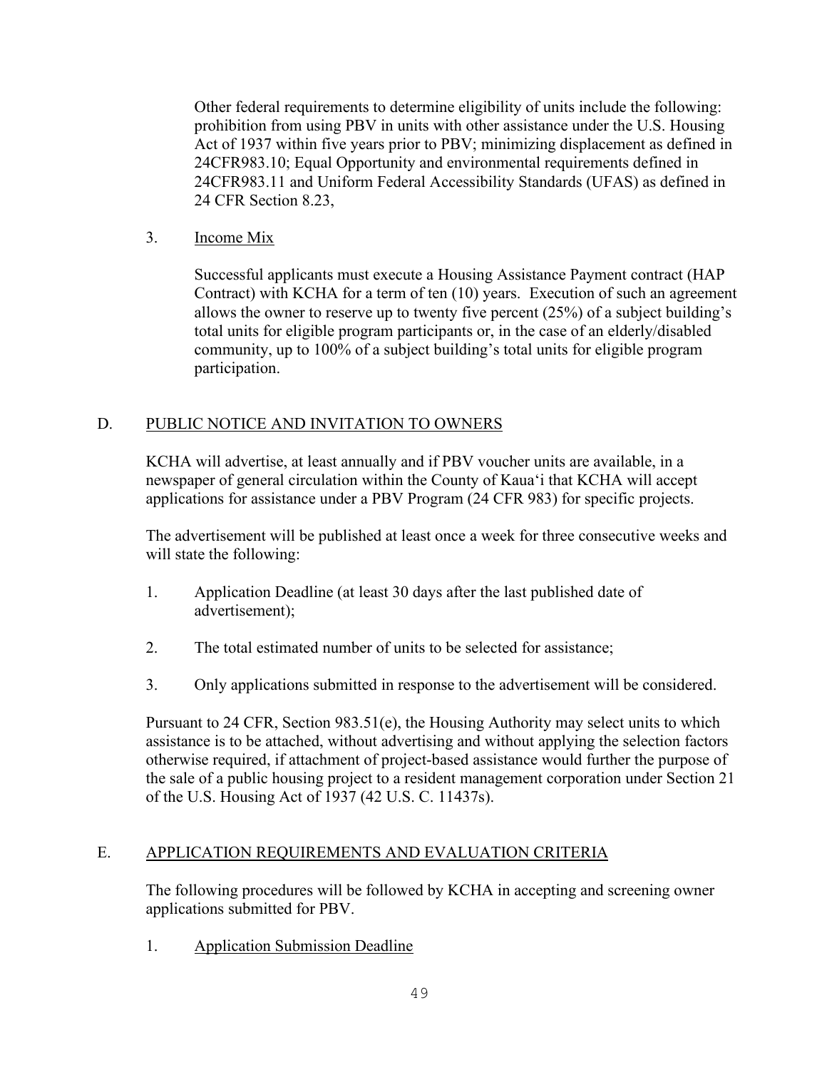Other federal requirements to determine eligibility of units include the following: prohibition from using PBV in units with other assistance under the U.S. Housing Act of 1937 within five years prior to PBV; minimizing displacement as defined in 24CFR983.10; Equal Opportunity and environmental requirements defined in 24CFR983.11 and Uniform Federal Accessibility Standards (UFAS) as defined in 24 CFR Section 8.23,

3. <u>Income Mix</u>

   Successful applicants must execute a Housing Assistance Payment contract (HAP Contract) with KCHA for a term of ten (10) years. Execution of such an agreement allows the owner to reserve up to twenty five percent (25%) of a subject building's total units for eligible program participants or, in the case of an elderly/disabled community, up to 100% of a subject building's total units for eligible program participation.

## D. PUBLIC NOTICE AND INVITATION TO OWNERS

KCHA will advertise, at least annually and if PBV voucher units are available, in a newspaper of general circulation within the County of Kaua'i that KCHA will accept applications for assistance under a PBV Program (24 CFR 983) for specific projects.

The advertisement will be published at least once a week for three consecutive weeks and will state the following:

1. Application Deadline (at least 30 days after the last published date of advertisement);
2. The total estimated number of units to be selected for assistance;
3. Only applications submitted in response to the advertisement will be considered.

Pursuant to 24 CFR, Section 983.51(e), the Housing Authority may select units to which assistance is to be attached, without advertising and without applying the selection factors otherwise required, if attachment of project-based assistance would further the purpose of the sale of a public housing project to a resident management corporation under Section 21 of the U.S. Housing Act of 1937 (42 U.S. C. 11437s).

## E. APPLICATION REQUIREMENTS AND EVALUATION CRITERIA

The following procedures will be followed by KCHA in accepting and screening owner applications submitted for PBV.

1. <u>Application Submission Deadline</u>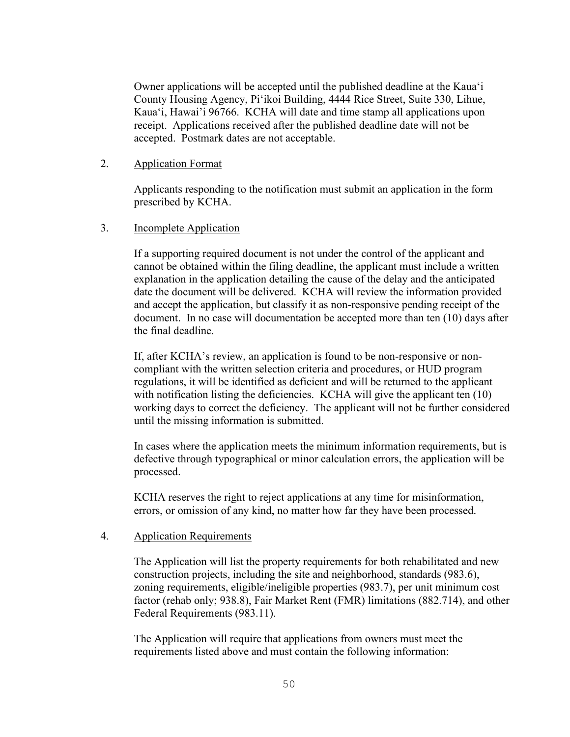Owner applications will be accepted until the published deadline at the Kaua'i County Housing Agency, Pi'ikoi Building, 4444 Rice Street, Suite 330, Lihue, Kaua'i, Hawai'i 96766. KCHA will date and time stamp all applications upon receipt. Applications received after the published deadline date will not be accepted. Postmark dates are not acceptable.

2. Application Format

Applicants responding to the notification must submit an application in the form prescribed by KCHA.

3. Incomplete Application

If a supporting required document is not under the control of the applicant and cannot be obtained within the filing deadline, the applicant must include a written explanation in the application detailing the cause of the delay and the anticipated date the document will be delivered. KCHA will review the information provided and accept the application, but classify it as non-responsive pending receipt of the document. In no case will documentation be accepted more than ten (10) days after the final deadline.

If, after KCHA's review, an application is found to be non-responsive or non-compliant with the written selection criteria and procedures, or HUD program regulations, it will be identified as deficient and will be returned to the applicant with notification listing the deficiencies. KCHA will give the applicant ten (10) working days to correct the deficiency. The applicant will not be further considered until the missing information is submitted.

In cases where the application meets the minimum information requirements, but is defective through typographical or minor calculation errors, the application will be processed.

KCHA reserves the right to reject applications at any time for misinformation, errors, or omission of any kind, no matter how far they have been processed.

4. Application Requirements

The Application will list the property requirements for both rehabilitated and new construction projects, including the site and neighborhood, standards (983.6), zoning requirements, eligible/ineligible properties (983.7), per unit minimum cost factor (rehab only; 938.8), Fair Market Rent (FMR) limitations (882.714), and other Federal Requirements (983.11).

The Application will require that applications from owners must meet the requirements listed above and must contain the following information: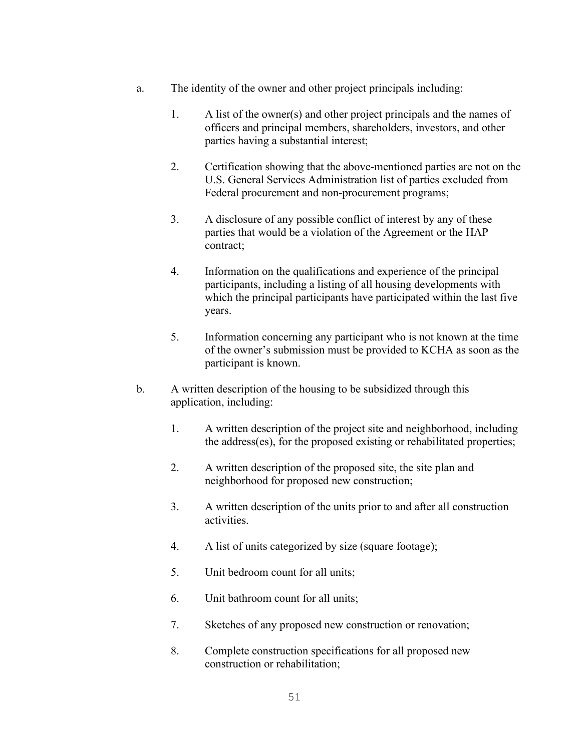a. The identity of the owner and other project principals including:

   1. A list of the owner(s) and other project principals and the names of officers and principal members, shareholders, investors, and other parties having a substantial interest;

   2. Certification showing that the above-mentioned parties are not on the U.S. General Services Administration list of parties excluded from Federal procurement and non-procurement programs;

   3. A disclosure of any possible conflict of interest by any of these parties that would be a violation of the Agreement or the HAP contract;

   4. Information on the qualifications and experience of the principal participants, including a listing of all housing developments with which the principal participants have participated within the last five years.

   5. Information concerning any participant who is not known at the time of the owner's submission must be provided to KCHA as soon as the participant is known.

b. A written description of the housing to be subsidized through this application, including:

   1. A written description of the project site and neighborhood, including the address(es), for the proposed existing or rehabilitated properties;

   2. A written description of the proposed site, the site plan and neighborhood for proposed new construction;

   3. A written description of the units prior to and after all construction activities.

   4. A list of units categorized by size (square footage);

   5. Unit bedroom count for all units;

   6. Unit bathroom count for all units;

   7. Sketches of any proposed new construction or renovation;

   8. Complete construction specifications for all proposed new construction or rehabilitation;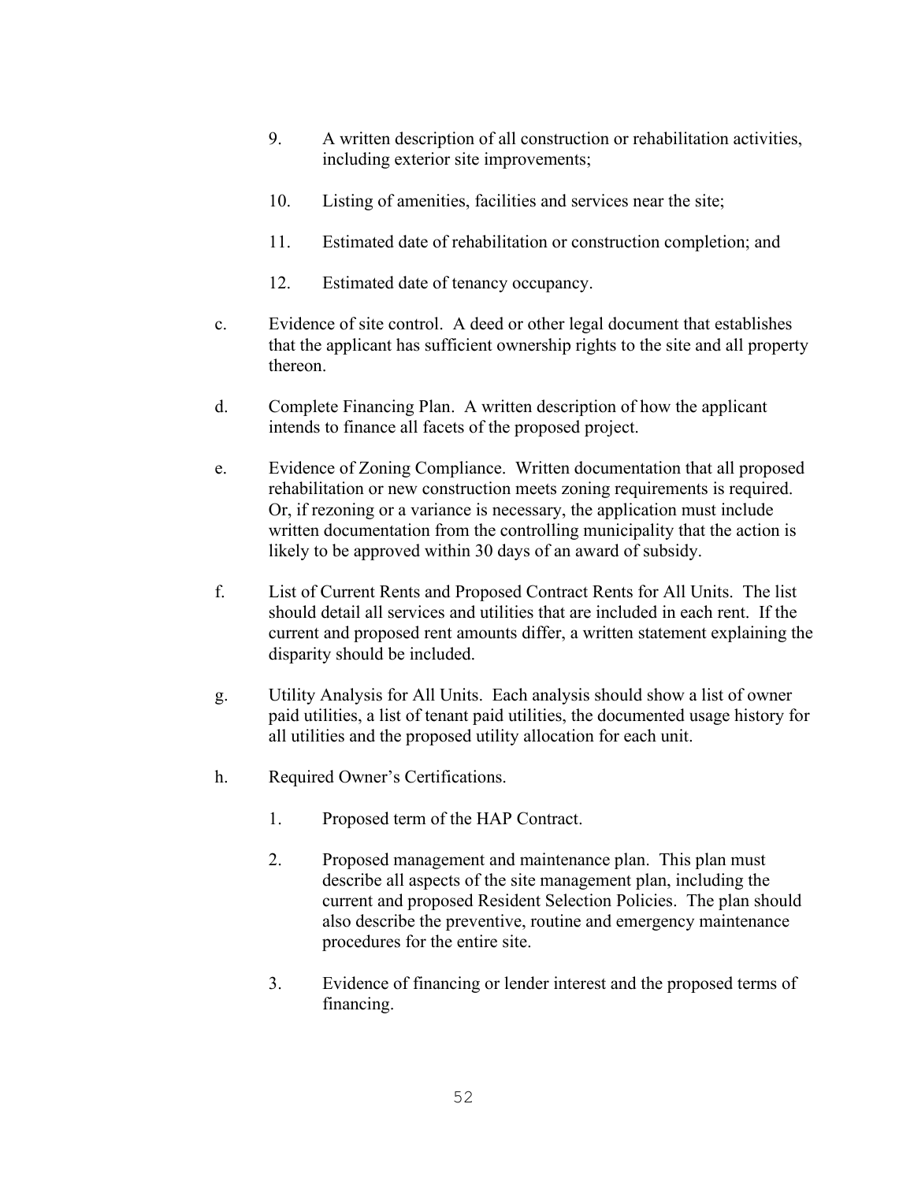9. A written description of all construction or rehabilitation activities, including exterior site improvements;

10. Listing of amenities, facilities and services near the site;

11. Estimated date of rehabilitation or construction completion; and

12. Estimated date of tenancy occupancy.

c. Evidence of site control. A deed or other legal document that establishes that the applicant has sufficient ownership rights to the site and all property thereon.

d. Complete Financing Plan. A written description of how the applicant intends to finance all facets of the proposed project.

e. Evidence of Zoning Compliance. Written documentation that all proposed rehabilitation or new construction meets zoning requirements is required. Or, if rezoning or a variance is necessary, the application must include written documentation from the controlling municipality that the action is likely to be approved within 30 days of an award of subsidy.

f. List of Current Rents and Proposed Contract Rents for All Units. The list should detail all services and utilities that are included in each rent. If the current and proposed rent amounts differ, a written statement explaining the disparity should be included.

g. Utility Analysis for All Units. Each analysis should show a list of owner paid utilities, a list of tenant paid utilities, the documented usage history for all utilities and the proposed utility allocation for each unit.

h. Required Owner's Certifications.

   1. Proposed term of the HAP Contract.

   2. Proposed management and maintenance plan. This plan must describe all aspects of the site management plan, including the current and proposed Resident Selection Policies. The plan should also describe the preventive, routine and emergency maintenance procedures for the entire site.

   3. Evidence of financing or lender interest and the proposed terms of financing.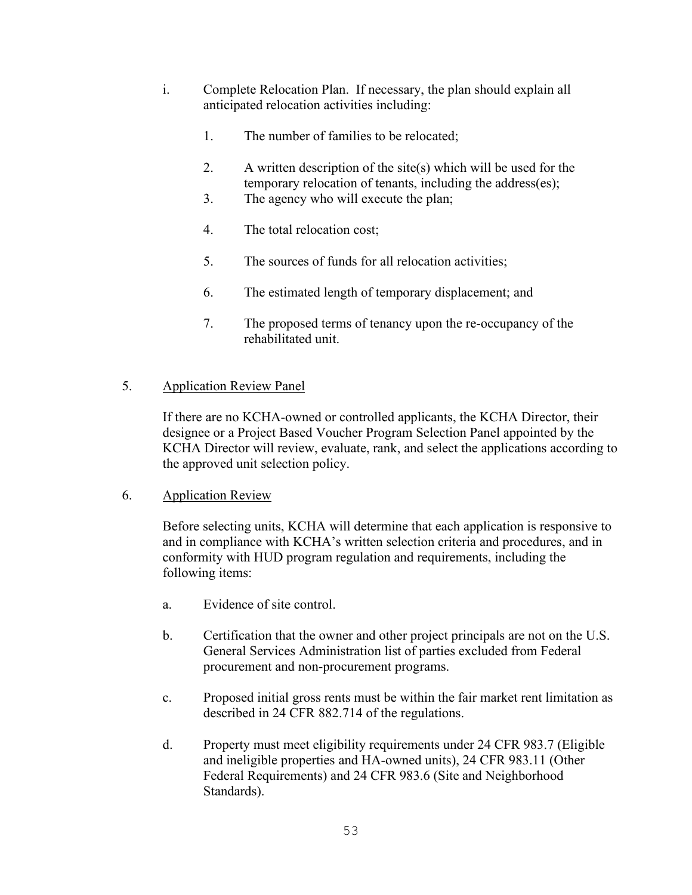i. Complete Relocation Plan. If necessary, the plan should explain all anticipated relocation activities including:

   1. The number of families to be relocated;

   2. A written description of the site(s) which will be used for the temporary relocation of tenants, including the address(es);

   3. The agency who will execute the plan;

   4. The total relocation cost;

   5. The sources of funds for all relocation activities;

   6. The estimated length of temporary displacement; and

   7. The proposed terms of tenancy upon the re-occupancy of the rehabilitated unit.

5. <u>Application Review Panel</u>

   If there are no KCHA-owned or controlled applicants, the KCHA Director, their designee or a Project Based Voucher Program Selection Panel appointed by the KCHA Director will review, evaluate, rank, and select the applications according to the approved unit selection policy.

6. <u>Application Review</u>

   Before selecting units, KCHA will determine that each application is responsive to and in compliance with KCHA's written selection criteria and procedures, and in conformity with HUD program regulation and requirements, including the following items:

   a. Evidence of site control.

   b. Certification that the owner and other project principals are not on the U.S. General Services Administration list of parties excluded from Federal procurement and non-procurement programs.

   c. Proposed initial gross rents must be within the fair market rent limitation as described in 24 CFR 882.714 of the regulations.

   d. Property must meet eligibility requirements under 24 CFR 983.7 (Eligible and ineligible properties and HA-owned units), 24 CFR 983.11 (Other Federal Requirements) and 24 CFR 983.6 (Site and Neighborhood Standards).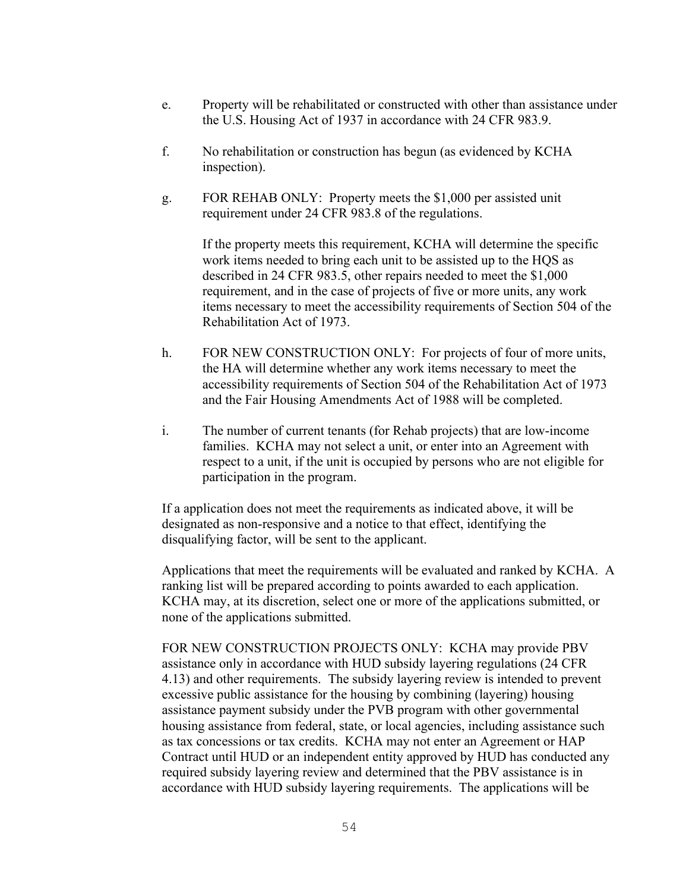e. Property will be rehabilitated or constructed with other than assistance under the U.S. Housing Act of 1937 in accordance with 24 CFR 983.9.

f. No rehabilitation or construction has begun (as evidenced by KCHA inspection).

g. FOR REHAB ONLY: Property meets the $1,000 per assisted unit requirement under 24 CFR 983.8 of the regulations.

   If the property meets this requirement, KCHA will determine the specific work items needed to bring each unit to be assisted up to the HQS as described in 24 CFR 983.5, other repairs needed to meet the $1,000 requirement, and in the case of projects of five or more units, any work items necessary to meet the accessibility requirements of Section 504 of the Rehabilitation Act of 1973.

h. FOR NEW CONSTRUCTION ONLY: For projects of four of more units, the HA will determine whether any work items necessary to meet the accessibility requirements of Section 504 of the Rehabilitation Act of 1973 and the Fair Housing Amendments Act of 1988 will be completed.

i. The number of current tenants (for Rehab projects) that are low-income families. KCHA may not select a unit, or enter into an Agreement with respect to a unit, if the unit is occupied by persons who are not eligible for participation in the program.

If a application does not meet the requirements as indicated above, it will be designated as non-responsive and a notice to that effect, identifying the disqualifying factor, will be sent to the applicant.

Applications that meet the requirements will be evaluated and ranked by KCHA. A ranking list will be prepared according to points awarded to each application. KCHA may, at its discretion, select one or more of the applications submitted, or none of the applications submitted.

FOR NEW CONSTRUCTION PROJECTS ONLY: KCHA may provide PBV assistance only in accordance with HUD subsidy layering regulations (24 CFR 4.13) and other requirements. The subsidy layering review is intended to prevent excessive public assistance for the housing by combining (layering) housing assistance payment subsidy under the PVB program with other governmental housing assistance from federal, state, or local agencies, including assistance such as tax concessions or tax credits. KCHA may not enter an Agreement or HAP Contract until HUD or an independent entity approved by HUD has conducted any required subsidy layering review and determined that the PBV assistance is in accordance with HUD subsidy layering requirements. The applications will be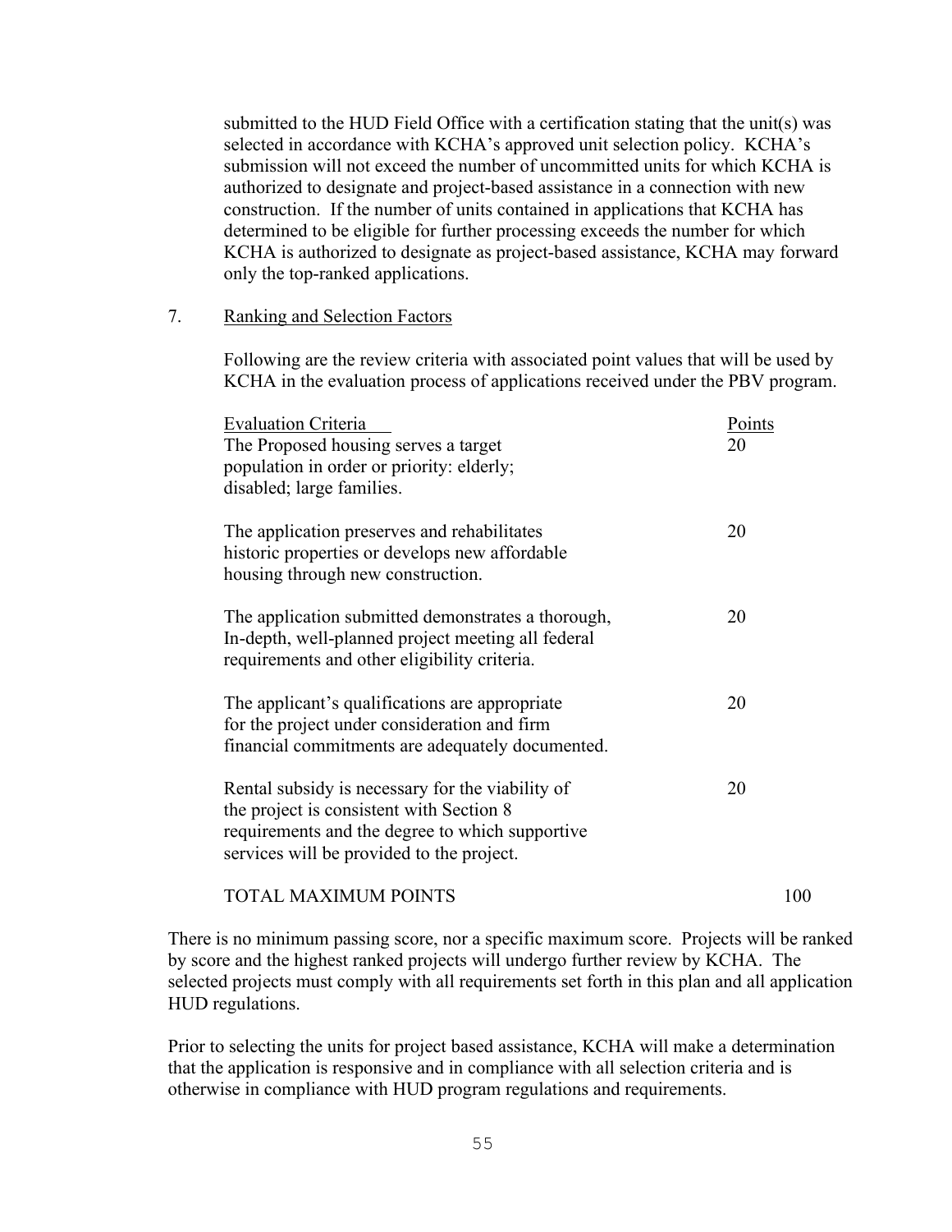submitted to the HUD Field Office with a certification stating that the unit(s) was selected in accordance with KCHA's approved unit selection policy. KCHA's submission will not exceed the number of uncommitted units for which KCHA is authorized to designate and project-based assistance in a connection with new construction. If the number of units contained in applications that KCHA has determined to be eligible for further processing exceeds the number for which KCHA is authorized to designate as project-based assistance, KCHA may forward only the top-ranked applications.

7. Ranking and Selection Factors

Following are the review criteria with associated point values that will be used by KCHA in the evaluation process of applications received under the PBV program.

| Evaluation Criteria | Points |
|---|---|
| The Proposed housing serves a target population in order or priority: elderly; disabled; large families. | 20 |
| The application preserves and rehabilitates historic properties or develops new affordable housing through new construction. | 20 |
| The application submitted demonstrates a thorough, In-depth, well-planned project meeting all federal requirements and other eligibility criteria. | 20 |
| The applicant's qualifications are appropriate for the project under consideration and firm financial commitments are adequately documented. | 20 |
| Rental subsidy is necessary for the viability of the project is consistent with Section 8 requirements and the degree to which supportive services will be provided to the project. | 20 |
| TOTAL MAXIMUM POINTS | 100 |

There is no minimum passing score, nor a specific maximum score. Projects will be ranked by score and the highest ranked projects will undergo further review by KCHA. The selected projects must comply with all requirements set forth in this plan and all application HUD regulations.

Prior to selecting the units for project based assistance, KCHA will make a determination that the application is responsive and in compliance with all selection criteria and is otherwise in compliance with HUD program regulations and requirements.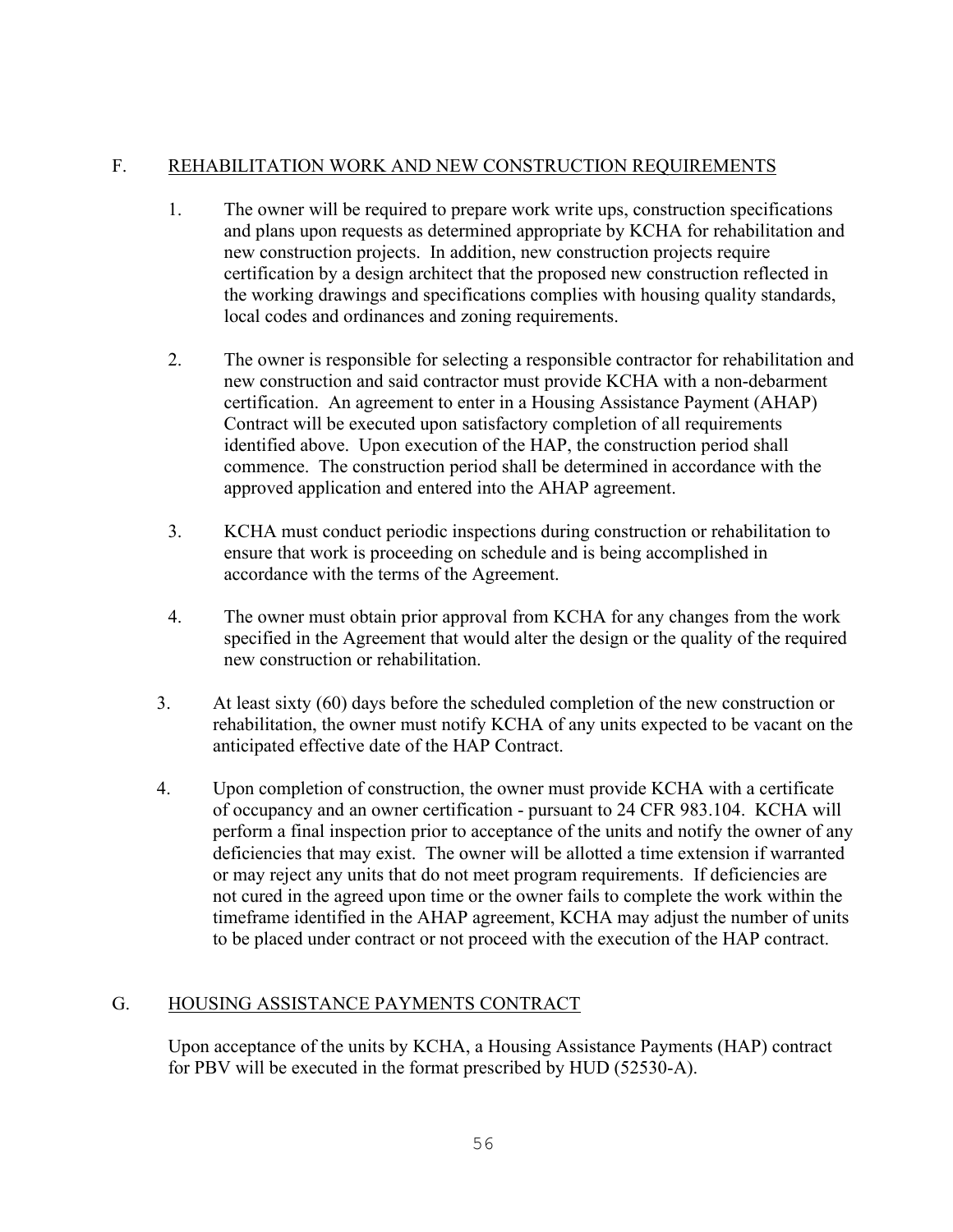## F. REHABILITATION WORK AND NEW CONSTRUCTION REQUIREMENTS

1. The owner will be required to prepare work write ups, construction specifications and plans upon requests as determined appropriate by KCHA for rehabilitation and new construction projects. In addition, new construction projects require certification by a design architect that the proposed new construction reflected in the working drawings and specifications complies with housing quality standards, local codes and ordinances and zoning requirements.

2. The owner is responsible for selecting a responsible contractor for rehabilitation and new construction and said contractor must provide KCHA with a non-debarment certification. An agreement to enter in a Housing Assistance Payment (AHAP) Contract will be executed upon satisfactory completion of all requirements identified above. Upon execution of the HAP, the construction period shall commence. The construction period shall be determined in accordance with the approved application and entered into the AHAP agreement.

3. KCHA must conduct periodic inspections during construction or rehabilitation to ensure that work is proceeding on schedule and is being accomplished in accordance with the terms of the Agreement.

4. The owner must obtain prior approval from KCHA for any changes from the work specified in the Agreement that would alter the design or the quality of the required new construction or rehabilitation.

3. At least sixty (60) days before the scheduled completion of the new construction or rehabilitation, the owner must notify KCHA of any units expected to be vacant on the anticipated effective date of the HAP Contract.

4. Upon completion of construction, the owner must provide KCHA with a certificate of occupancy and an owner certification - pursuant to 24 CFR 983.104. KCHA will perform a final inspection prior to acceptance of the units and notify the owner of any deficiencies that may exist. The owner will be allotted a time extension if warranted or may reject any units that do not meet program requirements. If deficiencies are not cured in the agreed upon time or the owner fails to complete the work within the timeframe identified in the AHAP agreement, KCHA may adjust the number of units to be placed under contract or not proceed with the execution of the HAP contract.

## G. HOUSING ASSISTANCE PAYMENTS CONTRACT

Upon acceptance of the units by KCHA, a Housing Assistance Payments (HAP) contract for PBV will be executed in the format prescribed by HUD (52530-A).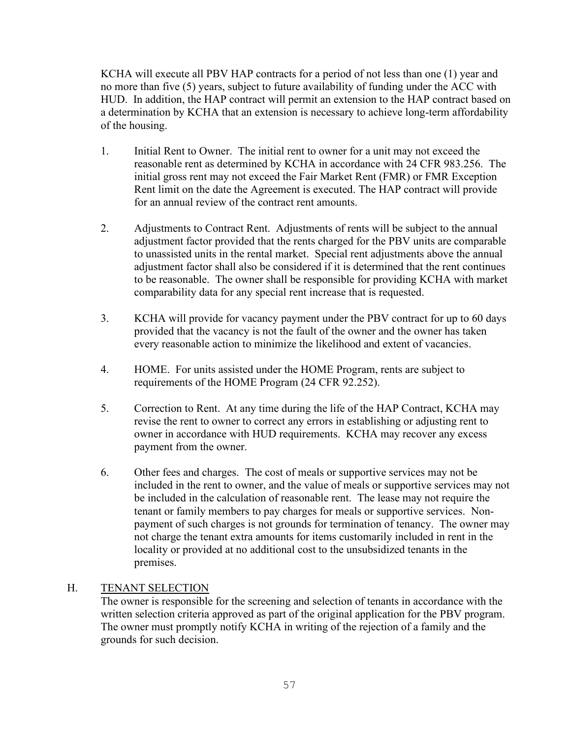KCHA will execute all PBV HAP contracts for a period of not less than one (1) year and no more than five (5) years, subject to future availability of funding under the ACC with HUD. In addition, the HAP contract will permit an extension to the HAP contract based on a determination by KCHA that an extension is necessary to achieve long-term affordability of the housing.

1. Initial Rent to Owner. The initial rent to owner for a unit may not exceed the reasonable rent as determined by KCHA in accordance with 24 CFR 983.256. The initial gross rent may not exceed the Fair Market Rent (FMR) or FMR Exception Rent limit on the date the Agreement is executed. The HAP contract will provide for an annual review of the contract rent amounts.

2. Adjustments to Contract Rent. Adjustments of rents will be subject to the annual adjustment factor provided that the rents charged for the PBV units are comparable to unassisted units in the rental market. Special rent adjustments above the annual adjustment factor shall also be considered if it is determined that the rent continues to be reasonable. The owner shall be responsible for providing KCHA with market comparability data for any special rent increase that is requested.

3. KCHA will provide for vacancy payment under the PBV contract for up to 60 days provided that the vacancy is not the fault of the owner and the owner has taken every reasonable action to minimize the likelihood and extent of vacancies.

4. HOME. For units assisted under the HOME Program, rents are subject to requirements of the HOME Program (24 CFR 92.252).

5. Correction to Rent. At any time during the life of the HAP Contract, KCHA may revise the rent to owner to correct any errors in establishing or adjusting rent to owner in accordance with HUD requirements. KCHA may recover any excess payment from the owner.

6. Other fees and charges. The cost of meals or supportive services may not be included in the rent to owner, and the value of meals or supportive services may not be included in the calculation of reasonable rent. The lease may not require the tenant or family members to pay charges for meals or supportive services. Non-payment of such charges is not grounds for termination of tenancy. The owner may not charge the tenant extra amounts for items customarily included in rent in the locality or provided at no additional cost to the unsubsidized tenants in the premises.

## H. TENANT SELECTION

The owner is responsible for the screening and selection of tenants in accordance with the written selection criteria approved as part of the original application for the PBV program. The owner must promptly notify KCHA in writing of the rejection of a family and the grounds for such decision.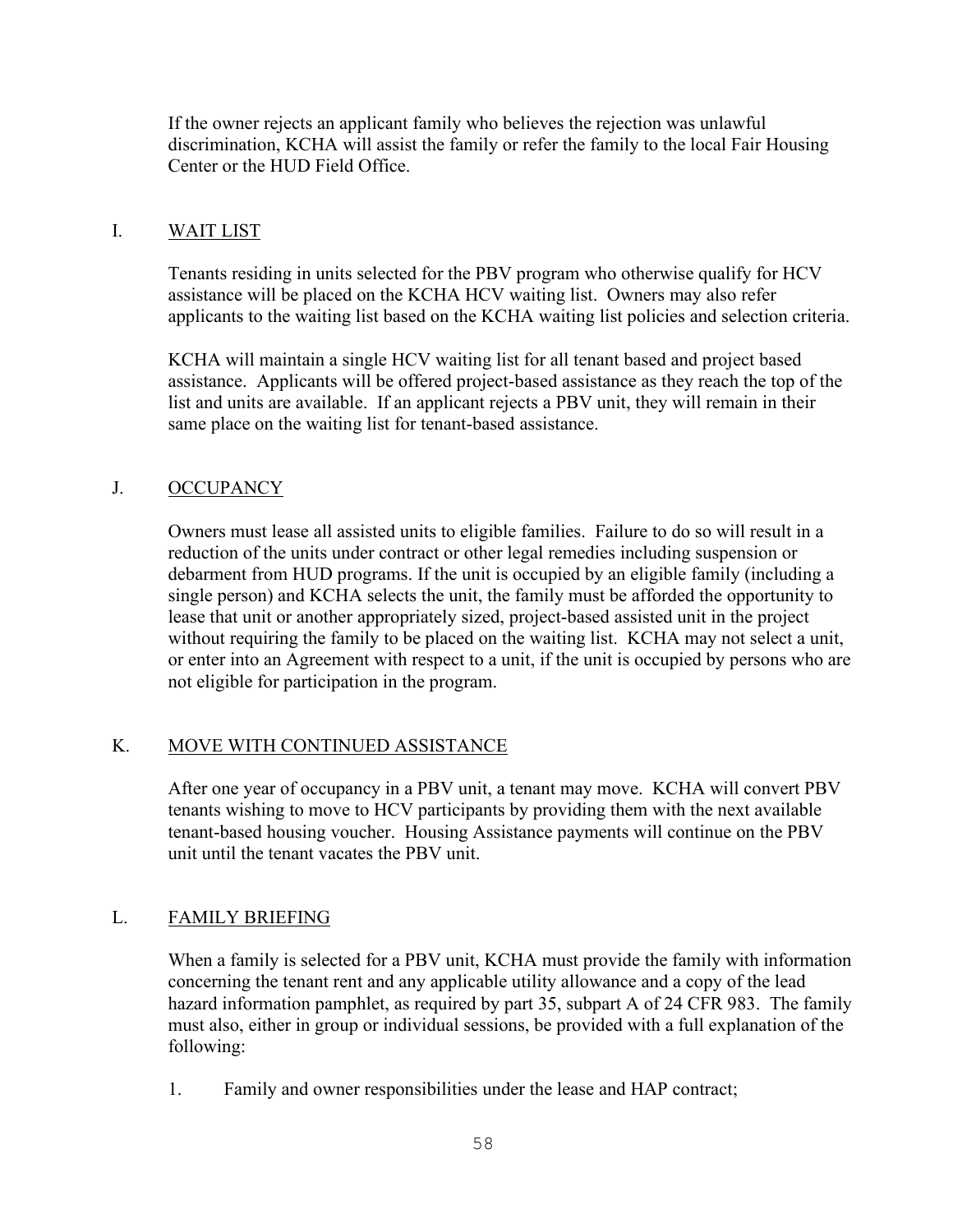If the owner rejects an applicant family who believes the rejection was unlawful discrimination, KCHA will assist the family or refer the family to the local Fair Housing Center or the HUD Field Office.

## I. WAIT LIST

Tenants residing in units selected for the PBV program who otherwise qualify for HCV assistance will be placed on the KCHA HCV waiting list. Owners may also refer applicants to the waiting list based on the KCHA waiting list policies and selection criteria.

KCHA will maintain a single HCV waiting list for all tenant based and project based assistance. Applicants will be offered project-based assistance as they reach the top of the list and units are available. If an applicant rejects a PBV unit, they will remain in their same place on the waiting list for tenant-based assistance.

## J. OCCUPANCY

Owners must lease all assisted units to eligible families. Failure to do so will result in a reduction of the units under contract or other legal remedies including suspension or debarment from HUD programs. If the unit is occupied by an eligible family (including a single person) and KCHA selects the unit, the family must be afforded the opportunity to lease that unit or another appropriately sized, project-based assisted unit in the project without requiring the family to be placed on the waiting list. KCHA may not select a unit, or enter into an Agreement with respect to a unit, if the unit is occupied by persons who are not eligible for participation in the program.

## K. MOVE WITH CONTINUED ASSISTANCE

After one year of occupancy in a PBV unit, a tenant may move. KCHA will convert PBV tenants wishing to move to HCV participants by providing them with the next available tenant-based housing voucher. Housing Assistance payments will continue on the PBV unit until the tenant vacates the PBV unit.

## L. FAMILY BRIEFING

When a family is selected for a PBV unit, KCHA must provide the family with information concerning the tenant rent and any applicable utility allowance and a copy of the lead hazard information pamphlet, as required by part 35, subpart A of 24 CFR 983. The family must also, either in group or individual sessions, be provided with a full explanation of the following:

1. Family and owner responsibilities under the lease and HAP contract;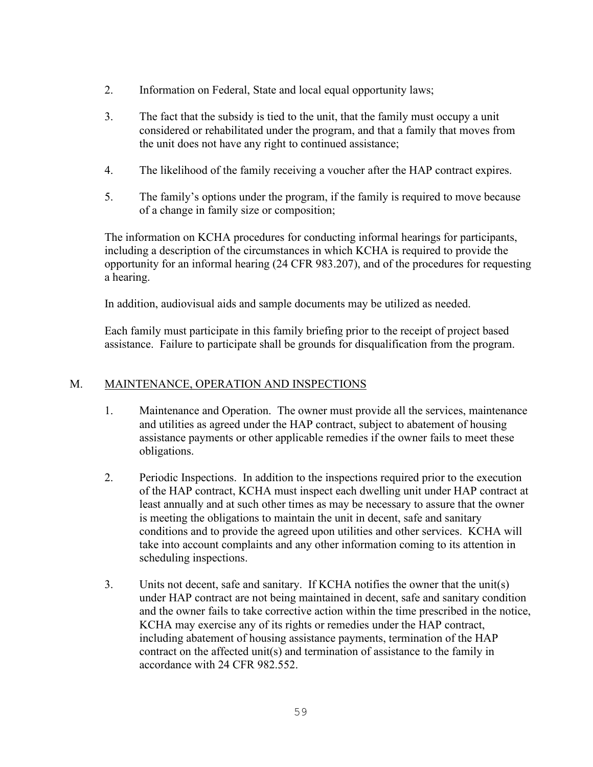2. Information on Federal, State and local equal opportunity laws;

3. The fact that the subsidy is tied to the unit, that the family must occupy a unit considered or rehabilitated under the program, and that a family that moves from the unit does not have any right to continued assistance;

4. The likelihood of the family receiving a voucher after the HAP contract expires.

5. The family's options under the program, if the family is required to move because of a change in family size or composition;

The information on KCHA procedures for conducting informal hearings for participants, including a description of the circumstances in which KCHA is required to provide the opportunity for an informal hearing (24 CFR 983.207), and of the procedures for requesting a hearing.

In addition, audiovisual aids and sample documents may be utilized as needed.

Each family must participate in this family briefing prior to the receipt of project based assistance. Failure to participate shall be grounds for disqualification from the program.

## M. MAINTENANCE, OPERATION AND INSPECTIONS

1. Maintenance and Operation. The owner must provide all the services, maintenance and utilities as agreed under the HAP contract, subject to abatement of housing assistance payments or other applicable remedies if the owner fails to meet these obligations.

2. Periodic Inspections. In addition to the inspections required prior to the execution of the HAP contract, KCHA must inspect each dwelling unit under HAP contract at least annually and at such other times as may be necessary to assure that the owner is meeting the obligations to maintain the unit in decent, safe and sanitary conditions and to provide the agreed upon utilities and other services. KCHA will take into account complaints and any other information coming to its attention in scheduling inspections.

3. Units not decent, safe and sanitary. If KCHA notifies the owner that the unit(s) under HAP contract are not being maintained in decent, safe and sanitary condition and the owner fails to take corrective action within the time prescribed in the notice, KCHA may exercise any of its rights or remedies under the HAP contract, including abatement of housing assistance payments, termination of the HAP contract on the affected unit(s) and termination of assistance to the family in accordance with 24 CFR 982.552.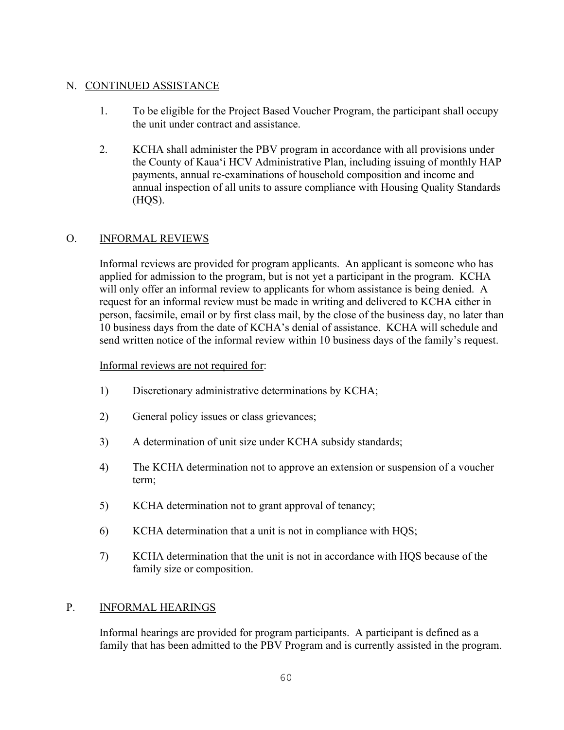## N. CONTINUED ASSISTANCE

1. To be eligible for the Project Based Voucher Program, the participant shall occupy the unit under contract and assistance.

2. KCHA shall administer the PBV program in accordance with all provisions under the County of Kaua'i HCV Administrative Plan, including issuing of monthly HAP payments, annual re-examinations of household composition and income and annual inspection of all units to assure compliance with Housing Quality Standards (HQS).

## O. INFORMAL REVIEWS

Informal reviews are provided for program applicants. An applicant is someone who has applied for admission to the program, but is not yet a participant in the program. KCHA will only offer an informal review to applicants for whom assistance is being denied. A request for an informal review must be made in writing and delivered to KCHA either in person, facsimile, email or by first class mail, by the close of the business day, no later than 10 business days from the date of KCHA's denial of assistance. KCHA will schedule and send written notice of the informal review within 10 business days of the family's request.

Informal reviews are not required for:

1) Discretionary administrative determinations by KCHA;

2) General policy issues or class grievances;

3) A determination of unit size under KCHA subsidy standards;

4) The KCHA determination not to approve an extension or suspension of a voucher term;

5) KCHA determination not to grant approval of tenancy;

6) KCHA determination that a unit is not in compliance with HQS;

7) KCHA determination that the unit is not in accordance with HQS because of the family size or composition.

## P. INFORMAL HEARINGS

Informal hearings are provided for program participants. A participant is defined as a family that has been admitted to the PBV Program and is currently assisted in the program.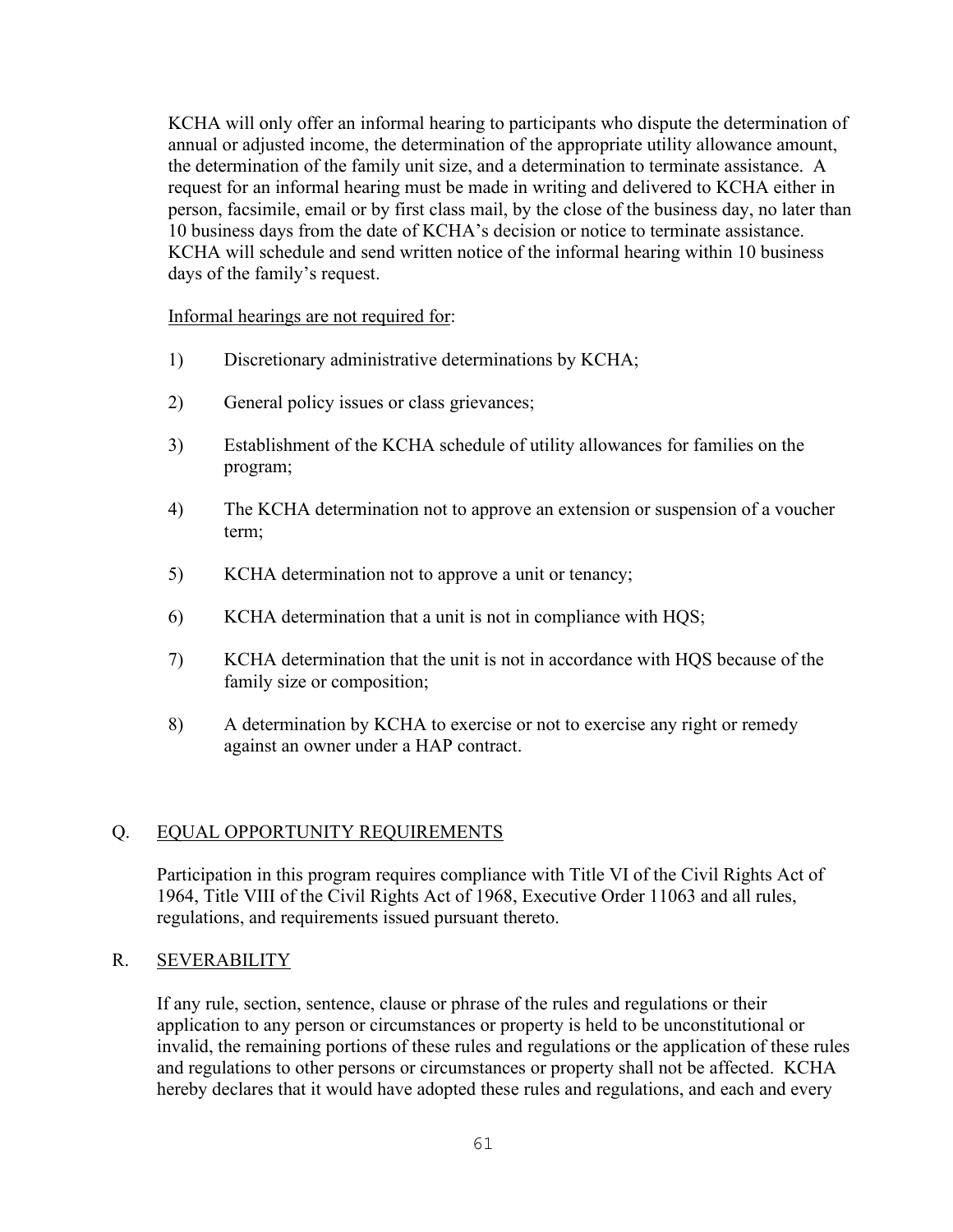KCHA will only offer an informal hearing to participants who dispute the determination of annual or adjusted income, the determination of the appropriate utility allowance amount, the determination of the family unit size, and a determination to terminate assistance. A request for an informal hearing must be made in writing and delivered to KCHA either in person, facsimile, email or by first class mail, by the close of the business day, no later than 10 business days from the date of KCHA's decision or notice to terminate assistance. KCHA will schedule and send written notice of the informal hearing within 10 business days of the family's request.

<u>Informal hearings are not required for</u>:

1) Discretionary administrative determinations by KCHA;

2) General policy issues or class grievances;

3) Establishment of the KCHA schedule of utility allowances for families on the program;

4) The KCHA determination not to approve an extension or suspension of a voucher term;

5) KCHA determination not to approve a unit or tenancy;

6) KCHA determination that a unit is not in compliance with HQS;

7) KCHA determination that the unit is not in accordance with HQS because of the family size or composition;

8) A determination by KCHA to exercise or not to exercise any right or remedy against an owner under a HAP contract.

## Q. EQUAL OPPORTUNITY REQUIREMENTS

Participation in this program requires compliance with Title VI of the Civil Rights Act of 1964, Title VIII of the Civil Rights Act of 1968, Executive Order 11063 and all rules, regulations, and requirements issued pursuant thereto.

## R. SEVERABILITY

If any rule, section, sentence, clause or phrase of the rules and regulations or their application to any person or circumstances or property is held to be unconstitutional or invalid, the remaining portions of these rules and regulations or the application of these rules and regulations to other persons or circumstances or property shall not be affected. KCHA hereby declares that it would have adopted these rules and regulations, and each and every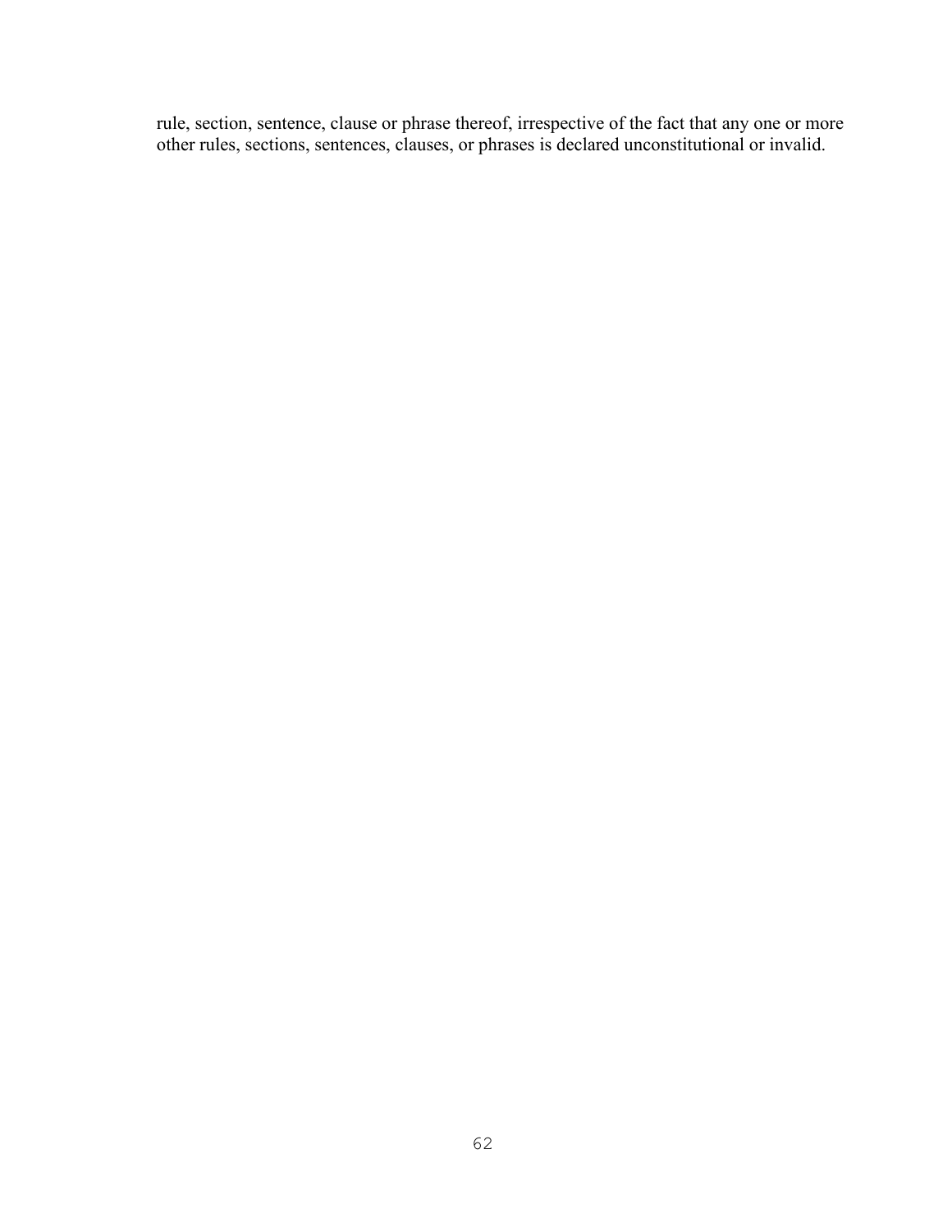rule, section, sentence, clause or phrase thereof, irrespective of the fact that any one or more other rules, sections, sentences, clauses, or phrases is declared unconstitutional or invalid.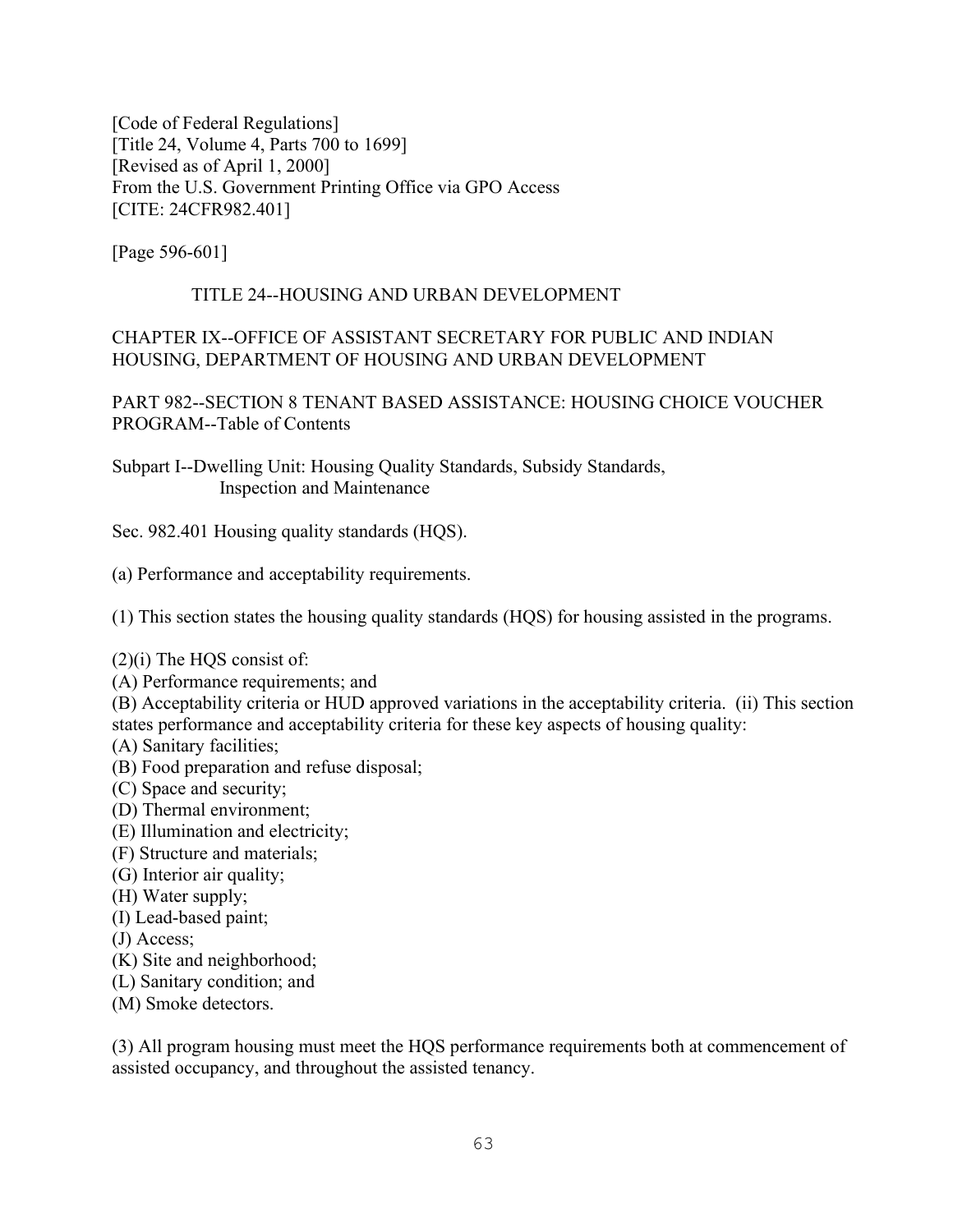[Code of Federal Regulations]
[Title 24, Volume 4, Parts 700 to 1699]
[Revised as of April 1, 2000]
From the U.S. Government Printing Office via GPO Access
[CITE: 24CFR982.401]

[Page 596-601]

TITLE 24--HOUSING AND URBAN DEVELOPMENT

CHAPTER IX--OFFICE OF ASSISTANT SECRETARY FOR PUBLIC AND INDIAN HOUSING, DEPARTMENT OF HOUSING AND URBAN DEVELOPMENT

PART 982--SECTION 8 TENANT BASED ASSISTANCE: HOUSING CHOICE VOUCHER PROGRAM--Table of Contents

Subpart I--Dwelling Unit: Housing Quality Standards, Subsidy Standards, Inspection and Maintenance

Sec. 982.401 Housing quality standards (HQS).

(a) Performance and acceptability requirements.

(1) This section states the housing quality standards (HQS) for housing assisted in the programs.

(2)(i) The HQS consist of:
(A) Performance requirements; and
(B) Acceptability criteria or HUD approved variations in the acceptability criteria. (ii) This section states performance and acceptability criteria for these key aspects of housing quality:
(A) Sanitary facilities;
(B) Food preparation and refuse disposal;
(C) Space and security;
(D) Thermal environment;
(E) Illumination and electricity;
(F) Structure and materials;
(G) Interior air quality;
(H) Water supply;
(I) Lead-based paint;
(J) Access;
(K) Site and neighborhood;
(L) Sanitary condition; and
(M) Smoke detectors.

(3) All program housing must meet the HQS performance requirements both at commencement of assisted occupancy, and throughout the assisted tenancy.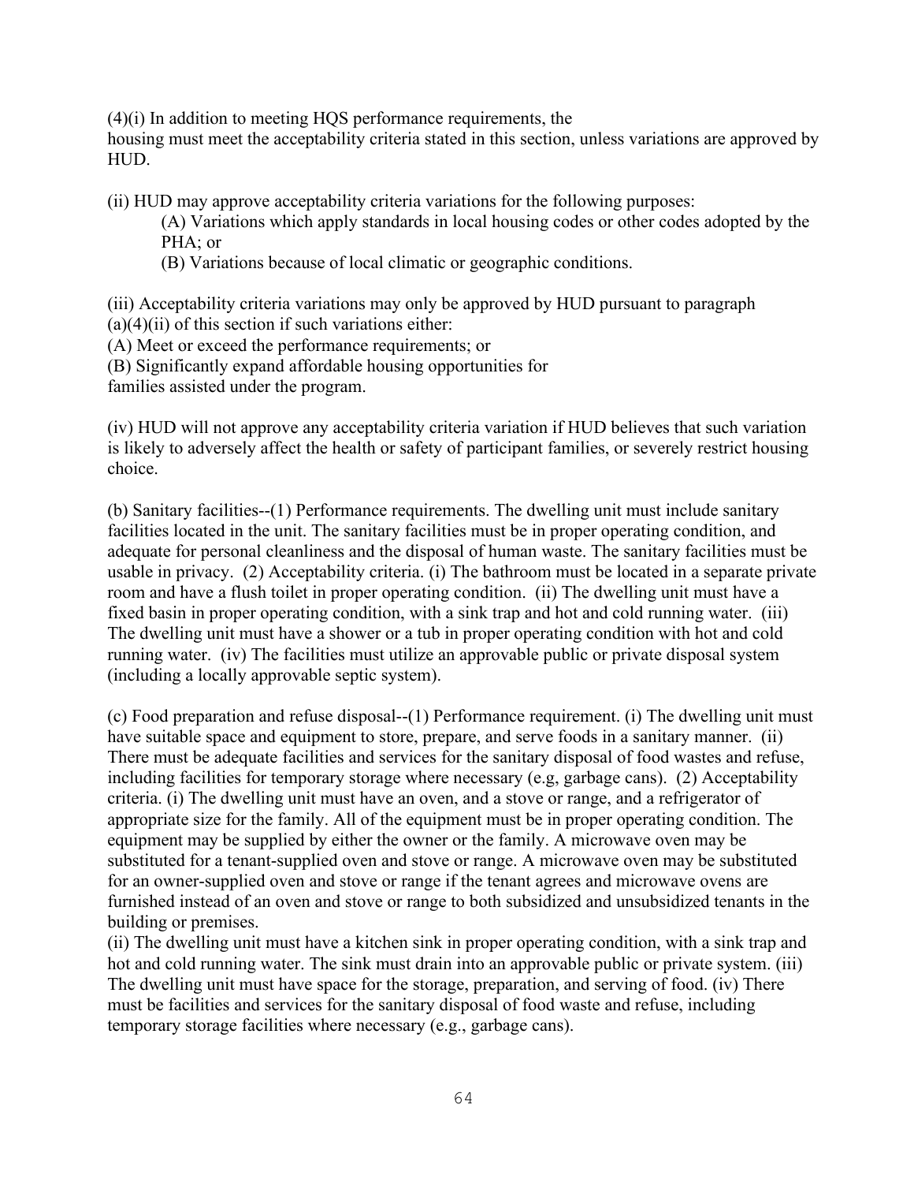(4)(i) In addition to meeting HQS performance requirements, the housing must meet the acceptability criteria stated in this section, unless variations are approved by HUD.

(ii) HUD may approve acceptability criteria variations for the following purposes:

(A) Variations which apply standards in local housing codes or other codes adopted by the PHA; or

(B) Variations because of local climatic or geographic conditions.

(iii) Acceptability criteria variations may only be approved by HUD pursuant to paragraph (a)(4)(ii) of this section if such variations either:

(A) Meet or exceed the performance requirements; or

(B) Significantly expand affordable housing opportunities for families assisted under the program.

(iv) HUD will not approve any acceptability criteria variation if HUD believes that such variation is likely to adversely affect the health or safety of participant families, or severely restrict housing choice.

(b) Sanitary facilities--(1) Performance requirements. The dwelling unit must include sanitary facilities located in the unit. The sanitary facilities must be in proper operating condition, and adequate for personal cleanliness and the disposal of human waste. The sanitary facilities must be usable in privacy. (2) Acceptability criteria. (i) The bathroom must be located in a separate private room and have a flush toilet in proper operating condition. (ii) The dwelling unit must have a fixed basin in proper operating condition, with a sink trap and hot and cold running water. (iii) The dwelling unit must have a shower or a tub in proper operating condition with hot and cold running water. (iv) The facilities must utilize an approvable public or private disposal system (including a locally approvable septic system).

(c) Food preparation and refuse disposal--(1) Performance requirement. (i) The dwelling unit must have suitable space and equipment to store, prepare, and serve foods in a sanitary manner. (ii) There must be adequate facilities and services for the sanitary disposal of food wastes and refuse, including facilities for temporary storage where necessary (e.g, garbage cans). (2) Acceptability criteria. (i) The dwelling unit must have an oven, and a stove or range, and a refrigerator of appropriate size for the family. All of the equipment must be in proper operating condition. The equipment may be supplied by either the owner or the family. A microwave oven may be substituted for a tenant-supplied oven and stove or range. A microwave oven may be substituted for an owner-supplied oven and stove or range if the tenant agrees and microwave ovens are furnished instead of an oven and stove or range to both subsidized and unsubsidized tenants in the building or premises.

(ii) The dwelling unit must have a kitchen sink in proper operating condition, with a sink trap and hot and cold running water. The sink must drain into an approvable public or private system. (iii) The dwelling unit must have space for the storage, preparation, and serving of food. (iv) There must be facilities and services for the sanitary disposal of food waste and refuse, including temporary storage facilities where necessary (e.g., garbage cans).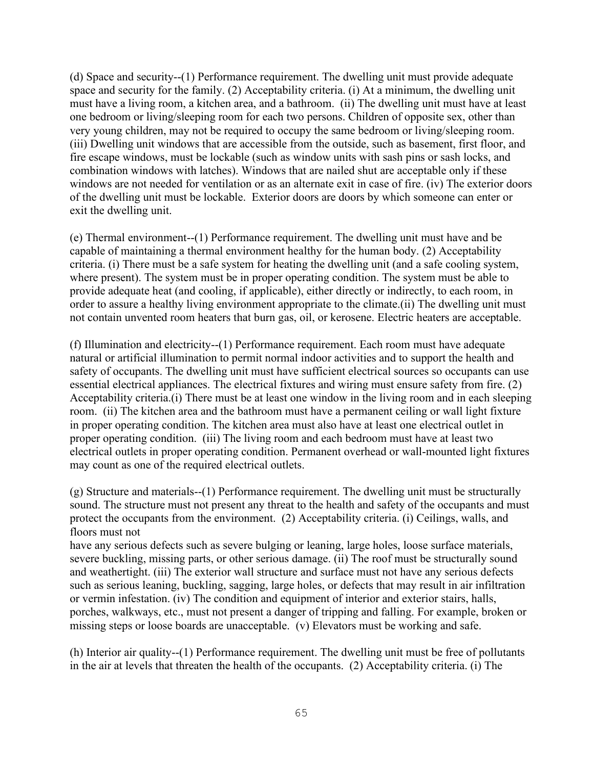(d) Space and security--(1) Performance requirement. The dwelling unit must provide adequate space and security for the family. (2) Acceptability criteria. (i) At a minimum, the dwelling unit must have a living room, a kitchen area, and a bathroom. (ii) The dwelling unit must have at least one bedroom or living/sleeping room for each two persons. Children of opposite sex, other than very young children, may not be required to occupy the same bedroom or living/sleeping room. (iii) Dwelling unit windows that are accessible from the outside, such as basement, first floor, and fire escape windows, must be lockable (such as window units with sash pins or sash locks, and combination windows with latches). Windows that are nailed shut are acceptable only if these windows are not needed for ventilation or as an alternate exit in case of fire. (iv) The exterior doors of the dwelling unit must be lockable. Exterior doors are doors by which someone can enter or exit the dwelling unit.

(e) Thermal environment--(1) Performance requirement. The dwelling unit must have and be capable of maintaining a thermal environment healthy for the human body. (2) Acceptability criteria. (i) There must be a safe system for heating the dwelling unit (and a safe cooling system, where present). The system must be in proper operating condition. The system must be able to provide adequate heat (and cooling, if applicable), either directly or indirectly, to each room, in order to assure a healthy living environment appropriate to the climate.(ii) The dwelling unit must not contain unvented room heaters that burn gas, oil, or kerosene. Electric heaters are acceptable.

(f) Illumination and electricity--(1) Performance requirement. Each room must have adequate natural or artificial illumination to permit normal indoor activities and to support the health and safety of occupants. The dwelling unit must have sufficient electrical sources so occupants can use essential electrical appliances. The electrical fixtures and wiring must ensure safety from fire. (2) Acceptability criteria.(i) There must be at least one window in the living room and in each sleeping room. (ii) The kitchen area and the bathroom must have a permanent ceiling or wall light fixture in proper operating condition. The kitchen area must also have at least one electrical outlet in proper operating condition. (iii) The living room and each bedroom must have at least two electrical outlets in proper operating condition. Permanent overhead or wall-mounted light fixtures may count as one of the required electrical outlets.

(g) Structure and materials--(1) Performance requirement. The dwelling unit must be structurally sound. The structure must not present any threat to the health and safety of the occupants and must protect the occupants from the environment. (2) Acceptability criteria. (i) Ceilings, walls, and floors must not have any serious defects such as severe bulging or leaning, large holes, loose surface materials, severe buckling, missing parts, or other serious damage. (ii) The roof must be structurally sound and weathertight. (iii) The exterior wall structure and surface must not have any serious defects such as serious leaning, buckling, sagging, large holes, or defects that may result in air infiltration or vermin infestation. (iv) The condition and equipment of interior and exterior stairs, halls, porches, walkways, etc., must not present a danger of tripping and falling. For example, broken or missing steps or loose boards are unacceptable. (v) Elevators must be working and safe.

(h) Interior air quality--(1) Performance requirement. The dwelling unit must be free of pollutants in the air at levels that threaten the health of the occupants. (2) Acceptability criteria. (i) The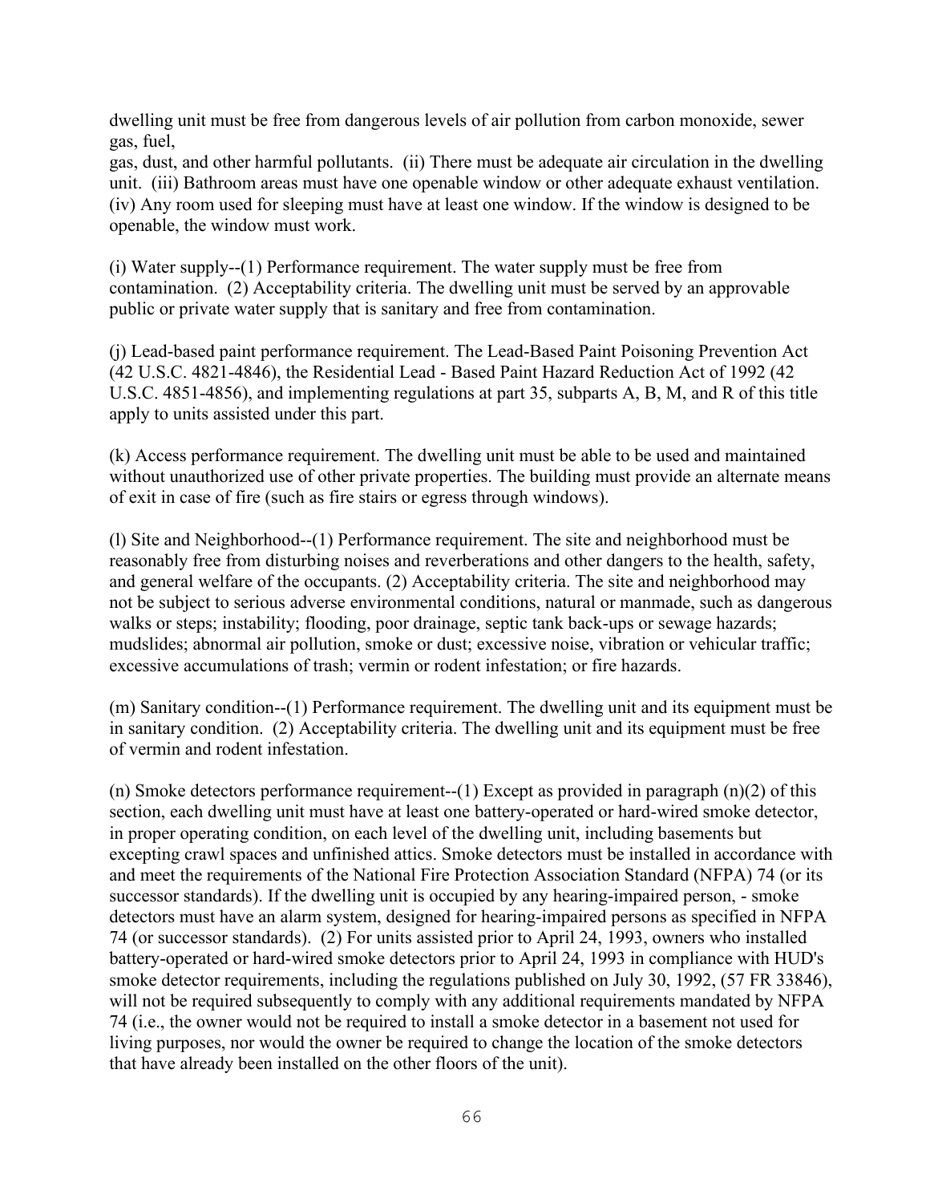dwelling unit must be free from dangerous levels of air pollution from carbon monoxide, sewer gas, fuel,
gas, dust, and other harmful pollutants. (ii) There must be adequate air circulation in the dwelling unit. (iii) Bathroom areas must have one openable window or other adequate exhaust ventilation. (iv) Any room used for sleeping must have at least one window. If the window is designed to be openable, the window must work.

(i) Water supply--(1) Performance requirement. The water supply must be free from contamination. (2) Acceptability criteria. The dwelling unit must be served by an approvable public or private water supply that is sanitary and free from contamination.

(j) Lead-based paint performance requirement. The Lead-Based Paint Poisoning Prevention Act (42 U.S.C. 4821-4846), the Residential Lead - Based Paint Hazard Reduction Act of 1992 (42 U.S.C. 4851-4856), and implementing regulations at part 35, subparts A, B, M, and R of this title apply to units assisted under this part.

(k) Access performance requirement. The dwelling unit must be able to be used and maintained without unauthorized use of other private properties. The building must provide an alternate means of exit in case of fire (such as fire stairs or egress through windows).

(l) Site and Neighborhood--(1) Performance requirement. The site and neighborhood must be reasonably free from disturbing noises and reverberations and other dangers to the health, safety, and general welfare of the occupants. (2) Acceptability criteria. The site and neighborhood may not be subject to serious adverse environmental conditions, natural or manmade, such as dangerous walks or steps; instability; flooding, poor drainage, septic tank back-ups or sewage hazards; mudslides; abnormal air pollution, smoke or dust; excessive noise, vibration or vehicular traffic; excessive accumulations of trash; vermin or rodent infestation; or fire hazards.

(m) Sanitary condition--(1) Performance requirement. The dwelling unit and its equipment must be in sanitary condition. (2) Acceptability criteria. The dwelling unit and its equipment must be free of vermin and rodent infestation.

(n) Smoke detectors performance requirement--(1) Except as provided in paragraph (n)(2) of this section, each dwelling unit must have at least one battery-operated or hard-wired smoke detector, in proper operating condition, on each level of the dwelling unit, including basements but excepting crawl spaces and unfinished attics. Smoke detectors must be installed in accordance with and meet the requirements of the National Fire Protection Association Standard (NFPA) 74 (or its successor standards). If the dwelling unit is occupied by any hearing-impaired person, - smoke detectors must have an alarm system, designed for hearing-impaired persons as specified in NFPA 74 (or successor standards). (2) For units assisted prior to April 24, 1993, owners who installed battery-operated or hard-wired smoke detectors prior to April 24, 1993 in compliance with HUD's smoke detector requirements, including the regulations published on July 30, 1992, (57 FR 33846), will not be required subsequently to comply with any additional requirements mandated by NFPA 74 (i.e., the owner would not be required to install a smoke detector in a basement not used for living purposes, nor would the owner be required to change the location of the smoke detectors that have already been installed on the other floors of the unit).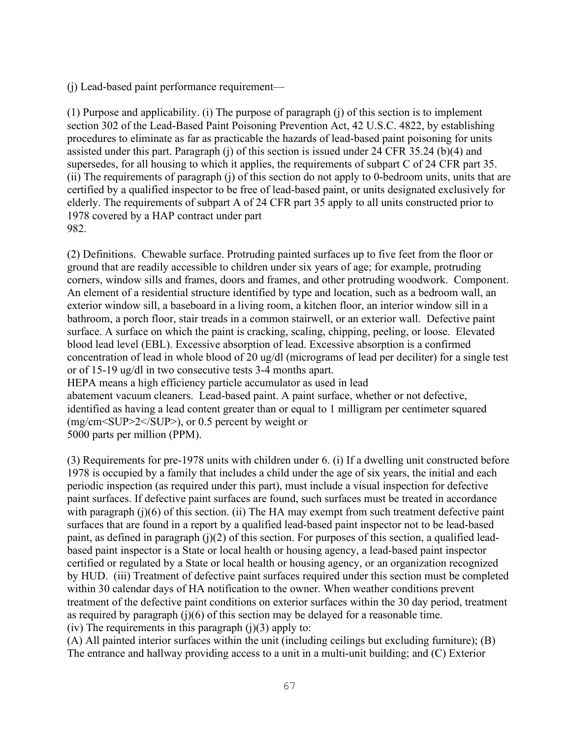(j) Lead-based paint performance requirement—

(1) Purpose and applicability. (i) The purpose of paragraph (j) of this section is to implement section 302 of the Lead-Based Paint Poisoning Prevention Act, 42 U.S.C. 4822, by establishing procedures to eliminate as far as practicable the hazards of lead-based paint poisoning for units assisted under this part. Paragraph (j) of this section is issued under 24 CFR 35.24 (b)(4) and supersedes, for all housing to which it applies, the requirements of subpart C of 24 CFR part 35. (ii) The requirements of paragraph (j) of this section do not apply to 0-bedroom units, units that are certified by a qualified inspector to be free of lead-based paint, or units designated exclusively for elderly. The requirements of subpart A of 24 CFR part 35 apply to all units constructed prior to 1978 covered by a HAP contract under part 982.

(2) Definitions. Chewable surface. Protruding painted surfaces up to five feet from the floor or ground that are readily accessible to children under six years of age; for example, protruding corners, window sills and frames, doors and frames, and other protruding woodwork. Component. An element of a residential structure identified by type and location, such as a bedroom wall, an exterior window sill, a baseboard in a living room, a kitchen floor, an interior window sill in a bathroom, a porch floor, stair treads in a common stairwell, or an exterior wall. Defective paint surface. A surface on which the paint is cracking, scaling, chipping, peeling, or loose. Elevated blood lead level (EBL). Excessive absorption of lead. Excessive absorption is a confirmed concentration of lead in whole blood of 20 ug/dl (micrograms of lead per deciliter) for a single test or of 15-19 ug/dl in two consecutive tests 3-4 months apart.
HEPA means a high efficiency particle accumulator as used in lead abatement vacuum cleaners. Lead-based paint. A paint surface, whether or not defective, identified as having a lead content greater than or equal to 1 milligram per centimeter squared (mg/cm<SUP>2</SUP>), or 0.5 percent by weight or 5000 parts per million (PPM).

(3) Requirements for pre-1978 units with children under 6. (i) If a dwelling unit constructed before 1978 is occupied by a family that includes a child under the age of six years, the initial and each periodic inspection (as required under this part), must include a visual inspection for defective paint surfaces. If defective paint surfaces are found, such surfaces must be treated in accordance with paragraph (j)(6) of this section. (ii) The HA may exempt from such treatment defective paint surfaces that are found in a report by a qualified lead-based paint inspector not to be lead-based paint, as defined in paragraph (j)(2) of this section. For purposes of this section, a qualified lead-based paint inspector is a State or local health or housing agency, a lead-based paint inspector certified or regulated by a State or local health or housing agency, or an organization recognized by HUD. (iii) Treatment of defective paint surfaces required under this section must be completed within 30 calendar days of HA notification to the owner. When weather conditions prevent treatment of the defective paint conditions on exterior surfaces within the 30 day period, treatment as required by paragraph (j)(6) of this section may be delayed for a reasonable time.
(iv) The requirements in this paragraph (j)(3) apply to:
(A) All painted interior surfaces within the unit (including ceilings but excluding furniture); (B) The entrance and hallway providing access to a unit in a multi-unit building; and (C) Exterior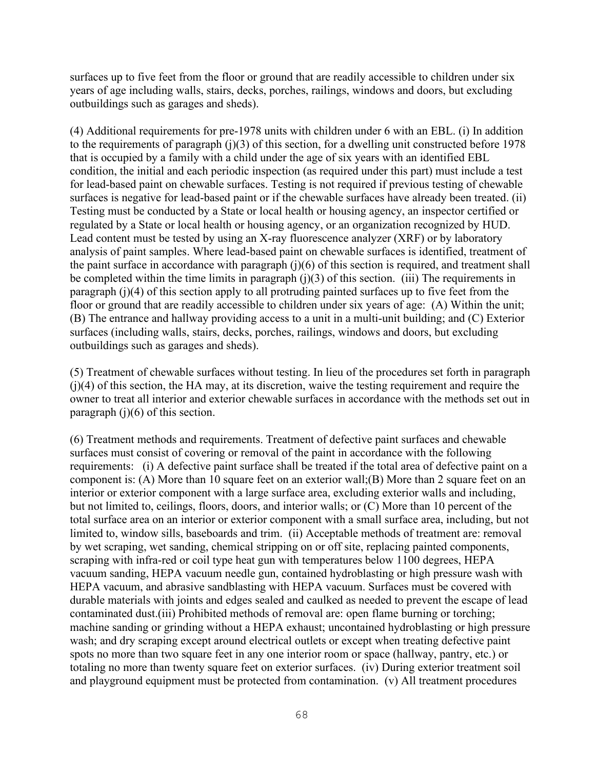surfaces up to five feet from the floor or ground that are readily accessible to children under six years of age including walls, stairs, decks, porches, railings, windows and doors, but excluding outbuildings such as garages and sheds).

(4) Additional requirements for pre-1978 units with children under 6 with an EBL. (i) In addition to the requirements of paragraph (j)(3) of this section, for a dwelling unit constructed before 1978 that is occupied by a family with a child under the age of six years with an identified EBL condition, the initial and each periodic inspection (as required under this part) must include a test for lead-based paint on chewable surfaces. Testing is not required if previous testing of chewable surfaces is negative for lead-based paint or if the chewable surfaces have already been treated. (ii) Testing must be conducted by a State or local health or housing agency, an inspector certified or regulated by a State or local health or housing agency, or an organization recognized by HUD. Lead content must be tested by using an X-ray fluorescence analyzer (XRF) or by laboratory analysis of paint samples. Where lead-based paint on chewable surfaces is identified, treatment of the paint surface in accordance with paragraph (j)(6) of this section is required, and treatment shall be completed within the time limits in paragraph (j)(3) of this section. (iii) The requirements in paragraph (j)(4) of this section apply to all protruding painted surfaces up to five feet from the floor or ground that are readily accessible to children under six years of age: (A) Within the unit; (B) The entrance and hallway providing access to a unit in a multi-unit building; and (C) Exterior surfaces (including walls, stairs, decks, porches, railings, windows and doors, but excluding outbuildings such as garages and sheds).

(5) Treatment of chewable surfaces without testing. In lieu of the procedures set forth in paragraph (j)(4) of this section, the HA may, at its discretion, waive the testing requirement and require the owner to treat all interior and exterior chewable surfaces in accordance with the methods set out in paragraph (j)(6) of this section.

(6) Treatment methods and requirements. Treatment of defective paint surfaces and chewable surfaces must consist of covering or removal of the paint in accordance with the following requirements: (i) A defective paint surface shall be treated if the total area of defective paint on a component is: (A) More than 10 square feet on an exterior wall;(B) More than 2 square feet on an interior or exterior component with a large surface area, excluding exterior walls and including, but not limited to, ceilings, floors, doors, and interior walls; or (C) More than 10 percent of the total surface area on an interior or exterior component with a small surface area, including, but not limited to, window sills, baseboards and trim. (ii) Acceptable methods of treatment are: removal by wet scraping, wet sanding, chemical stripping on or off site, replacing painted components, scraping with infra-red or coil type heat gun with temperatures below 1100 degrees, HEPA vacuum sanding, HEPA vacuum needle gun, contained hydroblasting or high pressure wash with HEPA vacuum, and abrasive sandblasting with HEPA vacuum. Surfaces must be covered with durable materials with joints and edges sealed and caulked as needed to prevent the escape of lead contaminated dust.(iii) Prohibited methods of removal are: open flame burning or torching; machine sanding or grinding without a HEPA exhaust; uncontained hydroblasting or high pressure wash; and dry scraping except around electrical outlets or except when treating defective paint spots no more than two square feet in any one interior room or space (hallway, pantry, etc.) or totaling no more than twenty square feet on exterior surfaces. (iv) During exterior treatment soil and playground equipment must be protected from contamination. (v) All treatment procedures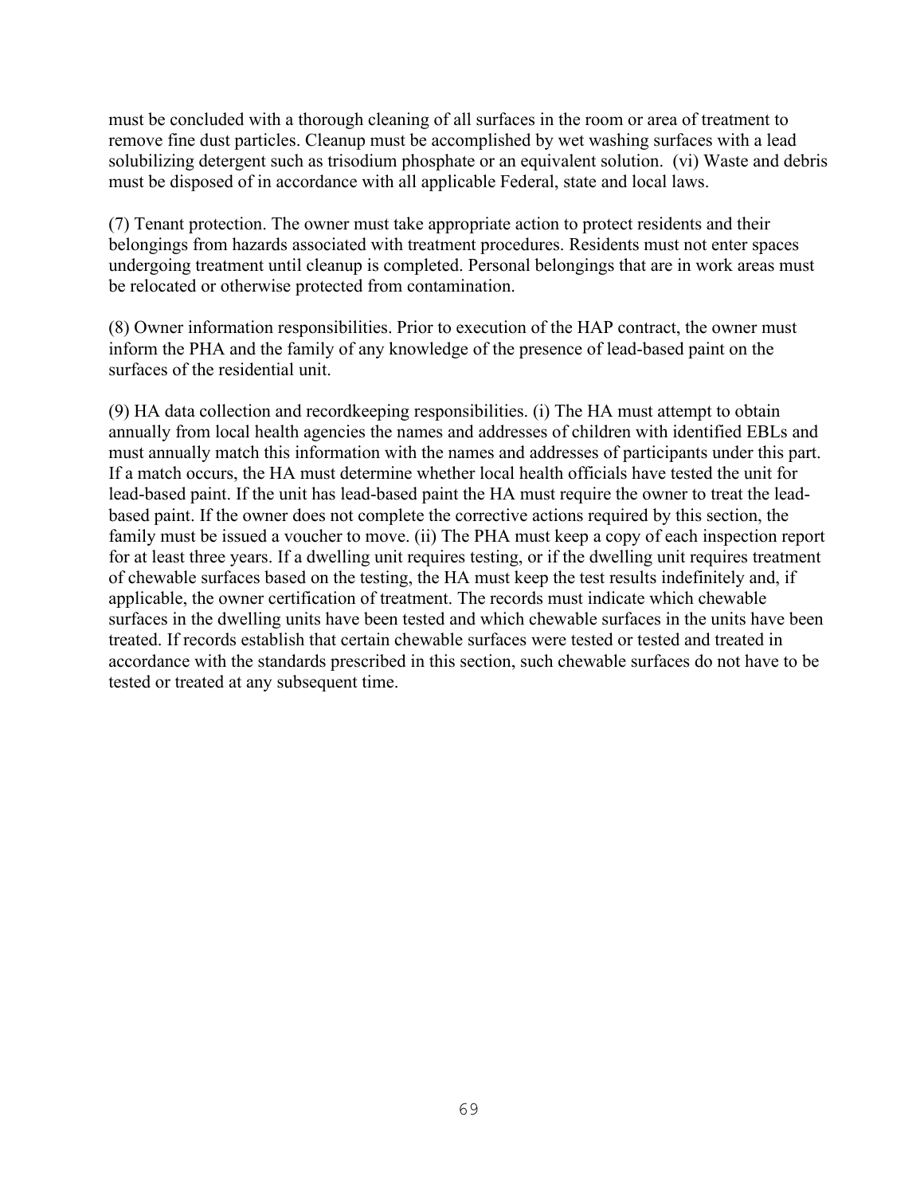must be concluded with a thorough cleaning of all surfaces in the room or area of treatment to remove fine dust particles. Cleanup must be accomplished by wet washing surfaces with a lead solubilizing detergent such as trisodium phosphate or an equivalent solution.  (vi) Waste and debris must be disposed of in accordance with all applicable Federal, state and local laws.

(7) Tenant protection. The owner must take appropriate action to protect residents and their belongings from hazards associated with treatment procedures. Residents must not enter spaces undergoing treatment until cleanup is completed. Personal belongings that are in work areas must be relocated or otherwise protected from contamination.

(8) Owner information responsibilities. Prior to execution of the HAP contract, the owner must inform the PHA and the family of any knowledge of the presence of lead-based paint on the surfaces of the residential unit.

(9) HA data collection and recordkeeping responsibilities. (i) The HA must attempt to obtain annually from local health agencies the names and addresses of children with identified EBLs and must annually match this information with the names and addresses of participants under this part. If a match occurs, the HA must determine whether local health officials have tested the unit for lead-based paint. If the unit has lead-based paint the HA must require the owner to treat the lead-based paint. If the owner does not complete the corrective actions required by this section, the family must be issued a voucher to move. (ii) The PHA must keep a copy of each inspection report for at least three years. If a dwelling unit requires testing, or if the dwelling unit requires treatment of chewable surfaces based on the testing, the HA must keep the test results indefinitely and, if applicable, the owner certification of treatment. The records must indicate which chewable surfaces in the dwelling units have been tested and which chewable surfaces in the units have been treated. If records establish that certain chewable surfaces were tested or tested and treated in accordance with the standards prescribed in this section, such chewable surfaces do not have to be tested or treated at any subsequent time.